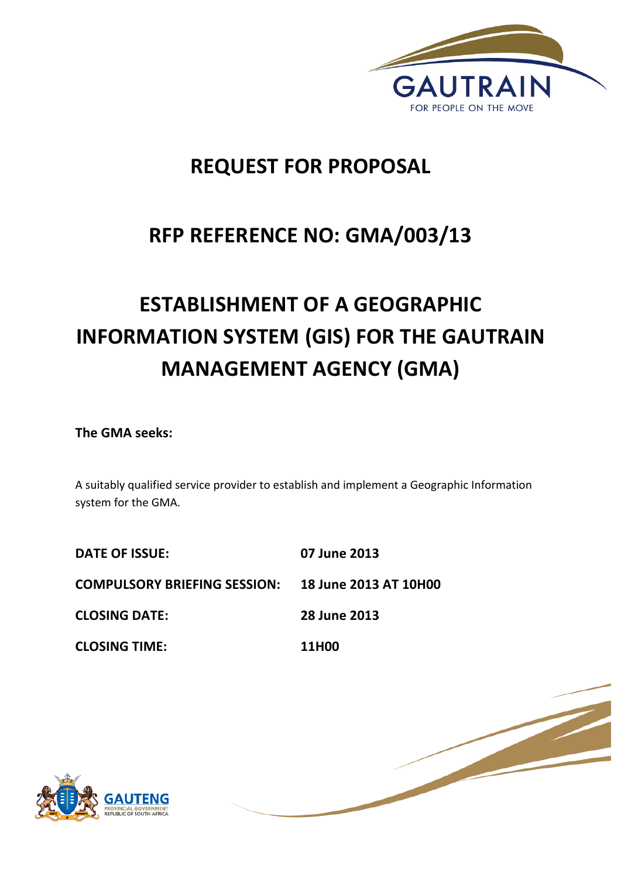GAUTRAIN

FOR PEOPLE ON THE MOVE

# REQUEST FOR PROPOSAL

# RFP REFERENCE NO: GMA/003/13

# ESTABLISHMENT OF A GEOGRAPHIC INFORMATION SYSTEM (GIS) FOR THE GAUTRAIN MANAGEMENT AGENCY (GMA)

**The GMA seeks:**

A suitably qualified service provider to establish and implement a Geographic Information system for the GMA.

| | |
|---|---|
| **DATE OF ISSUE:** | **07 June 2013** |
| **COMPULSORY BRIEFING SESSION:** | **18 June 2013 AT 10H00** |
| **CLOSING DATE:** | **28 June 2013** |
| **CLOSING TIME:** | **11H00** |

GAUTENG

PROVINCIAL GOVERNMENT

REPUBLIC OF SOUTH AFRICA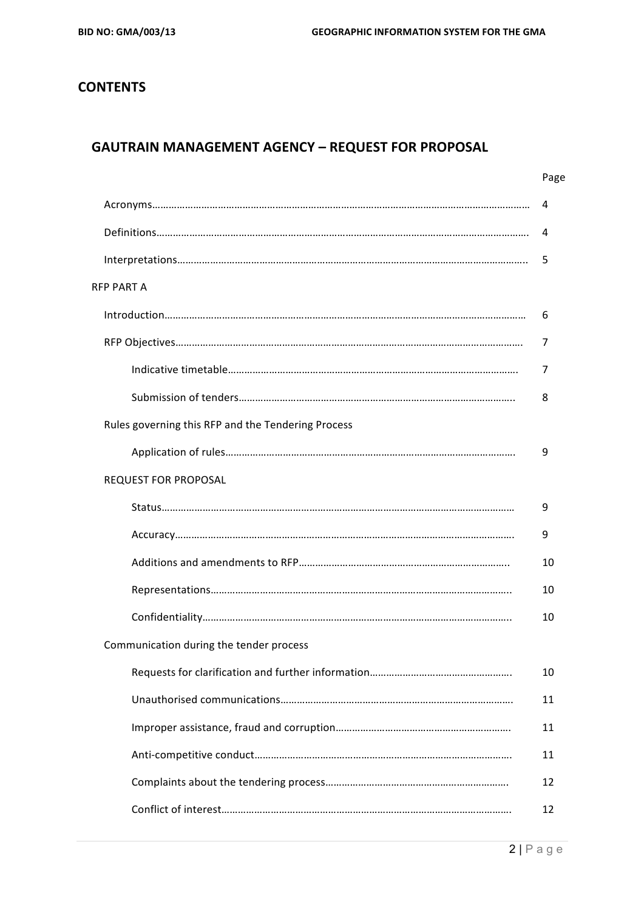# CONTENTS

## GAUTRAIN MANAGEMENT AGENCY – REQUEST FOR PROPOSAL

| | Page |
|---|---|
| Acronyms | 4 |
| Definitions | 4 |
| Interpretations | 5 |
| RFP PART A | |
| Introduction | 6 |
| RFP Objectives | 7 |
| Indicative timetable | 7 |
| Submission of tenders | 8 |
| Rules governing this RFP and the Tendering Process | |
| Application of rules | 9 |
| REQUEST FOR PROPOSAL | |
| Status | 9 |
| Accuracy | 9 |
| Additions and amendments to RFP | 10 |
| Representations | 10 |
| Confidentiality | 10 |
| Communication during the tender process | |
| Requests for clarification and further information | 10 |
| Unauthorised communications | 11 |
| Improper assistance, fraud and corruption | 11 |
| Anti-competitive conduct | 11 |
| Complaints about the tendering process | 12 |
| Conflict of interest | 12 |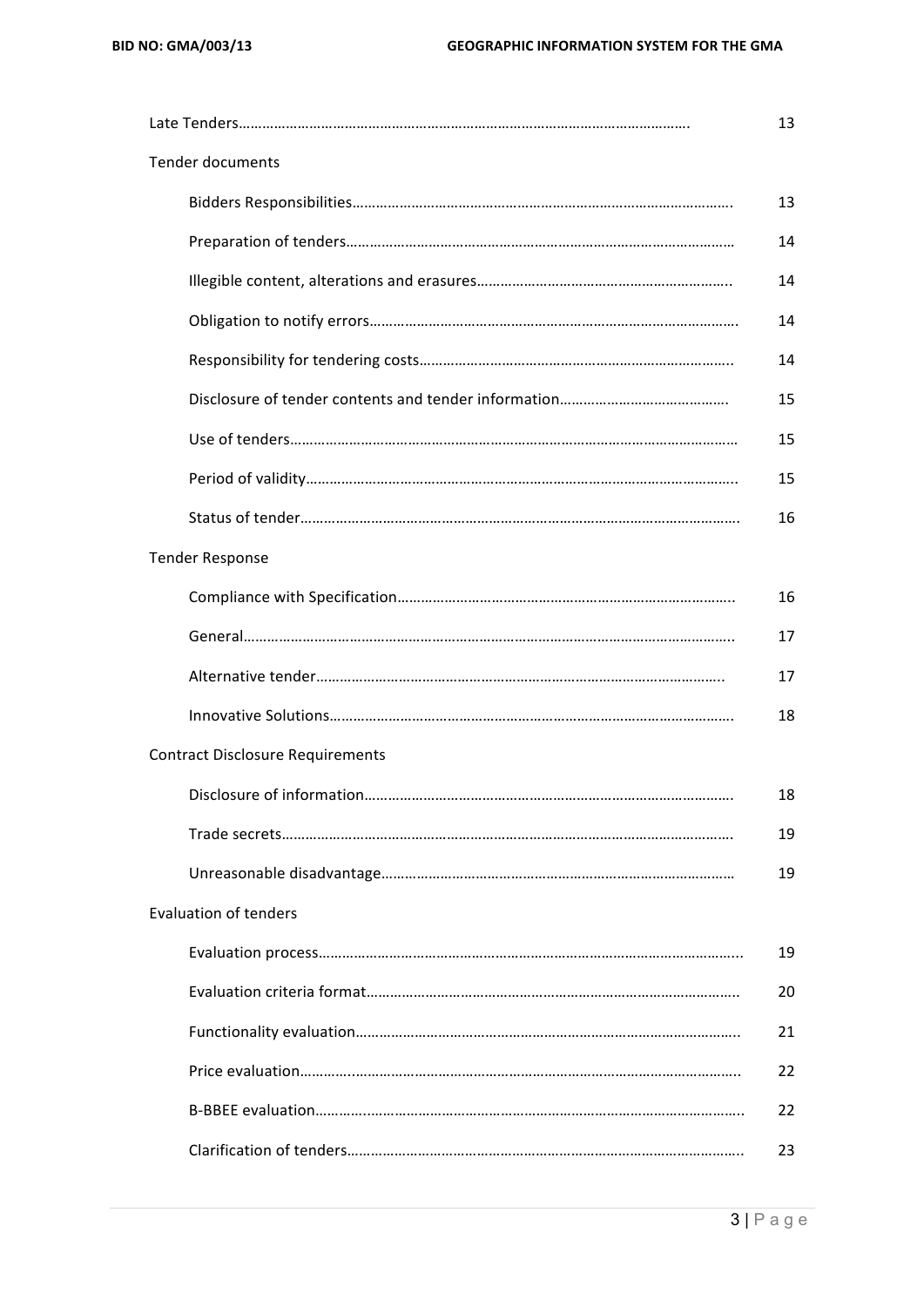| | |
|---|---|
| Late Tenders…………………………………………………………………………………………………. | 13 |
| Tender documents | |
| Bidders Responsibilities……………………………………………………………………………………. | 13 |
| Preparation of tenders……………………………………………………………………………………… | 14 |
| Illegible content, alterations and erasures……………………………………………………….. | 14 |
| Obligation to notify errors………………………………………………………………………………. | 14 |
| Responsibility for tendering costs…………………………………………………………………….. | 14 |
| Disclosure of tender contents and tender information……………………………………. | 15 |
| Use of tenders……………………………………………………………………………………………… | 15 |
| Period of validity……………………………………………………………………………………………. | 15 |
| Status of tender……………………………………………………………………………………………. | 16 |
| Tender Response | |
| Compliance with Specification…………………………………………………………………………. | 16 |
| General………………………………………………………………………………………………………….. | 17 |
| Alternative tender………………………………………………………………………………………….. | 17 |
| Innovative Solutions………………………………………………………………………………………. | 18 |
| Contract Disclosure Requirements | |
| Disclosure of information………………………………………………………………………………. | 18 |
| Trade secrets……………………………………………………………………………………………….. | 19 |
| Unreasonable disadvantage……………………………………………………………………………… | 19 |
| Evaluation of tenders | |
| Evaluation process………………………………………………………………………………………….. | 19 |
| Evaluation criteria format………………………………………………………………………………. | 20 |
| Functionality evaluation………………………………………………………………………………….. | 21 |
| Price evaluation……………………………………………………………………………………………….. | 22 |
| B-BBEE evaluation…………………………………………………………………………………………….. | 22 |
| Clarification of tenders……………………………………………………………………………………. | 23 |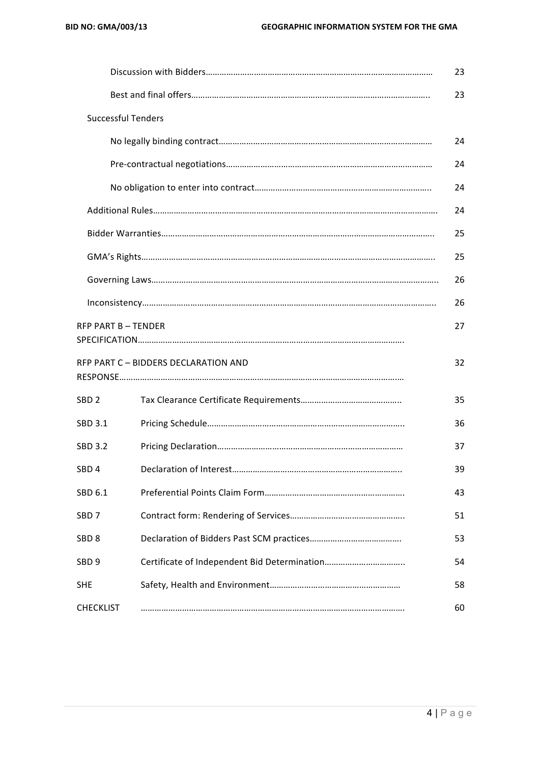| | |
|---|---|
| Discussion with Bidders……………………………………………………………………………………… | 23 |
| Best and final offers…………………………………………………………………………………………. | 23 |
| Successful Tenders | |
| No legally binding contract………………………………………………………………………………… | 24 |
| Pre-contractual negotiations……………………………………………………………………………… | 24 |
| No obligation to enter into contract………………………………………………………………….. | 24 |
| Additional Rules……………………………………………………………………………………………………… | 24 |
| Bidder Warranties………………………………………………………………………………………………….. | 25 |
| GMA's Rights………………………………………………………………………………………………………….. | 25 |
| Governing Laws……………………………………………………………………………………………………….. | 26 |
| Inconsistency………………………………………………………………………………………………………….. | 26 |
| RFP PART B – TENDER SPECIFICATION……………………………………………………………………………………………………. | 27 |
| RFP PART C – BIDDERS DECLARATION AND RESPONSE…………………………………………………………………………………………………….… | 32 |

| | | |
|---|---|---|
| SBD 2 | Tax Clearance Certificate Requirements…………………………………….. | 35 |
| SBD 3.1 | Pricing Schedule………………………………………………………………………….. | 36 |
| SBD 3.2 | Pricing Declaration……………………………………………………………………… | 37 |
| SBD 4 | Declaration of Interest……………………………………………………………….. | 39 |
| SBD 6.1 | Preferential Points Claim Form……………………………………………………. | 43 |
| SBD 7 | Contract form: Rendering of Services………………………………………….. | 51 |
| SBD 8 | Declaration of Bidders Past SCM practices…………………………………. | 53 |
| SBD 9 | Certificate of Independent Bid Determination…………………………….. | 54 |
| SHE | Safety, Health and Environment………………………………………………… | 58 |
| CHECKLIST | ………………………………………………………………………………………………. | 60 |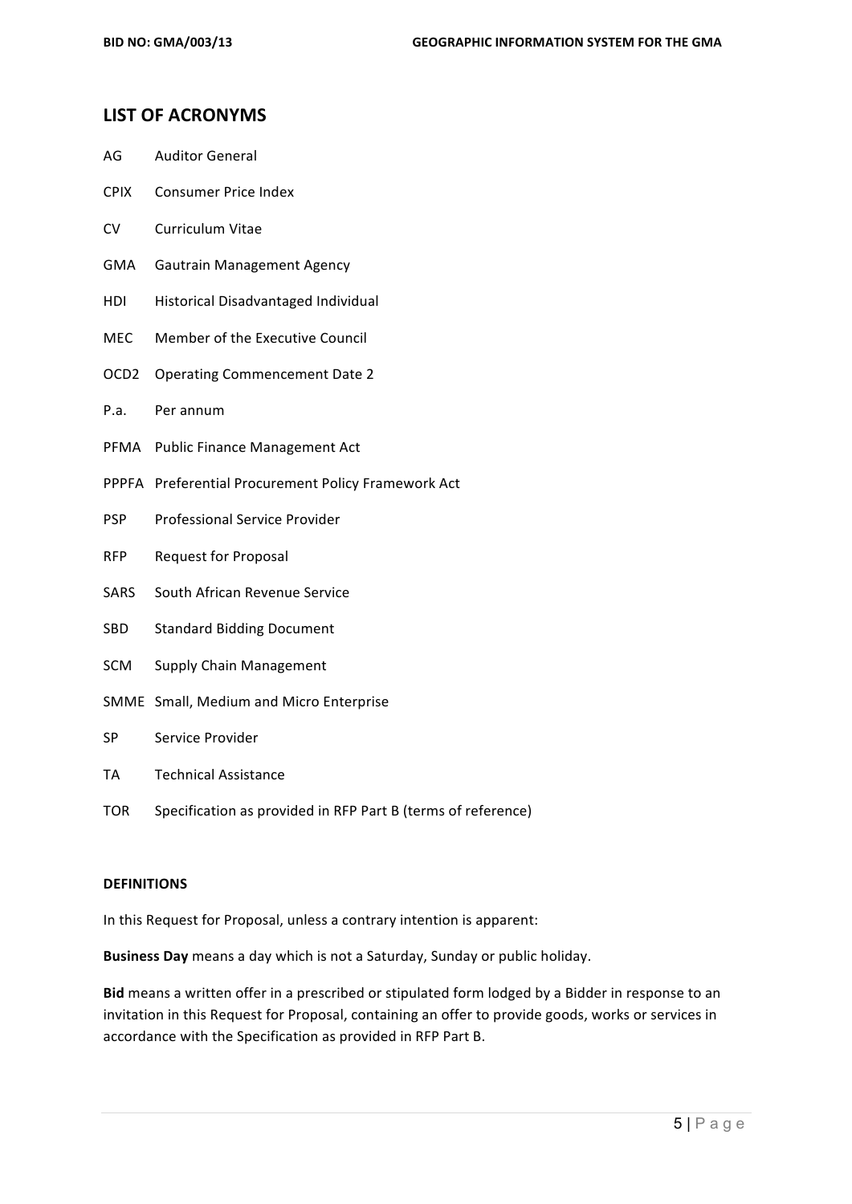## LIST OF ACRONYMS

| | |
|---|---|
| AG | Auditor General |
| CPIX | Consumer Price Index |
| CV | Curriculum Vitae |
| GMA | Gautrain Management Agency |
| HDI | Historical Disadvantaged Individual |
| MEC | Member of the Executive Council |
| OCD2 | Operating Commencement Date 2 |
| P.a. | Per annum |
| PFMA | Public Finance Management Act |
| PPPFA | Preferential Procurement Policy Framework Act |
| PSP | Professional Service Provider |
| RFP | Request for Proposal |
| SARS | South African Revenue Service |
| SBD | Standard Bidding Document |
| SCM | Supply Chain Management |
| SMME | Small, Medium and Micro Enterprise |
| SP | Service Provider |
| TA | Technical Assistance |
| TOR | Specification as provided in RFP Part B (terms of reference) |

**DEFINITIONS**

In this Request for Proposal, unless a contrary intention is apparent:

**Business Day** means a day which is not a Saturday, Sunday or public holiday.

**Bid** means a written offer in a prescribed or stipulated form lodged by a Bidder in response to an invitation in this Request for Proposal, containing an offer to provide goods, works or services in accordance with the Specification as provided in RFP Part B.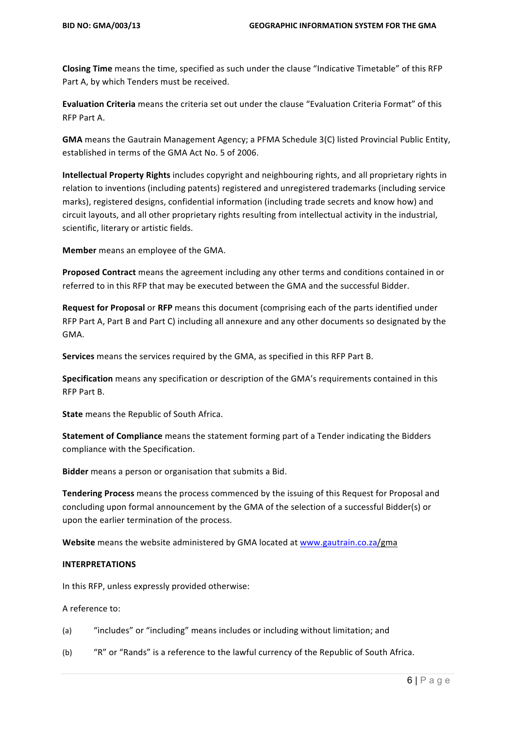**Closing Time** means the time, specified as such under the clause "Indicative Timetable" of this RFP Part A, by which Tenders must be received.

**Evaluation Criteria** means the criteria set out under the clause "Evaluation Criteria Format" of this RFP Part A.

**GMA** means the Gautrain Management Agency; a PFMA Schedule 3(C) listed Provincial Public Entity, established in terms of the GMA Act No. 5 of 2006.

**Intellectual Property Rights** includes copyright and neighbouring rights, and all proprietary rights in relation to inventions (including patents) registered and unregistered trademarks (including service marks), registered designs, confidential information (including trade secrets and know how) and circuit layouts, and all other proprietary rights resulting from intellectual activity in the industrial, scientific, literary or artistic fields.

**Member** means an employee of the GMA.

**Proposed Contract** means the agreement including any other terms and conditions contained in or referred to in this RFP that may be executed between the GMA and the successful Bidder.

**Request for Proposal** or **RFP** means this document (comprising each of the parts identified under RFP Part A, Part B and Part C) including all annexure and any other documents so designated by the GMA.

**Services** means the services required by the GMA, as specified in this RFP Part B.

**Specification** means any specification or description of the GMA's requirements contained in this RFP Part B.

**State** means the Republic of South Africa.

**Statement of Compliance** means the statement forming part of a Tender indicating the Bidders compliance with the Specification.

**Bidder** means a person or organisation that submits a Bid.

**Tendering Process** means the process commenced by the issuing of this Request for Proposal and concluding upon formal announcement by the GMA of the selection of a successful Bidder(s) or upon the earlier termination of the process.

**Website** means the website administered by GMA located at www.gautrain.co.za/gma

**INTERPRETATIONS**

In this RFP, unless expressly provided otherwise:

A reference to:

(a) "includes" or "including" means includes or including without limitation; and

(b) "R" or "Rands" is a reference to the lawful currency of the Republic of South Africa.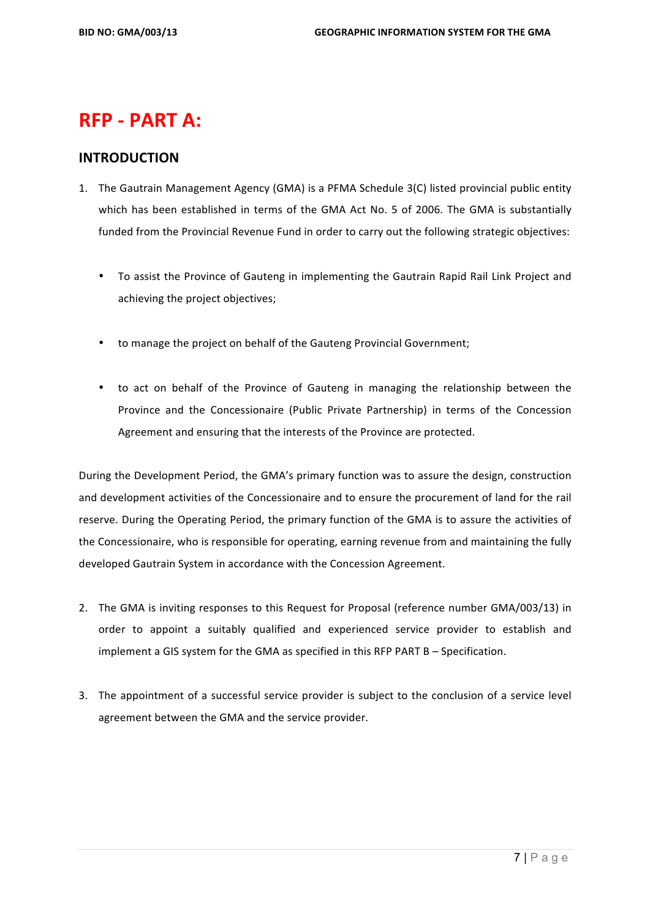# RFP - PART A:

## INTRODUCTION

1. The Gautrain Management Agency (GMA) is a PFMA Schedule 3(C) listed provincial public entity which has been established in terms of the GMA Act No. 5 of 2006. The GMA is substantially funded from the Provincial Revenue Fund in order to carry out the following strategic objectives:

   - To assist the Province of Gauteng in implementing the Gautrain Rapid Rail Link Project and achieving the project objectives;
   - to manage the project on behalf of the Gauteng Provincial Government;
   - to act on behalf of the Province of Gauteng in managing the relationship between the Province and the Concessionaire (Public Private Partnership) in terms of the Concession Agreement and ensuring that the interests of the Province are protected.

During the Development Period, the GMA's primary function was to assure the design, construction and development activities of the Concessionaire and to ensure the procurement of land for the rail reserve. During the Operating Period, the primary function of the GMA is to assure the activities of the Concessionaire, who is responsible for operating, earning revenue from and maintaining the fully developed Gautrain System in accordance with the Concession Agreement.

2. The GMA is inviting responses to this Request for Proposal (reference number GMA/003/13) in order to appoint a suitably qualified and experienced service provider to establish and implement a GIS system for the GMA as specified in this RFP PART B – Specification.

3. The appointment of a successful service provider is subject to the conclusion of a service level agreement between the GMA and the service provider.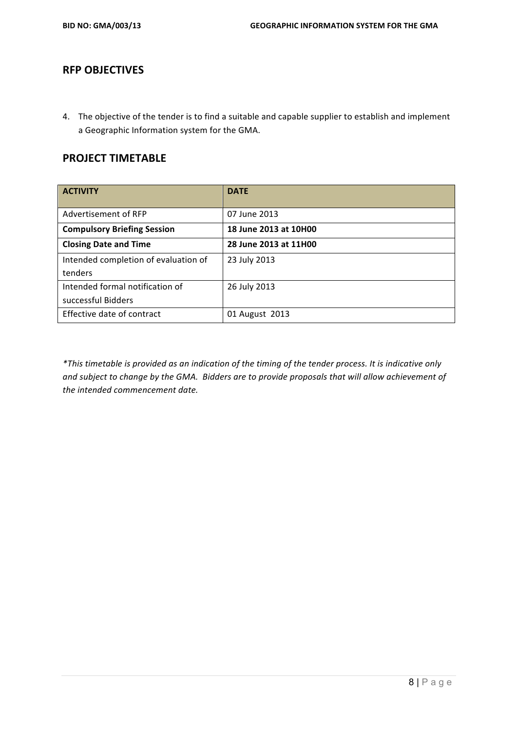## RFP OBJECTIVES

4. The objective of the tender is to find a suitable and capable supplier to establish and implement a Geographic Information system for the GMA.

## PROJECT TIMETABLE

| ACTIVITY | DATE |
|---|---|
| Advertisement of RFP | 07 June 2013 |
| **Compulsory Briefing Session** | **18 June 2013 at 10H00** |
| **Closing Date and Time** | **28 June 2013 at 11H00** |
| Intended completion of evaluation of tenders | 23 July 2013 |
| Intended formal notification of successful Bidders | 26 July 2013 |
| Effective date of contract | 01 August 2013 |

*\*This timetable is provided as an indication of the timing of the tender process. It is indicative only and subject to change by the GMA. Bidders are to provide proposals that will allow achievement of the intended commencement date.*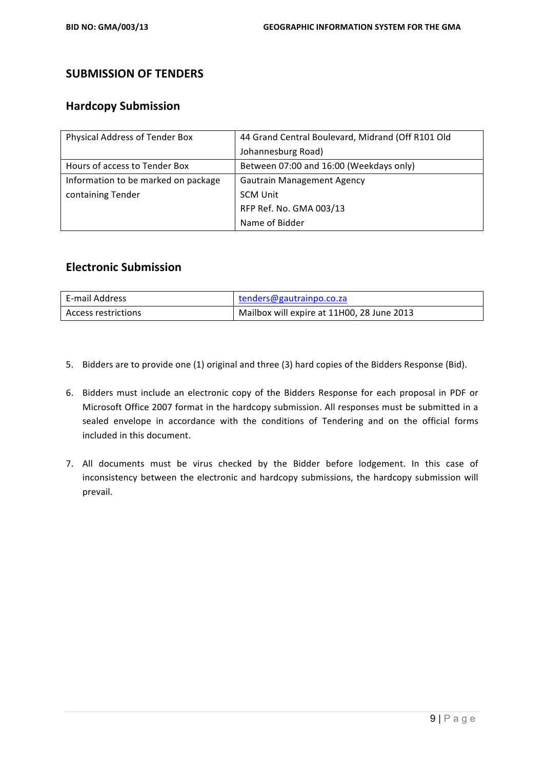## SUBMISSION OF TENDERS

### Hardcopy Submission

| Physical Address of Tender Box | 44 Grand Central Boulevard, Midrand (Off R101 Old Johannesburg Road) |
|---|---|
| Hours of access to Tender Box | Between 07:00 and 16:00 (Weekdays only) |
| Information to be marked on package containing Tender | Gautrain Management Agency<br>SCM Unit<br>RFP Ref. No. GMA 003/13<br>Name of Bidder |

### Electronic Submission

| E-mail Address | tenders@gautrainpo.co.za |
|---|---|
| Access restrictions | Mailbox will expire at 11H00, 28 June 2013 |

5. Bidders are to provide one (1) original and three (3) hard copies of the Bidders Response (Bid).

6. Bidders must include an electronic copy of the Bidders Response for each proposal in PDF or Microsoft Office 2007 format in the hardcopy submission. All responses must be submitted in a sealed envelope in accordance with the conditions of Tendering and on the official forms included in this document.

7. All documents must be virus checked by the Bidder before lodgement. In this case of inconsistency between the electronic and hardcopy submissions, the hardcopy submission will prevail.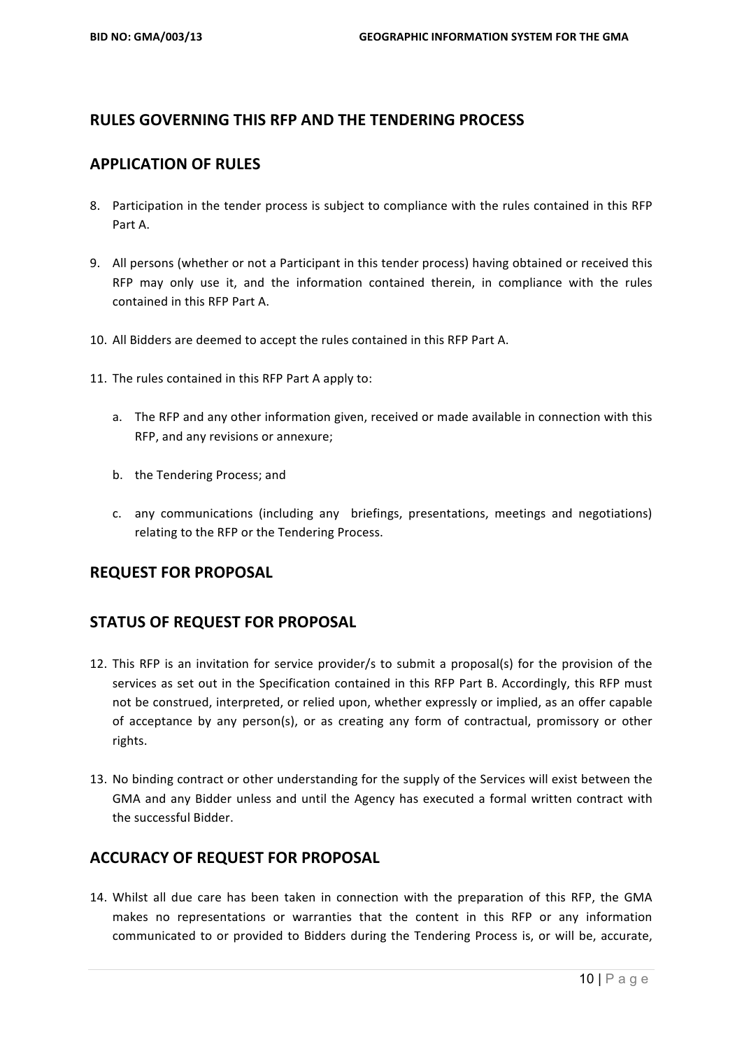## RULES GOVERNING THIS RFP AND THE TENDERING PROCESS

## APPLICATION OF RULES

8. Participation in the tender process is subject to compliance with the rules contained in this RFP Part A.

9. All persons (whether or not a Participant in this tender process) having obtained or received this RFP may only use it, and the information contained therein, in compliance with the rules contained in this RFP Part A.

10. All Bidders are deemed to accept the rules contained in this RFP Part A.

11. The rules contained in this RFP Part A apply to:

    a. The RFP and any other information given, received or made available in connection with this RFP, and any revisions or annexure;

    b. the Tendering Process; and

    c. any communications (including any briefings, presentations, meetings and negotiations) relating to the RFP or the Tendering Process.

## REQUEST FOR PROPOSAL

## STATUS OF REQUEST FOR PROPOSAL

12. This RFP is an invitation for service provider/s to submit a proposal(s) for the provision of the services as set out in the Specification contained in this RFP Part B. Accordingly, this RFP must not be construed, interpreted, or relied upon, whether expressly or implied, as an offer capable of acceptance by any person(s), or as creating any form of contractual, promissory or other rights.

13. No binding contract or other understanding for the supply of the Services will exist between the GMA and any Bidder unless and until the Agency has executed a formal written contract with the successful Bidder.

## ACCURACY OF REQUEST FOR PROPOSAL

14. Whilst all due care has been taken in connection with the preparation of this RFP, the GMA makes no representations or warranties that the content in this RFP or any information communicated to or provided to Bidders during the Tendering Process is, or will be, accurate,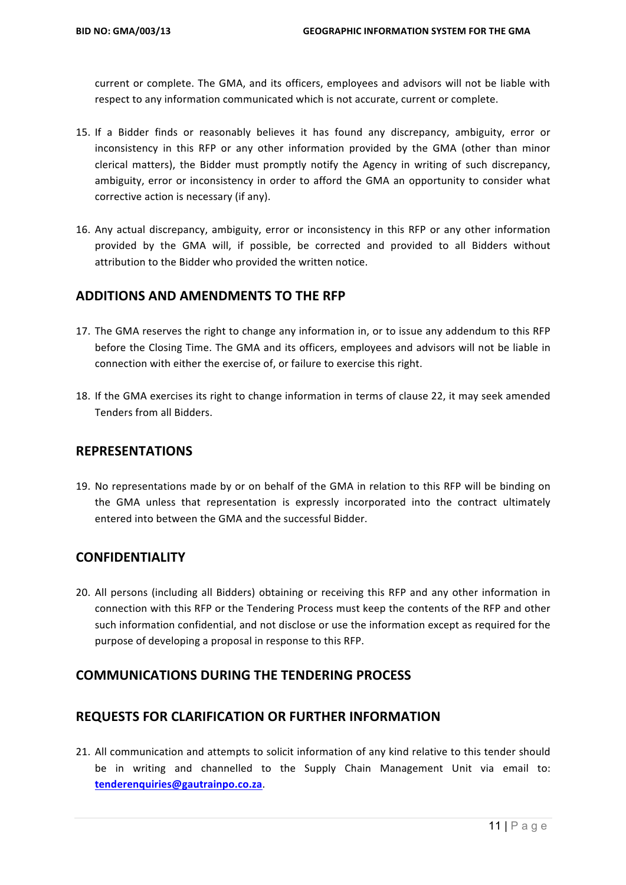current or complete. The GMA, and its officers, employees and advisors will not be liable with respect to any information communicated which is not accurate, current or complete.

15. If a Bidder finds or reasonably believes it has found any discrepancy, ambiguity, error or inconsistency in this RFP or any other information provided by the GMA (other than minor clerical matters), the Bidder must promptly notify the Agency in writing of such discrepancy, ambiguity, error or inconsistency in order to afford the GMA an opportunity to consider what corrective action is necessary (if any).

16. Any actual discrepancy, ambiguity, error or inconsistency in this RFP or any other information provided by the GMA will, if possible, be corrected and provided to all Bidders without attribution to the Bidder who provided the written notice.

## ADDITIONS AND AMENDMENTS TO THE RFP

17. The GMA reserves the right to change any information in, or to issue any addendum to this RFP before the Closing Time. The GMA and its officers, employees and advisors will not be liable in connection with either the exercise of, or failure to exercise this right.

18. If the GMA exercises its right to change information in terms of clause 22, it may seek amended Tenders from all Bidders.

## REPRESENTATIONS

19. No representations made by or on behalf of the GMA in relation to this RFP will be binding on the GMA unless that representation is expressly incorporated into the contract ultimately entered into between the GMA and the successful Bidder.

## CONFIDENTIALITY

20. All persons (including all Bidders) obtaining or receiving this RFP and any other information in connection with this RFP or the Tendering Process must keep the contents of the RFP and other such information confidential, and not disclose or use the information except as required for the purpose of developing a proposal in response to this RFP.

## COMMUNICATIONS DURING THE TENDERING PROCESS

## REQUESTS FOR CLARIFICATION OR FURTHER INFORMATION

21. All communication and attempts to solicit information of any kind relative to this tender should be in writing and channelled to the Supply Chain Management Unit via email to: **tenderenquiries@gautrainpo.co.za**.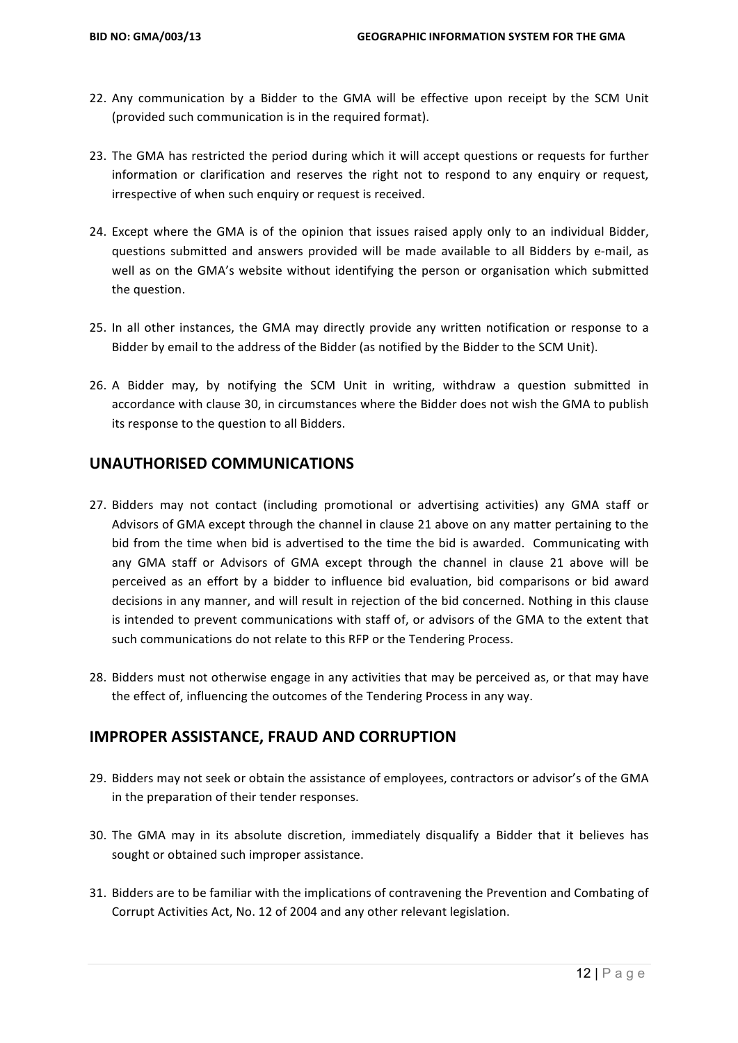22. Any communication by a Bidder to the GMA will be effective upon receipt by the SCM Unit (provided such communication is in the required format).

23. The GMA has restricted the period during which it will accept questions or requests for further information or clarification and reserves the right not to respond to any enquiry or request, irrespective of when such enquiry or request is received.

24. Except where the GMA is of the opinion that issues raised apply only to an individual Bidder, questions submitted and answers provided will be made available to all Bidders by e-mail, as well as on the GMA's website without identifying the person or organisation which submitted the question.

25. In all other instances, the GMA may directly provide any written notification or response to a Bidder by email to the address of the Bidder (as notified by the Bidder to the SCM Unit).

26. A Bidder may, by notifying the SCM Unit in writing, withdraw a question submitted in accordance with clause 30, in circumstances where the Bidder does not wish the GMA to publish its response to the question to all Bidders.

## UNAUTHORISED COMMUNICATIONS

27. Bidders may not contact (including promotional or advertising activities) any GMA staff or Advisors of GMA except through the channel in clause 21 above on any matter pertaining to the bid from the time when bid is advertised to the time the bid is awarded. Communicating with any GMA staff or Advisors of GMA except through the channel in clause 21 above will be perceived as an effort by a bidder to influence bid evaluation, bid comparisons or bid award decisions in any manner, and will result in rejection of the bid concerned. Nothing in this clause is intended to prevent communications with staff of, or advisors of the GMA to the extent that such communications do not relate to this RFP or the Tendering Process.

28. Bidders must not otherwise engage in any activities that may be perceived as, or that may have the effect of, influencing the outcomes of the Tendering Process in any way.

## IMPROPER ASSISTANCE, FRAUD AND CORRUPTION

29. Bidders may not seek or obtain the assistance of employees, contractors or advisor's of the GMA in the preparation of their tender responses.

30. The GMA may in its absolute discretion, immediately disqualify a Bidder that it believes has sought or obtained such improper assistance.

31. Bidders are to be familiar with the implications of contravening the Prevention and Combating of Corrupt Activities Act, No. 12 of 2004 and any other relevant legislation.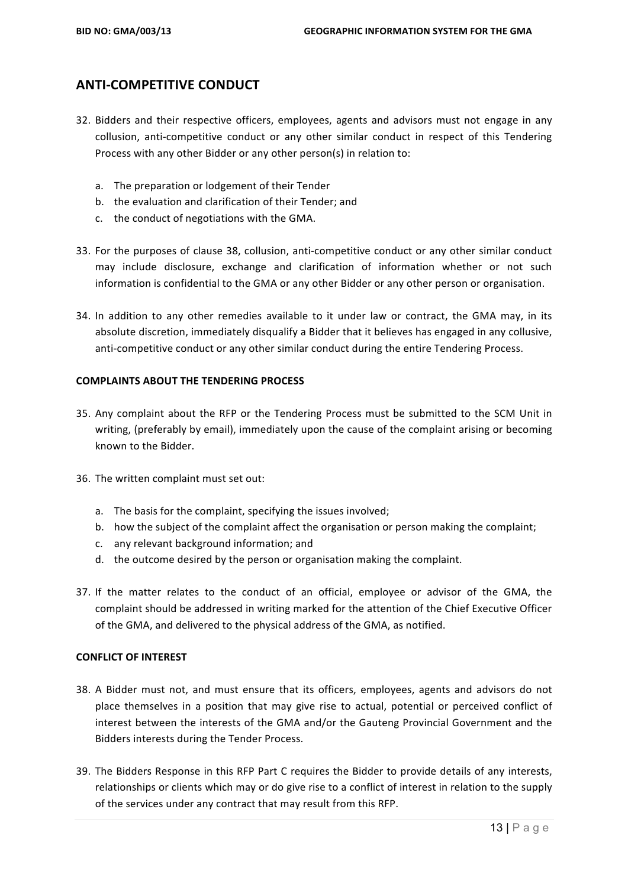## ANTI-COMPETITIVE CONDUCT

32. Bidders and their respective officers, employees, agents and advisors must not engage in any collusion, anti-competitive conduct or any other similar conduct in respect of this Tendering Process with any other Bidder or any other person(s) in relation to:

    a. The preparation or lodgement of their Tender
    b. the evaluation and clarification of their Tender; and
    c. the conduct of negotiations with the GMA.

33. For the purposes of clause 38, collusion, anti-competitive conduct or any other similar conduct may include disclosure, exchange and clarification of information whether or not such information is confidential to the GMA or any other Bidder or any other person or organisation.

34. In addition to any other remedies available to it under law or contract, the GMA may, in its absolute discretion, immediately disqualify a Bidder that it believes has engaged in any collusive, anti-competitive conduct or any other similar conduct during the entire Tendering Process.

**COMPLAINTS ABOUT THE TENDERING PROCESS**

35. Any complaint about the RFP or the Tendering Process must be submitted to the SCM Unit in writing, (preferably by email), immediately upon the cause of the complaint arising or becoming known to the Bidder.

36. The written complaint must set out:

    a. The basis for the complaint, specifying the issues involved;
    b. how the subject of the complaint affect the organisation or person making the complaint;
    c. any relevant background information; and
    d. the outcome desired by the person or organisation making the complaint.

37. If the matter relates to the conduct of an official, employee or advisor of the GMA, the complaint should be addressed in writing marked for the attention of the Chief Executive Officer of the GMA, and delivered to the physical address of the GMA, as notified.

**CONFLICT OF INTEREST**

38. A Bidder must not, and must ensure that its officers, employees, agents and advisors do not place themselves in a position that may give rise to actual, potential or perceived conflict of interest between the interests of the GMA and/or the Gauteng Provincial Government and the Bidders interests during the Tender Process.

39. The Bidders Response in this RFP Part C requires the Bidder to provide details of any interests, relationships or clients which may or do give rise to a conflict of interest in relation to the supply of the services under any contract that may result from this RFP.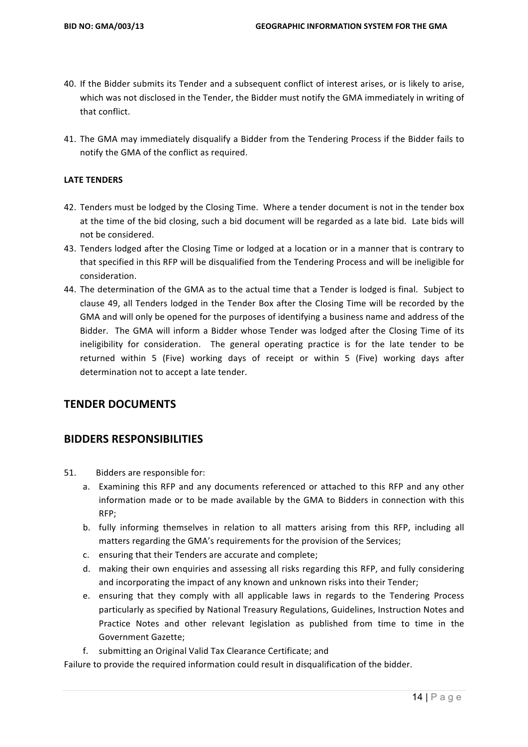40. If the Bidder submits its Tender and a subsequent conflict of interest arises, or is likely to arise, which was not disclosed in the Tender, the Bidder must notify the GMA immediately in writing of that conflict.

41. The GMA may immediately disqualify a Bidder from the Tendering Process if the Bidder fails to notify the GMA of the conflict as required.

**LATE TENDERS**

42. Tenders must be lodged by the Closing Time. Where a tender document is not in the tender box at the time of the bid closing, such a bid document will be regarded as a late bid. Late bids will not be considered.
43. Tenders lodged after the Closing Time or lodged at a location or in a manner that is contrary to that specified in this RFP will be disqualified from the Tendering Process and will be ineligible for consideration.
44. The determination of the GMA as to the actual time that a Tender is lodged is final. Subject to clause 49, all Tenders lodged in the Tender Box after the Closing Time will be recorded by the GMA and will only be opened for the purposes of identifying a business name and address of the Bidder. The GMA will inform a Bidder whose Tender was lodged after the Closing Time of its ineligibility for consideration. The general operating practice is for the late tender to be returned within 5 (Five) working days of receipt or within 5 (Five) working days after determination not to accept a late tender.

## TENDER DOCUMENTS

## BIDDERS RESPONSIBILITIES

51. Bidders are responsible for:
    a. Examining this RFP and any documents referenced or attached to this RFP and any other information made or to be made available by the GMA to Bidders in connection with this RFP;
    b. fully informing themselves in relation to all matters arising from this RFP, including all matters regarding the GMA's requirements for the provision of the Services;
    c. ensuring that their Tenders are accurate and complete;
    d. making their own enquiries and assessing all risks regarding this RFP, and fully considering and incorporating the impact of any known and unknown risks into their Tender;
    e. ensuring that they comply with all applicable laws in regards to the Tendering Process particularly as specified by National Treasury Regulations, Guidelines, Instruction Notes and Practice Notes and other relevant legislation as published from time to time in the Government Gazette;
    f. submitting an Original Valid Tax Clearance Certificate; and

Failure to provide the required information could result in disqualification of the bidder.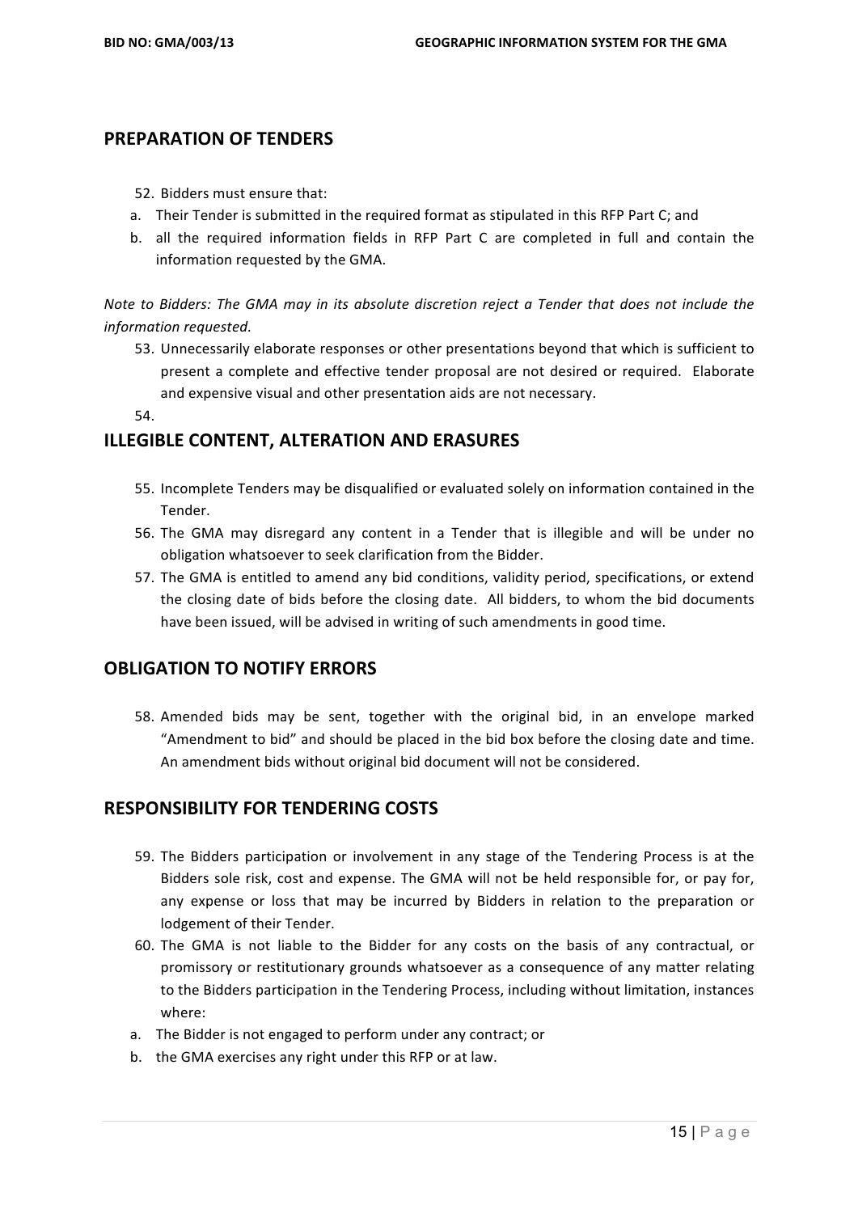## PREPARATION OF TENDERS

52. Bidders must ensure that:

a. Their Tender is submitted in the required format as stipulated in this RFP Part C; and
b. all the required information fields in RFP Part C are completed in full and contain the information requested by the GMA.

*Note to Bidders: The GMA may in its absolute discretion reject a Tender that does not include the information requested.*

53. Unnecessarily elaborate responses or other presentations beyond that which is sufficient to present a complete and effective tender proposal are not desired or required. Elaborate and expensive visual and other presentation aids are not necessary.

54.

## ILLEGIBLE CONTENT, ALTERATION AND ERASURES

55. Incomplete Tenders may be disqualified or evaluated solely on information contained in the Tender.
56. The GMA may disregard any content in a Tender that is illegible and will be under no obligation whatsoever to seek clarification from the Bidder.
57. The GMA is entitled to amend any bid conditions, validity period, specifications, or extend the closing date of bids before the closing date. All bidders, to whom the bid documents have been issued, will be advised in writing of such amendments in good time.

## OBLIGATION TO NOTIFY ERRORS

58. Amended bids may be sent, together with the original bid, in an envelope marked "Amendment to bid" and should be placed in the bid box before the closing date and time. An amendment bids without original bid document will not be considered.

## RESPONSIBILITY FOR TENDERING COSTS

59. The Bidders participation or involvement in any stage of the Tendering Process is at the Bidders sole risk, cost and expense. The GMA will not be held responsible for, or pay for, any expense or loss that may be incurred by Bidders in relation to the preparation or lodgement of their Tender.
60. The GMA is not liable to the Bidder for any costs on the basis of any contractual, or promissory or restitutionary grounds whatsoever as a consequence of any matter relating to the Bidders participation in the Tendering Process, including without limitation, instances where:

a. The Bidder is not engaged to perform under any contract; or
b. the GMA exercises any right under this RFP or at law.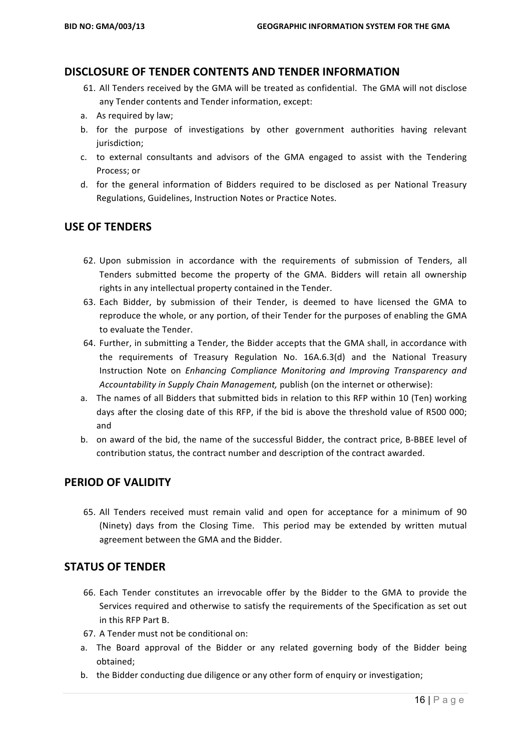## DISCLOSURE OF TENDER CONTENTS AND TENDER INFORMATION

61. All Tenders received by the GMA will be treated as confidential. The GMA will not disclose any Tender contents and Tender information, except:

a. As required by law;
b. for the purpose of investigations by other government authorities having relevant jurisdiction;
c. to external consultants and advisors of the GMA engaged to assist with the Tendering Process; or
d. for the general information of Bidders required to be disclosed as per National Treasury Regulations, Guidelines, Instruction Notes or Practice Notes.

## USE OF TENDERS

62. Upon submission in accordance with the requirements of submission of Tenders, all Tenders submitted become the property of the GMA. Bidders will retain all ownership rights in any intellectual property contained in the Tender.
63. Each Bidder, by submission of their Tender, is deemed to have licensed the GMA to reproduce the whole, or any portion, of their Tender for the purposes of enabling the GMA to evaluate the Tender.
64. Further, in submitting a Tender, the Bidder accepts that the GMA shall, in accordance with the requirements of Treasury Regulation No. 16A.6.3(d) and the National Treasury Instruction Note on *Enhancing Compliance Monitoring and Improving Transparency and Accountability in Supply Chain Management,* publish (on the internet or otherwise):

a. The names of all Bidders that submitted bids in relation to this RFP within 10 (Ten) working days after the closing date of this RFP, if the bid is above the threshold value of R500 000; and
b. on award of the bid, the name of the successful Bidder, the contract price, B-BBEE level of contribution status, the contract number and description of the contract awarded.

## PERIOD OF VALIDITY

65. All Tenders received must remain valid and open for acceptance for a minimum of 90 (Ninety) days from the Closing Time. This period may be extended by written mutual agreement between the GMA and the Bidder.

## STATUS OF TENDER

66. Each Tender constitutes an irrevocable offer by the Bidder to the GMA to provide the Services required and otherwise to satisfy the requirements of the Specification as set out in this RFP Part B.
67. A Tender must not be conditional on:

a. The Board approval of the Bidder or any related governing body of the Bidder being obtained;
b. the Bidder conducting due diligence or any other form of enquiry or investigation;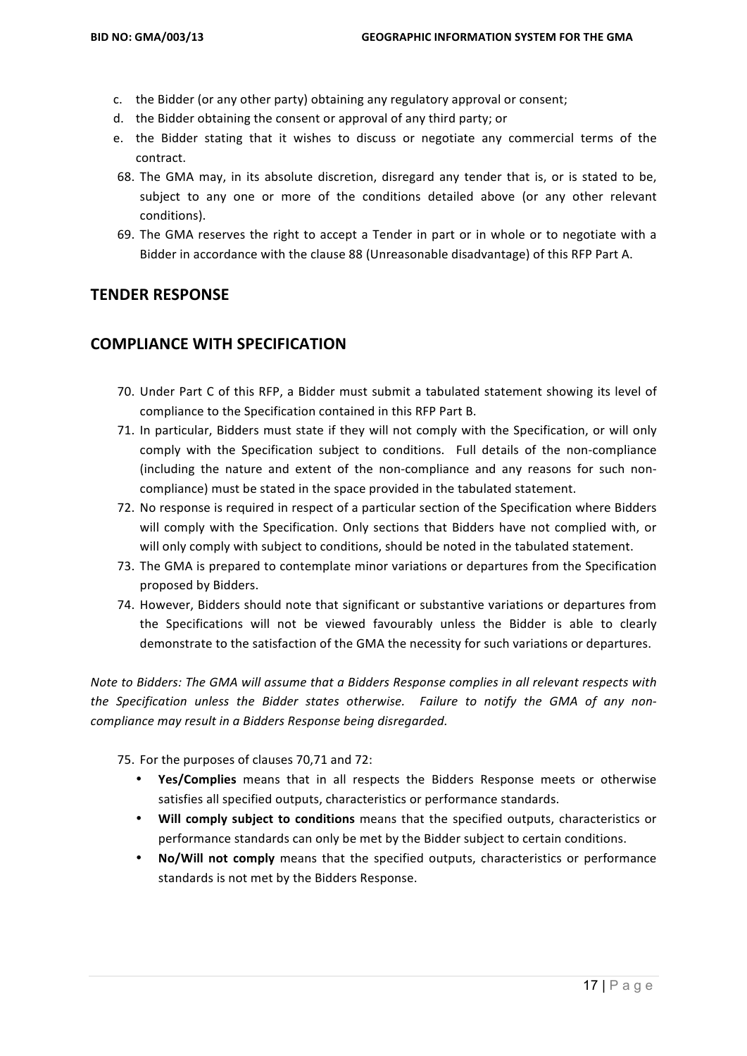c. the Bidder (or any other party) obtaining any regulatory approval or consent;
d. the Bidder obtaining the consent or approval of any third party; or
e. the Bidder stating that it wishes to discuss or negotiate any commercial terms of the contract.

68. The GMA may, in its absolute discretion, disregard any tender that is, or is stated to be, subject to any one or more of the conditions detailed above (or any other relevant conditions).
69. The GMA reserves the right to accept a Tender in part or in whole or to negotiate with a Bidder in accordance with the clause 88 (Unreasonable disadvantage) of this RFP Part A.

## TENDER RESPONSE

## COMPLIANCE WITH SPECIFICATION

70. Under Part C of this RFP, a Bidder must submit a tabulated statement showing its level of compliance to the Specification contained in this RFP Part B.
71. In particular, Bidders must state if they will not comply with the Specification, or will only comply with the Specification subject to conditions. Full details of the non-compliance (including the nature and extent of the non-compliance and any reasons for such non-compliance) must be stated in the space provided in the tabulated statement.
72. No response is required in respect of a particular section of the Specification where Bidders will comply with the Specification. Only sections that Bidders have not complied with, or will only comply with subject to conditions, should be noted in the tabulated statement.
73. The GMA is prepared to contemplate minor variations or departures from the Specification proposed by Bidders.
74. However, Bidders should note that significant or substantive variations or departures from the Specifications will not be viewed favourably unless the Bidder is able to clearly demonstrate to the satisfaction of the GMA the necessity for such variations or departures.

*Note to Bidders: The GMA will assume that a Bidders Response complies in all relevant respects with the Specification unless the Bidder states otherwise. Failure to notify the GMA of any non-compliance may result in a Bidders Response being disregarded.*

75. For the purposes of clauses 70,71 and 72:
    - **Yes/Complies** means that in all respects the Bidders Response meets or otherwise satisfies all specified outputs, characteristics or performance standards.
    - **Will comply subject to conditions** means that the specified outputs, characteristics or performance standards can only be met by the Bidder subject to certain conditions.
    - **No/Will not comply** means that the specified outputs, characteristics or performance standards is not met by the Bidders Response.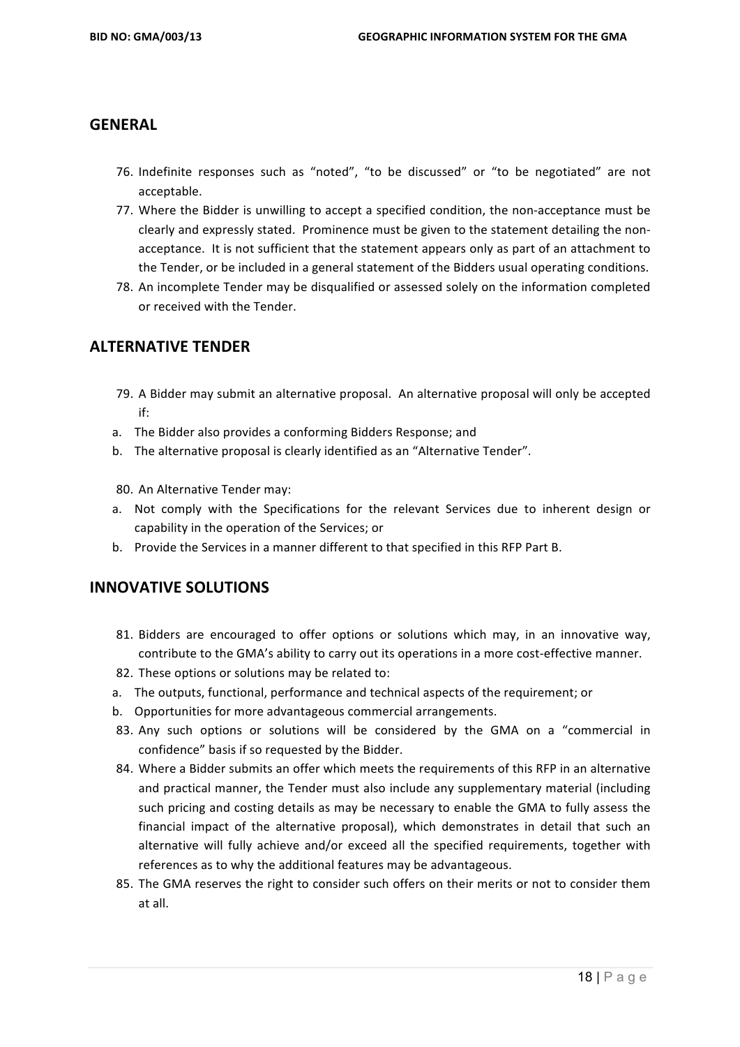## GENERAL

76. Indefinite responses such as "noted", "to be discussed" or "to be negotiated" are not acceptable.
77. Where the Bidder is unwilling to accept a specified condition, the non-acceptance must be clearly and expressly stated. Prominence must be given to the statement detailing the non-acceptance. It is not sufficient that the statement appears only as part of an attachment to the Tender, or be included in a general statement of the Bidders usual operating conditions.
78. An incomplete Tender may be disqualified or assessed solely on the information completed or received with the Tender.

## ALTERNATIVE TENDER

79. A Bidder may submit an alternative proposal. An alternative proposal will only be accepted if:

a. The Bidder also provides a conforming Bidders Response; and
b. The alternative proposal is clearly identified as an "Alternative Tender".

80. An Alternative Tender may:

a. Not comply with the Specifications for the relevant Services due to inherent design or capability in the operation of the Services; or
b. Provide the Services in a manner different to that specified in this RFP Part B.

## INNOVATIVE SOLUTIONS

81. Bidders are encouraged to offer options or solutions which may, in an innovative way, contribute to the GMA's ability to carry out its operations in a more cost-effective manner.
82. These options or solutions may be related to:

a. The outputs, functional, performance and technical aspects of the requirement; or
b. Opportunities for more advantageous commercial arrangements.

83. Any such options or solutions will be considered by the GMA on a "commercial in confidence" basis if so requested by the Bidder.
84. Where a Bidder submits an offer which meets the requirements of this RFP in an alternative and practical manner, the Tender must also include any supplementary material (including such pricing and costing details as may be necessary to enable the GMA to fully assess the financial impact of the alternative proposal), which demonstrates in detail that such an alternative will fully achieve and/or exceed all the specified requirements, together with references as to why the additional features may be advantageous.
85. The GMA reserves the right to consider such offers on their merits or not to consider them at all.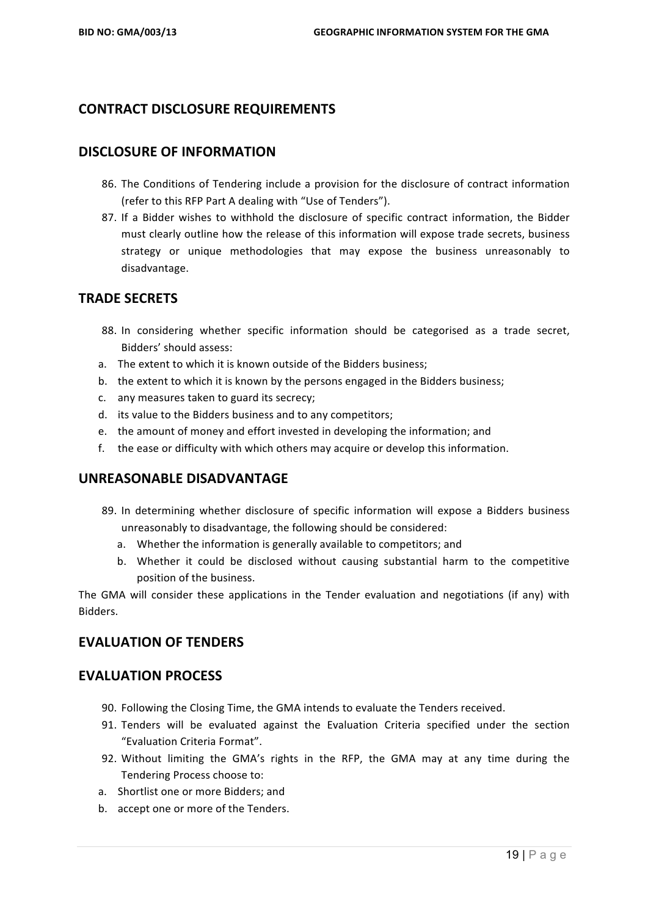## CONTRACT DISCLOSURE REQUIREMENTS

## DISCLOSURE OF INFORMATION

86. The Conditions of Tendering include a provision for the disclosure of contract information (refer to this RFP Part A dealing with "Use of Tenders").
87. If a Bidder wishes to withhold the disclosure of specific contract information, the Bidder must clearly outline how the release of this information will expose trade secrets, business strategy or unique methodologies that may expose the business unreasonably to disadvantage.

## TRADE SECRETS

88. In considering whether specific information should be categorised as a trade secret, Bidders' should assess:

a. The extent to which it is known outside of the Bidders business;
b. the extent to which it is known by the persons engaged in the Bidders business;
c. any measures taken to guard its secrecy;
d. its value to the Bidders business and to any competitors;
e. the amount of money and effort invested in developing the information; and
f. the ease or difficulty with which others may acquire or develop this information.

## UNREASONABLE DISADVANTAGE

89. In determining whether disclosure of specific information will expose a Bidders business unreasonably to disadvantage, the following should be considered:
    a. Whether the information is generally available to competitors; and
    b. Whether it could be disclosed without causing substantial harm to the competitive position of the business.

The GMA will consider these applications in the Tender evaluation and negotiations (if any) with Bidders.

## EVALUATION OF TENDERS

## EVALUATION PROCESS

90. Following the Closing Time, the GMA intends to evaluate the Tenders received.
91. Tenders will be evaluated against the Evaluation Criteria specified under the section "Evaluation Criteria Format".
92. Without limiting the GMA's rights in the RFP, the GMA may at any time during the Tendering Process choose to:

a. Shortlist one or more Bidders; and
b. accept one or more of the Tenders.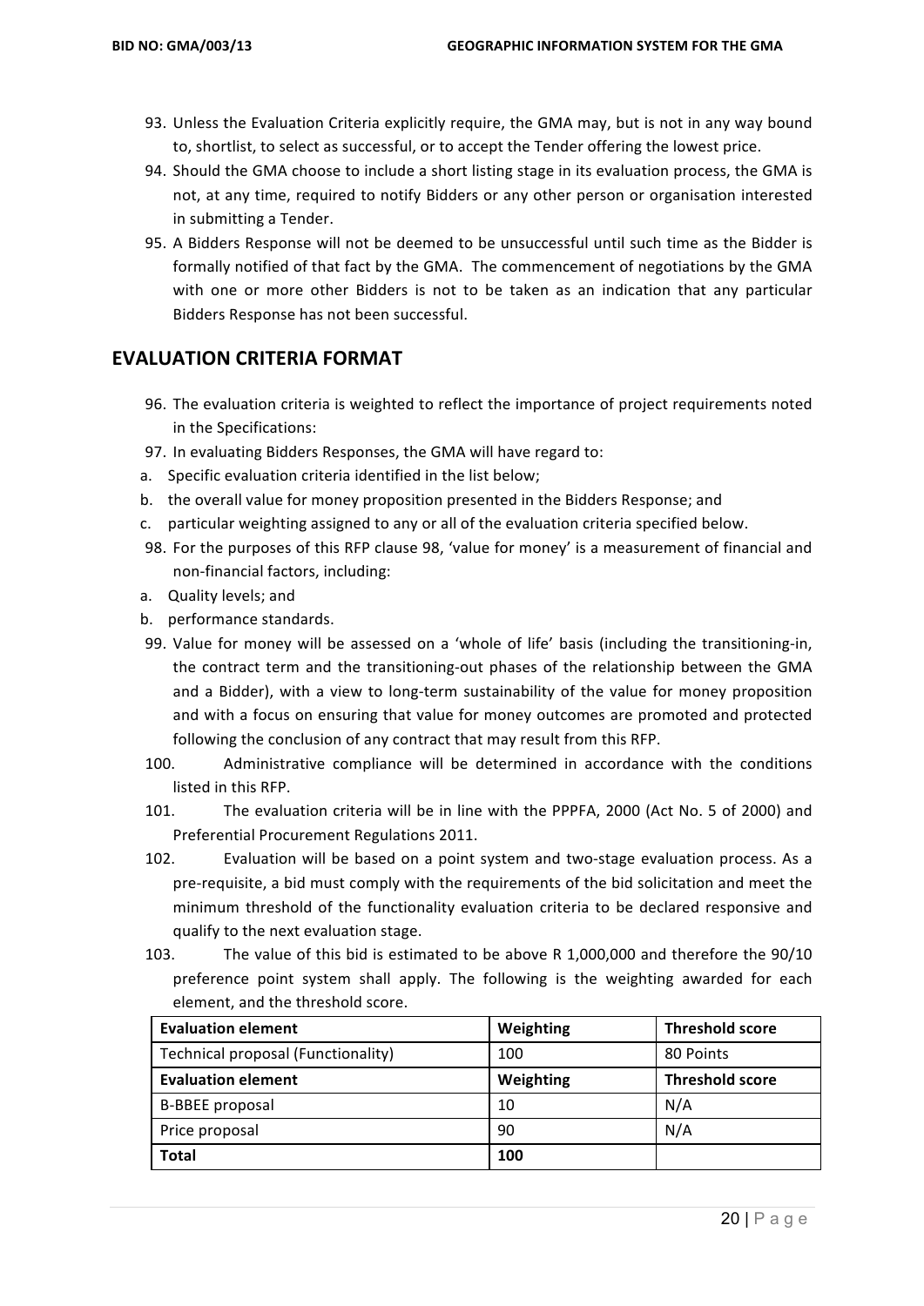93. Unless the Evaluation Criteria explicitly require, the GMA may, but is not in any way bound to, shortlist, to select as successful, or to accept the Tender offering the lowest price.
94. Should the GMA choose to include a short listing stage in its evaluation process, the GMA is not, at any time, required to notify Bidders or any other person or organisation interested in submitting a Tender.
95. A Bidders Response will not be deemed to be unsuccessful until such time as the Bidder is formally notified of that fact by the GMA. The commencement of negotiations by the GMA with one or more other Bidders is not to be taken as an indication that any particular Bidders Response has not been successful.

## EVALUATION CRITERIA FORMAT

96. The evaluation criteria is weighted to reflect the importance of project requirements noted in the Specifications:
97. In evaluating Bidders Responses, the GMA will have regard to:

a. Specific evaluation criteria identified in the list below;
b. the overall value for money proposition presented in the Bidders Response; and
c. particular weighting assigned to any or all of the evaluation criteria specified below.

98. For the purposes of this RFP clause 98, 'value for money' is a measurement of financial and non-financial factors, including:

a. Quality levels; and
b. performance standards.

99. Value for money will be assessed on a 'whole of life' basis (including the transitioning-in, the contract term and the transitioning-out phases of the relationship between the GMA and a Bidder), with a view to long-term sustainability of the value for money proposition and with a focus on ensuring that value for money outcomes are promoted and protected following the conclusion of any contract that may result from this RFP.
100. Administrative compliance will be determined in accordance with the conditions listed in this RFP.
101. The evaluation criteria will be in line with the PPPFA, 2000 (Act No. 5 of 2000) and Preferential Procurement Regulations 2011.
102. Evaluation will be based on a point system and two-stage evaluation process. As a pre-requisite, a bid must comply with the requirements of the bid solicitation and meet the minimum threshold of the functionality evaluation criteria to be declared responsive and qualify to the next evaluation stage.
103. The value of this bid is estimated to be above R 1,000,000 and therefore the 90/10 preference point system shall apply. The following is the weighting awarded for each element, and the threshold score.

| **Evaluation element** | **Weighting** | **Threshold score** |
|---|---|---|
| Technical proposal (Functionality) | 100 | 80 Points |
| **Evaluation element** | **Weighting** | **Threshold score** |
| B-BBEE proposal | 10 | N/A |
| Price proposal | 90 | N/A |
| **Total** | **100** | |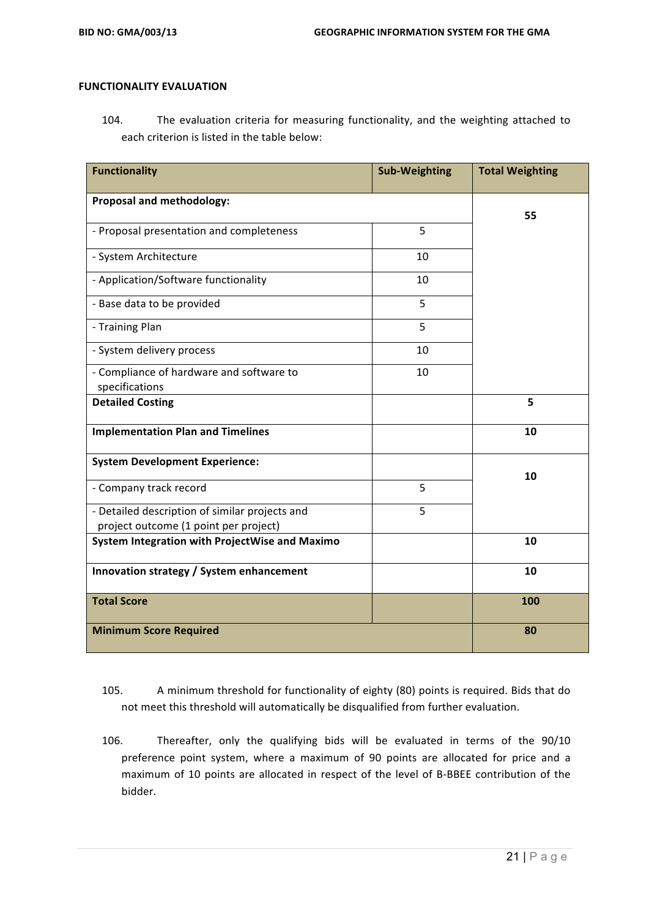**FUNCTIONALITY EVALUATION**

104. The evaluation criteria for measuring functionality, and the weighting attached to each criterion is listed in the table below:

| Functionality | Sub-Weighting | Total Weighting |
|---|---|---|
| **Proposal and methodology:** | | 55 |
| - Proposal presentation and completeness | 5 | |
| - System Architecture | 10 | |
| - Application/Software functionality | 10 | |
| - Base data to be provided | 5 | |
| - Training Plan | 5 | |
| - System delivery process | 10 | |
| - Compliance of hardware and software to specifications | 10 | |
| **Detailed Costing** | | 5 |
| **Implementation Plan and Timelines** | | 10 |
| **System Development Experience:** | | 10 |
| - Company track record | 5 | |
| - Detailed description of similar projects and project outcome (1 point per project) | 5 | |
| **System Integration with ProjectWise and Maximo** | | 10 |
| **Innovation strategy / System enhancement** | | 10 |
| **Total Score** | | **100** |
| **Minimum Score Required** | | **80** |

105. A minimum threshold for functionality of eighty (80) points is required. Bids that do not meet this threshold will automatically be disqualified from further evaluation.

106. Thereafter, only the qualifying bids will be evaluated in terms of the 90/10 preference point system, where a maximum of 90 points are allocated for price and a maximum of 10 points are allocated in respect of the level of B-BBEE contribution of the bidder.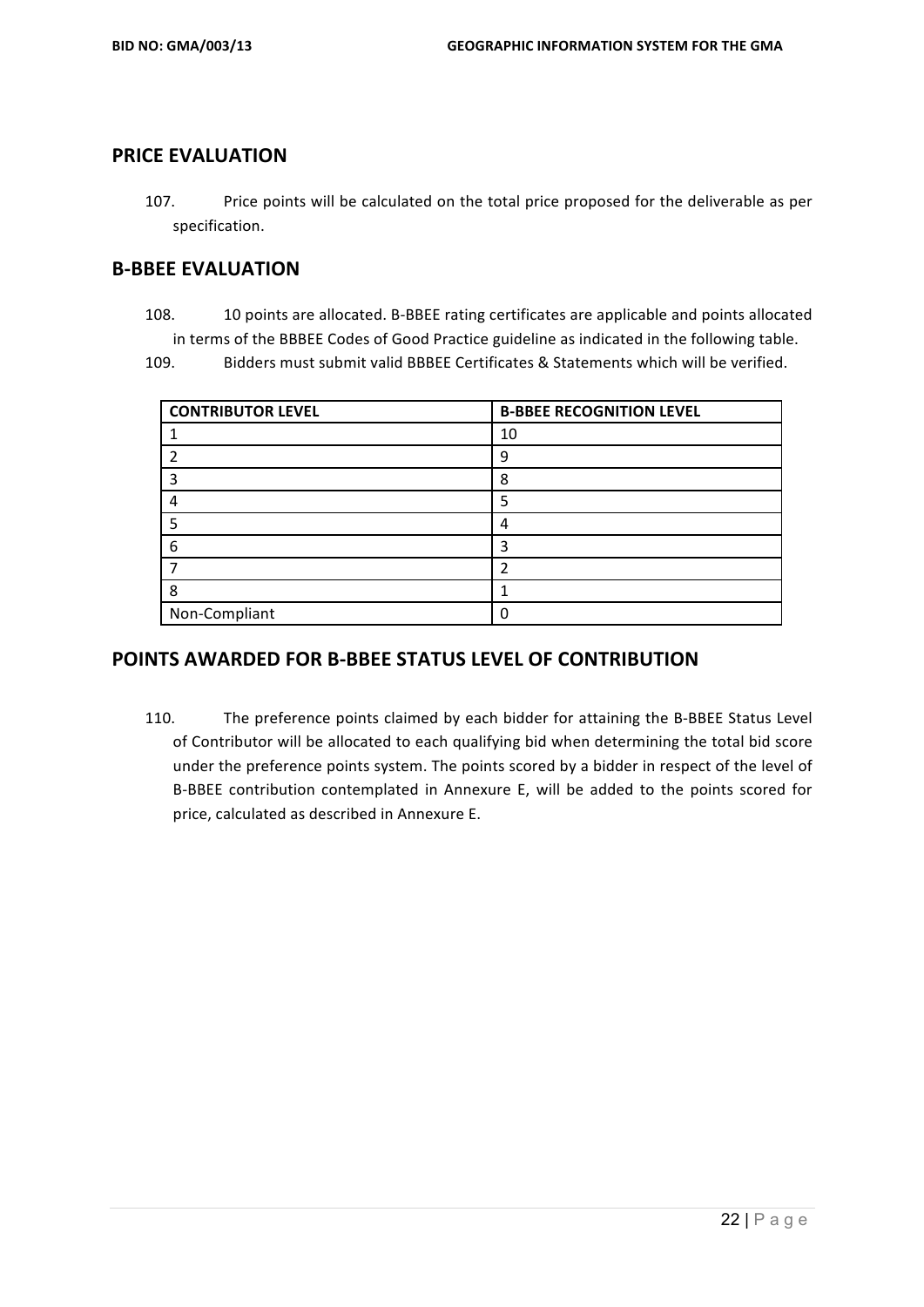## PRICE EVALUATION

107. Price points will be calculated on the total price proposed for the deliverable as per specification.

## B-BBEE EVALUATION

108. 10 points are allocated. B-BBEE rating certificates are applicable and points allocated in terms of the BBBEE Codes of Good Practice guideline as indicated in the following table.

109. Bidders must submit valid BBBEE Certificates & Statements which will be verified.

| CONTRIBUTOR LEVEL | B-BBEE RECOGNITION LEVEL |
|---|---|
| 1 | 10 |
| 2 | 9 |
| 3 | 8 |
| 4 | 5 |
| 5 | 4 |
| 6 | 3 |
| 7 | 2 |
| 8 | 1 |
| Non-Compliant | 0 |

## POINTS AWARDED FOR B-BBEE STATUS LEVEL OF CONTRIBUTION

110. The preference points claimed by each bidder for attaining the B-BBEE Status Level of Contributor will be allocated to each qualifying bid when determining the total bid score under the preference points system. The points scored by a bidder in respect of the level of B-BBEE contribution contemplated in Annexure E, will be added to the points scored for price, calculated as described in Annexure E.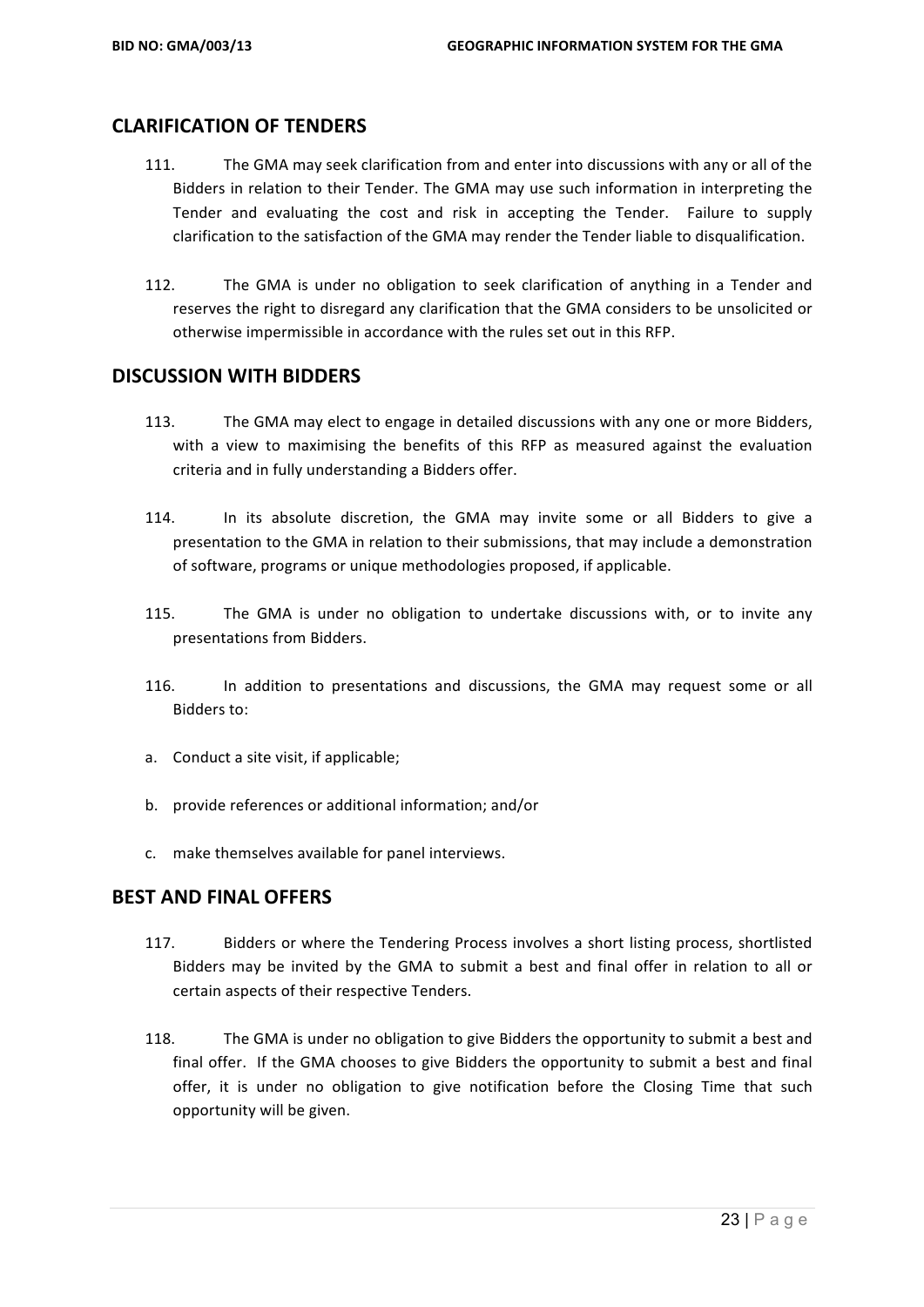## CLARIFICATION OF TENDERS

111. The GMA may seek clarification from and enter into discussions with any or all of the Bidders in relation to their Tender. The GMA may use such information in interpreting the Tender and evaluating the cost and risk in accepting the Tender. Failure to supply clarification to the satisfaction of the GMA may render the Tender liable to disqualification.

112. The GMA is under no obligation to seek clarification of anything in a Tender and reserves the right to disregard any clarification that the GMA considers to be unsolicited or otherwise impermissible in accordance with the rules set out in this RFP.

## DISCUSSION WITH BIDDERS

113. The GMA may elect to engage in detailed discussions with any one or more Bidders, with a view to maximising the benefits of this RFP as measured against the evaluation criteria and in fully understanding a Bidders offer.

114. In its absolute discretion, the GMA may invite some or all Bidders to give a presentation to the GMA in relation to their submissions, that may include a demonstration of software, programs or unique methodologies proposed, if applicable.

115. The GMA is under no obligation to undertake discussions with, or to invite any presentations from Bidders.

116. In addition to presentations and discussions, the GMA may request some or all Bidders to:

a. Conduct a site visit, if applicable;

b. provide references or additional information; and/or

c. make themselves available for panel interviews.

## BEST AND FINAL OFFERS

117. Bidders or where the Tendering Process involves a short listing process, shortlisted Bidders may be invited by the GMA to submit a best and final offer in relation to all or certain aspects of their respective Tenders.

118. The GMA is under no obligation to give Bidders the opportunity to submit a best and final offer. If the GMA chooses to give Bidders the opportunity to submit a best and final offer, it is under no obligation to give notification before the Closing Time that such opportunity will be given.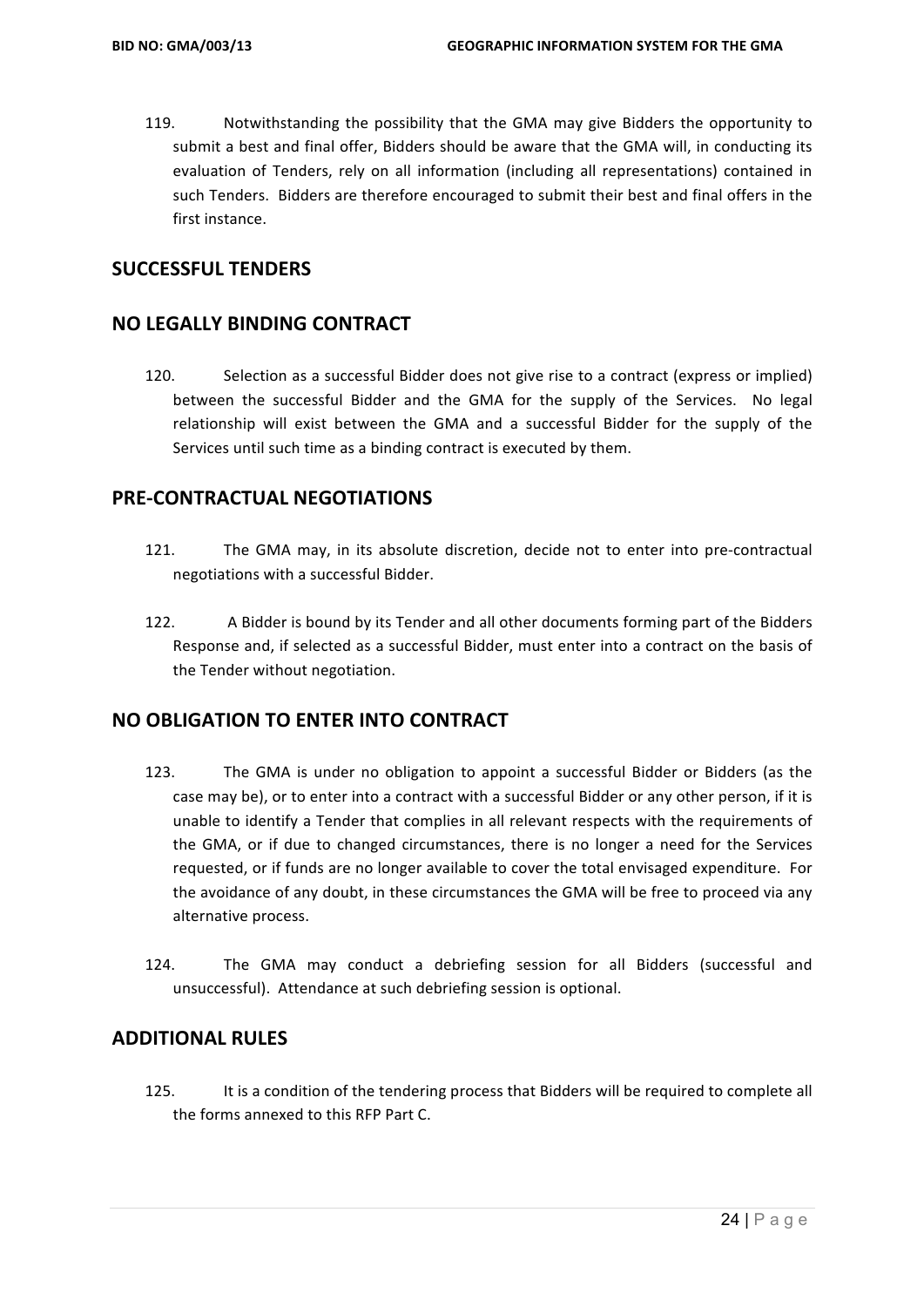119. Notwithstanding the possibility that the GMA may give Bidders the opportunity to submit a best and final offer, Bidders should be aware that the GMA will, in conducting its evaluation of Tenders, rely on all information (including all representations) contained in such Tenders. Bidders are therefore encouraged to submit their best and final offers in the first instance.

## SUCCESSFUL TENDERS

## NO LEGALLY BINDING CONTRACT

120. Selection as a successful Bidder does not give rise to a contract (express or implied) between the successful Bidder and the GMA for the supply of the Services. No legal relationship will exist between the GMA and a successful Bidder for the supply of the Services until such time as a binding contract is executed by them.

## PRE-CONTRACTUAL NEGOTIATIONS

121. The GMA may, in its absolute discretion, decide not to enter into pre-contractual negotiations with a successful Bidder.

122. A Bidder is bound by its Tender and all other documents forming part of the Bidders Response and, if selected as a successful Bidder, must enter into a contract on the basis of the Tender without negotiation.

## NO OBLIGATION TO ENTER INTO CONTRACT

123. The GMA is under no obligation to appoint a successful Bidder or Bidders (as the case may be), or to enter into a contract with a successful Bidder or any other person, if it is unable to identify a Tender that complies in all relevant respects with the requirements of the GMA, or if due to changed circumstances, there is no longer a need for the Services requested, or if funds are no longer available to cover the total envisaged expenditure. For the avoidance of any doubt, in these circumstances the GMA will be free to proceed via any alternative process.

124. The GMA may conduct a debriefing session for all Bidders (successful and unsuccessful). Attendance at such debriefing session is optional.

## ADDITIONAL RULES

125. It is a condition of the tendering process that Bidders will be required to complete all the forms annexed to this RFP Part C.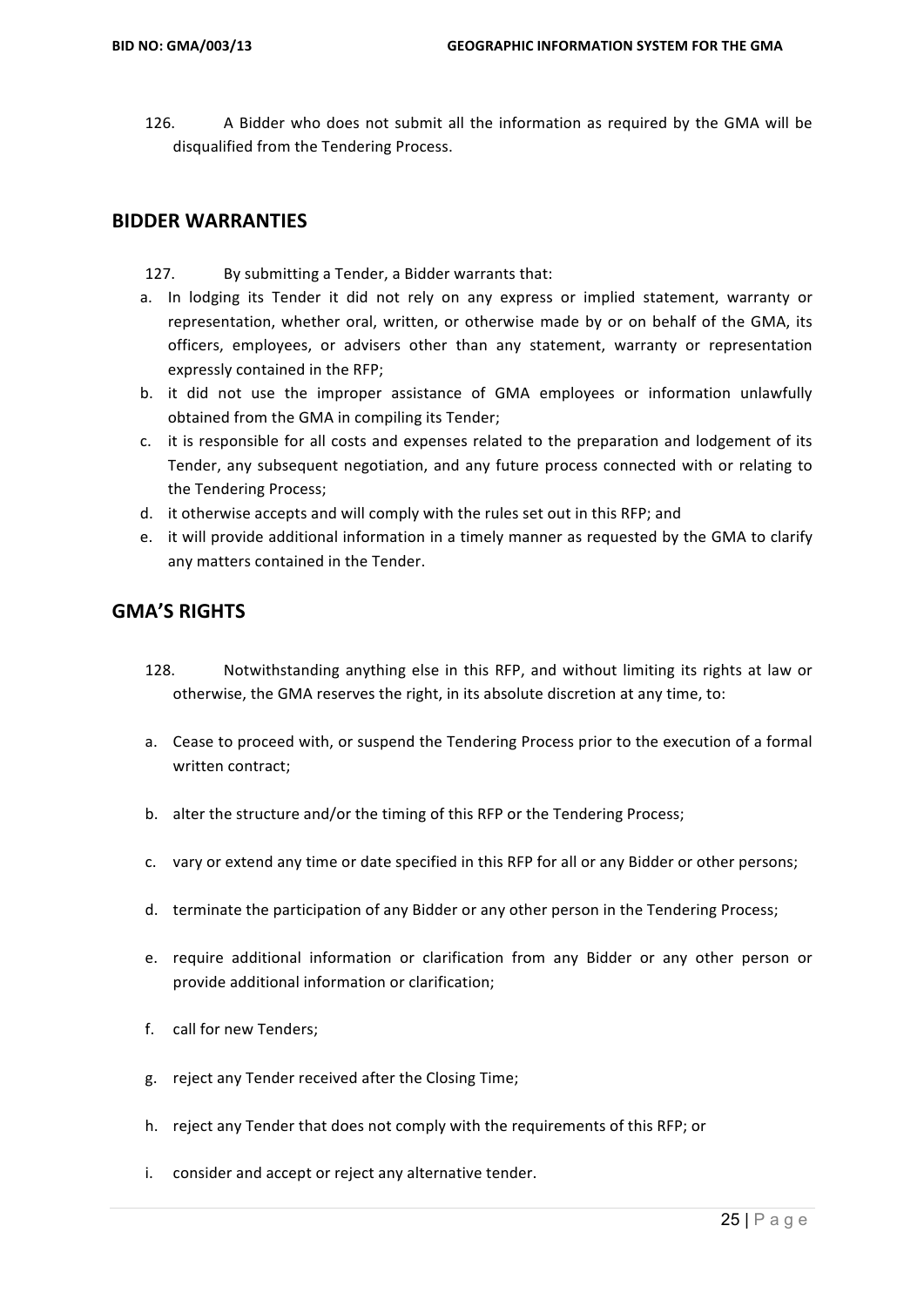126. A Bidder who does not submit all the information as required by the GMA will be disqualified from the Tendering Process.

## BIDDER WARRANTIES

127. By submitting a Tender, a Bidder warrants that:

a. In lodging its Tender it did not rely on any express or implied statement, warranty or representation, whether oral, written, or otherwise made by or on behalf of the GMA, its officers, employees, or advisers other than any statement, warranty or representation expressly contained in the RFP;
b. it did not use the improper assistance of GMA employees or information unlawfully obtained from the GMA in compiling its Tender;
c. it is responsible for all costs and expenses related to the preparation and lodgement of its Tender, any subsequent negotiation, and any future process connected with or relating to the Tendering Process;
d. it otherwise accepts and will comply with the rules set out in this RFP; and
e. it will provide additional information in a timely manner as requested by the GMA to clarify any matters contained in the Tender.

## GMA'S RIGHTS

128. Notwithstanding anything else in this RFP, and without limiting its rights at law or otherwise, the GMA reserves the right, in its absolute discretion at any time, to:

a. Cease to proceed with, or suspend the Tendering Process prior to the execution of a formal written contract;
b. alter the structure and/or the timing of this RFP or the Tendering Process;
c. vary or extend any time or date specified in this RFP for all or any Bidder or other persons;
d. terminate the participation of any Bidder or any other person in the Tendering Process;
e. require additional information or clarification from any Bidder or any other person or provide additional information or clarification;
f. call for new Tenders;
g. reject any Tender received after the Closing Time;
h. reject any Tender that does not comply with the requirements of this RFP; or
i. consider and accept or reject any alternative tender.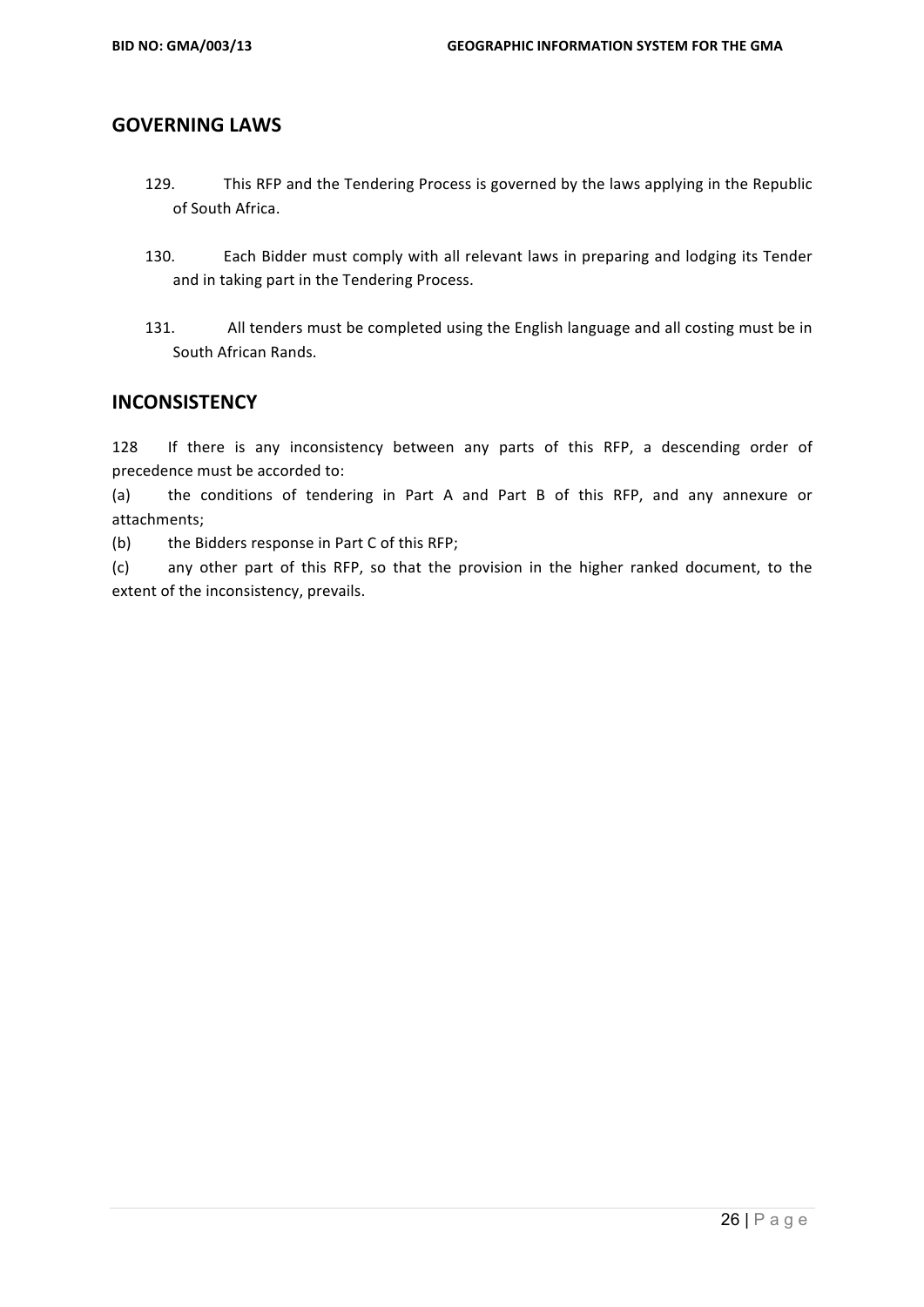## GOVERNING LAWS

129. This RFP and the Tendering Process is governed by the laws applying in the Republic of South Africa.

130. Each Bidder must comply with all relevant laws in preparing and lodging its Tender and in taking part in the Tendering Process.

131. All tenders must be completed using the English language and all costing must be in South African Rands.

## INCONSISTENCY

128 If there is any inconsistency between any parts of this RFP, a descending order of precedence must be accorded to:

(a) the conditions of tendering in Part A and Part B of this RFP, and any annexure or attachments;

(b) the Bidders response in Part C of this RFP;

(c) any other part of this RFP, so that the provision in the higher ranked document, to the extent of the inconsistency, prevails.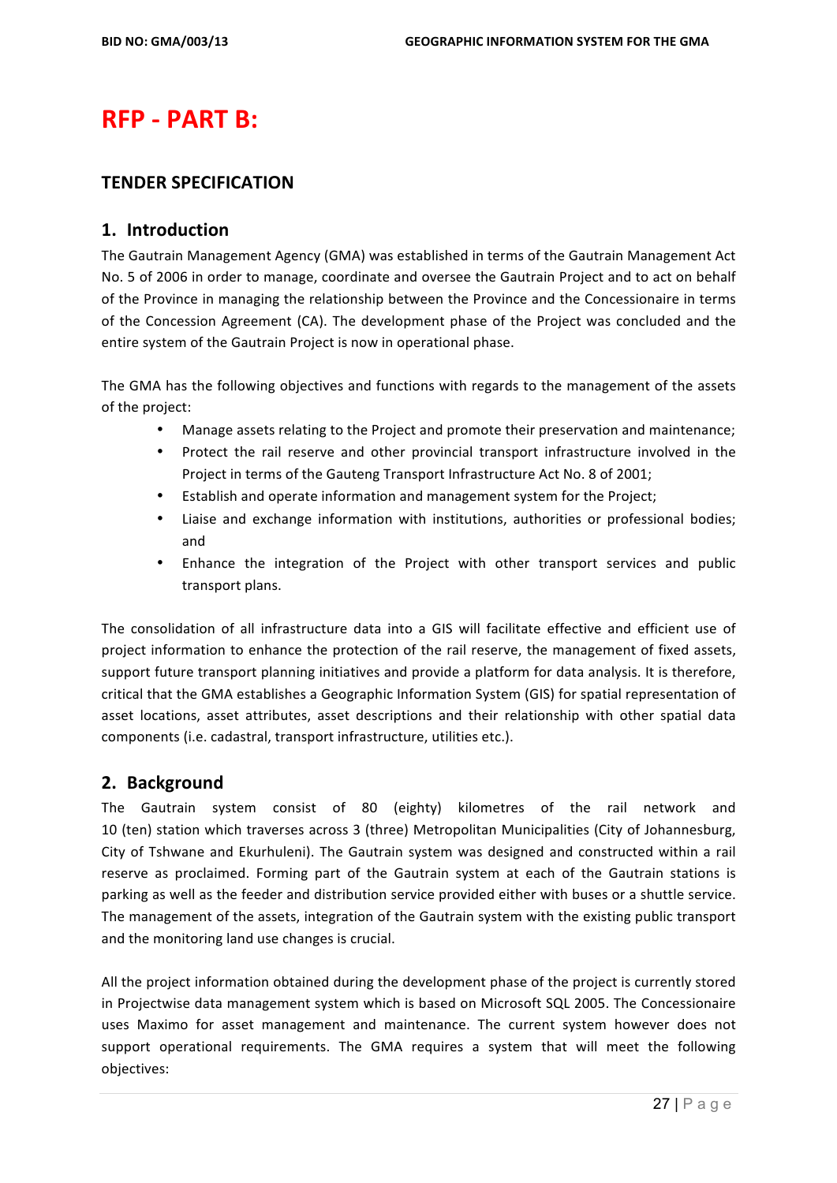# RFP - PART B:

## TENDER SPECIFICATION

## 1. Introduction

The Gautrain Management Agency (GMA) was established in terms of the Gautrain Management Act No. 5 of 2006 in order to manage, coordinate and oversee the Gautrain Project and to act on behalf of the Province in managing the relationship between the Province and the Concessionaire in terms of the Concession Agreement (CA). The development phase of the Project was concluded and the entire system of the Gautrain Project is now in operational phase.

The GMA has the following objectives and functions with regards to the management of the assets of the project:

- Manage assets relating to the Project and promote their preservation and maintenance;
- Protect the rail reserve and other provincial transport infrastructure involved in the Project in terms of the Gauteng Transport Infrastructure Act No. 8 of 2001;
- Establish and operate information and management system for the Project;
- Liaise and exchange information with institutions, authorities or professional bodies; and
- Enhance the integration of the Project with other transport services and public transport plans.

The consolidation of all infrastructure data into a GIS will facilitate effective and efficient use of project information to enhance the protection of the rail reserve, the management of fixed assets, support future transport planning initiatives and provide a platform for data analysis. It is therefore, critical that the GMA establishes a Geographic Information System (GIS) for spatial representation of asset locations, asset attributes, asset descriptions and their relationship with other spatial data components (i.e. cadastral, transport infrastructure, utilities etc.).

## 2. Background

The Gautrain system consist of 80 (eighty) kilometres of the rail network and 10 (ten) station which traverses across 3 (three) Metropolitan Municipalities (City of Johannesburg, City of Tshwane and Ekurhuleni). The Gautrain system was designed and constructed within a rail reserve as proclaimed. Forming part of the Gautrain system at each of the Gautrain stations is parking as well as the feeder and distribution service provided either with buses or a shuttle service. The management of the assets, integration of the Gautrain system with the existing public transport and the monitoring land use changes is crucial.

All the project information obtained during the development phase of the project is currently stored in Projectwise data management system which is based on Microsoft SQL 2005. The Concessionaire uses Maximo for asset management and maintenance. The current system however does not support operational requirements. The GMA requires a system that will meet the following objectives: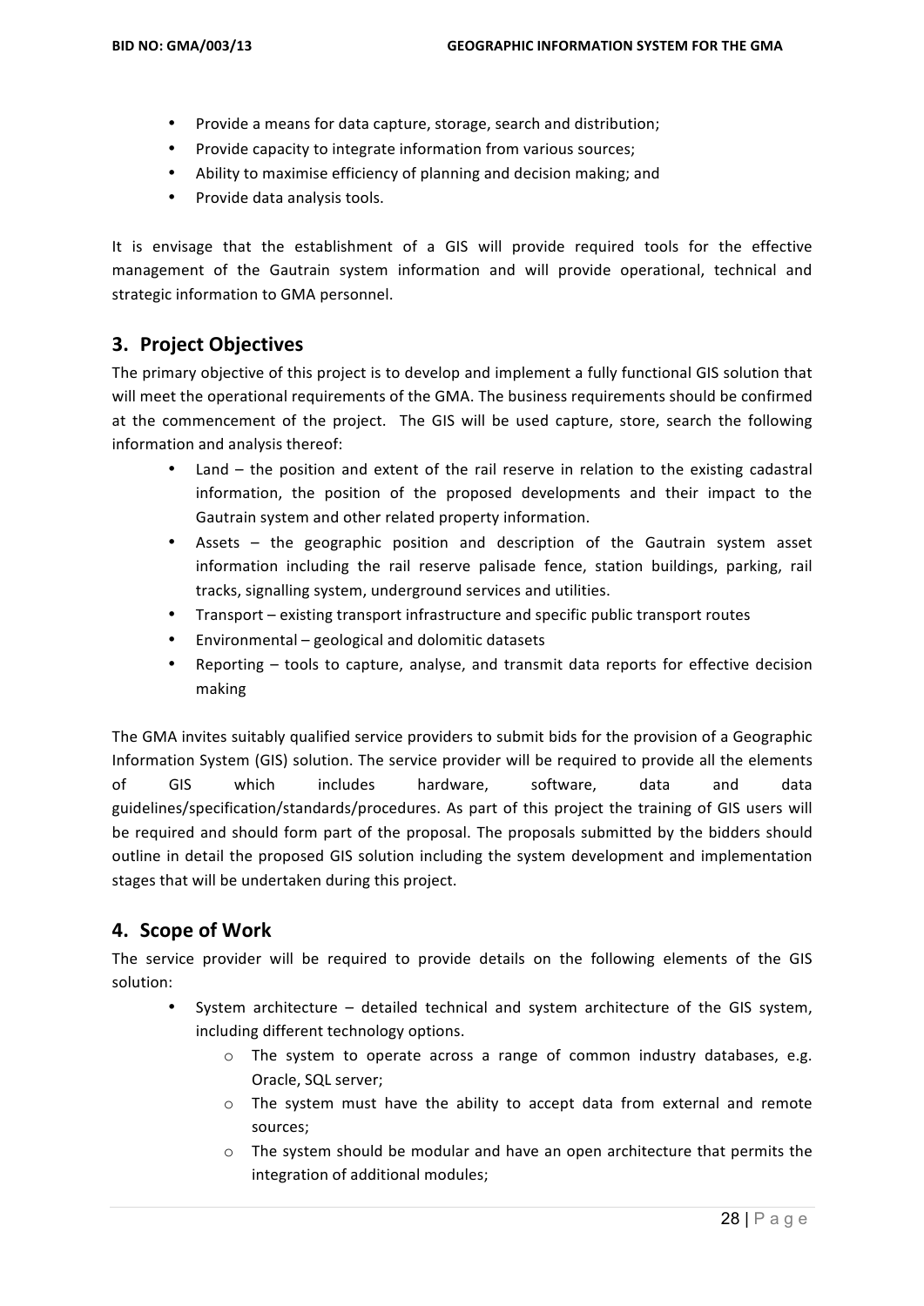- Provide a means for data capture, storage, search and distribution;
- Provide capacity to integrate information from various sources;
- Ability to maximise efficiency of planning and decision making; and
- Provide data analysis tools.

It is envisage that the establishment of a GIS will provide required tools for the effective management of the Gautrain system information and will provide operational, technical and strategic information to GMA personnel.

## 3. Project Objectives

The primary objective of this project is to develop and implement a fully functional GIS solution that will meet the operational requirements of the GMA. The business requirements should be confirmed at the commencement of the project. The GIS will be used capture, store, search the following information and analysis thereof:

- Land – the position and extent of the rail reserve in relation to the existing cadastral information, the position of the proposed developments and their impact to the Gautrain system and other related property information.
- Assets – the geographic position and description of the Gautrain system asset information including the rail reserve palisade fence, station buildings, parking, rail tracks, signalling system, underground services and utilities.
- Transport – existing transport infrastructure and specific public transport routes
- Environmental – geological and dolomitic datasets
- Reporting – tools to capture, analyse, and transmit data reports for effective decision making

The GMA invites suitably qualified service providers to submit bids for the provision of a Geographic Information System (GIS) solution. The service provider will be required to provide all the elements of GIS which includes hardware, software, data and data guidelines/specification/standards/procedures. As part of this project the training of GIS users will be required and should form part of the proposal. The proposals submitted by the bidders should outline in detail the proposed GIS solution including the system development and implementation stages that will be undertaken during this project.

## 4. Scope of Work

The service provider will be required to provide details on the following elements of the GIS solution:

- System architecture – detailed technical and system architecture of the GIS system, including different technology options.
  - The system to operate across a range of common industry databases, e.g. Oracle, SQL server;
  - The system must have the ability to accept data from external and remote sources;
  - The system should be modular and have an open architecture that permits the integration of additional modules;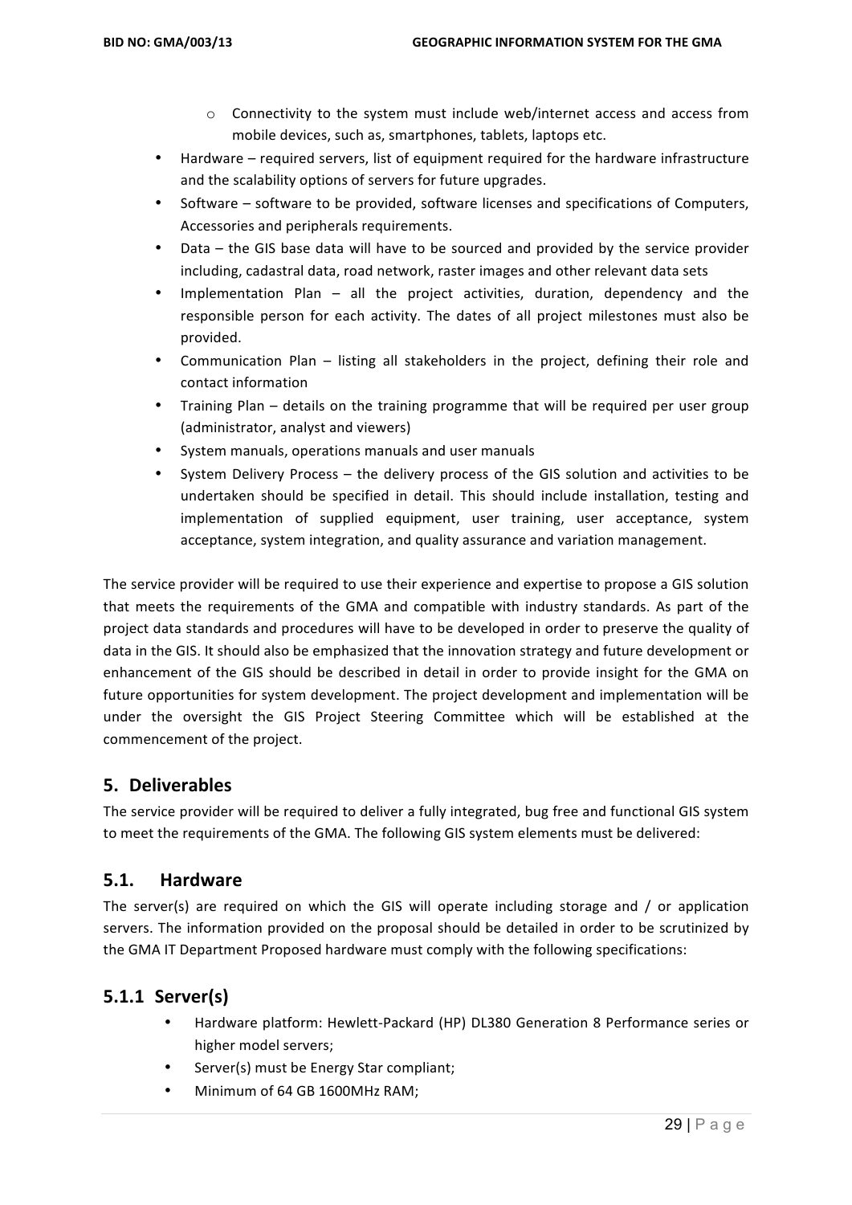- Connectivity to the system must include web/internet access and access from mobile devices, such as, smartphones, tablets, laptops etc.
- Hardware – required servers, list of equipment required for the hardware infrastructure and the scalability options of servers for future upgrades.
- Software – software to be provided, software licenses and specifications of Computers, Accessories and peripherals requirements.
- Data – the GIS base data will have to be sourced and provided by the service provider including, cadastral data, road network, raster images and other relevant data sets
- Implementation Plan – all the project activities, duration, dependency and the responsible person for each activity. The dates of all project milestones must also be provided.
- Communication Plan – listing all stakeholders in the project, defining their role and contact information
- Training Plan – details on the training programme that will be required per user group (administrator, analyst and viewers)
- System manuals, operations manuals and user manuals
- System Delivery Process – the delivery process of the GIS solution and activities to be undertaken should be specified in detail. This should include installation, testing and implementation of supplied equipment, user training, user acceptance, system acceptance, system integration, and quality assurance and variation management.

The service provider will be required to use their experience and expertise to propose a GIS solution that meets the requirements of the GMA and compatible with industry standards. As part of the project data standards and procedures will have to be developed in order to preserve the quality of data in the GIS. It should also be emphasized that the innovation strategy and future development or enhancement of the GIS should be described in detail in order to provide insight for the GMA on future opportunities for system development. The project development and implementation will be under the oversight the GIS Project Steering Committee which will be established at the commencement of the project.

## 5. Deliverables

The service provider will be required to deliver a fully integrated, bug free and functional GIS system to meet the requirements of the GMA. The following GIS system elements must be delivered:

## 5.1. Hardware

The server(s) are required on which the GIS will operate including storage and / or application servers. The information provided on the proposal should be detailed in order to be scrutinized by the GMA IT Department Proposed hardware must comply with the following specifications:

### 5.1.1 Server(s)

- Hardware platform: Hewlett-Packard (HP) DL380 Generation 8 Performance series or higher model servers;
- Server(s) must be Energy Star compliant;
- Minimum of 64 GB 1600MHz RAM;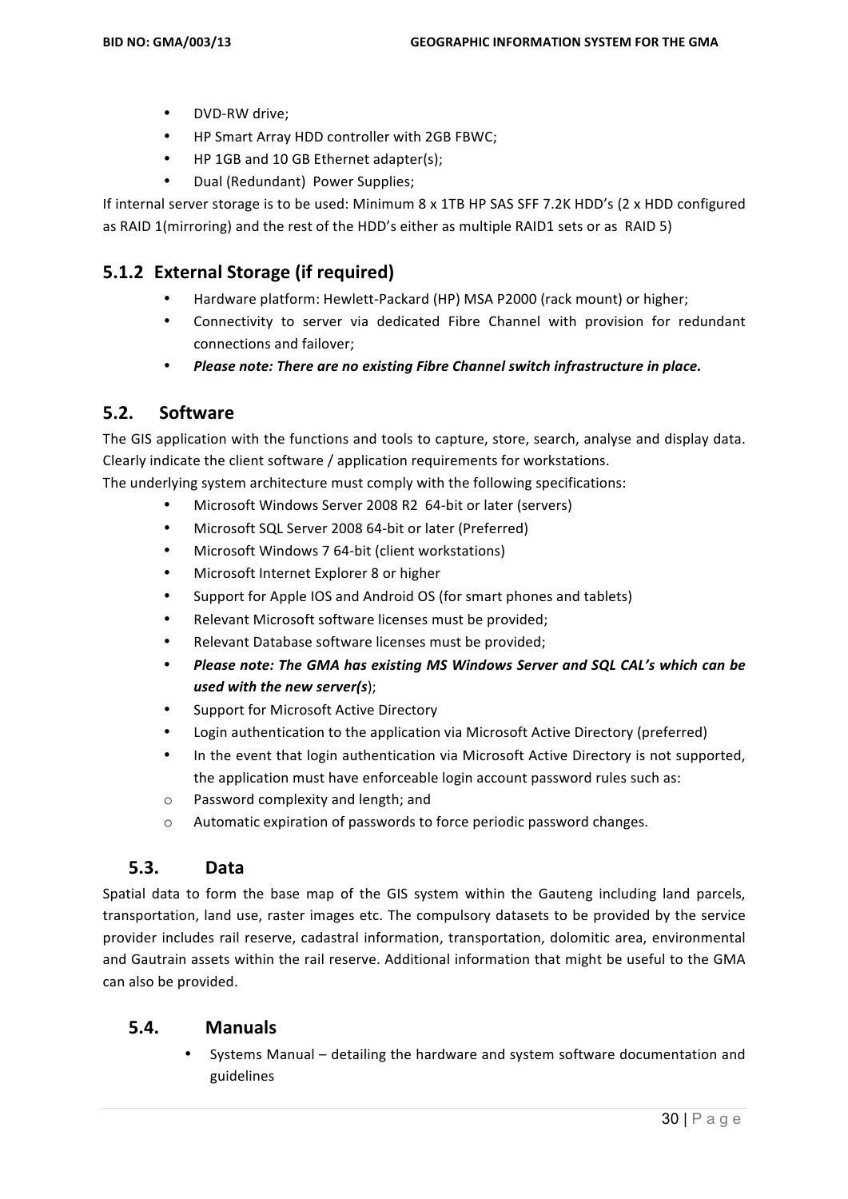- DVD-RW drive;
- HP Smart Array HDD controller with 2GB FBWC;
- HP 1GB and 10 GB Ethernet adapter(s);
- Dual (Redundant) Power Supplies;

If internal server storage is to be used: Minimum 8 x 1TB HP SAS SFF 7.2K HDD's (2 x HDD configured as RAID 1(mirroring) and the rest of the HDD's either as multiple RAID1 sets or as RAID 5)

### 5.1.2 External Storage (if required)

- Hardware platform: Hewlett-Packard (HP) MSA P2000 (rack mount) or higher;
- Connectivity to server via dedicated Fibre Channel with provision for redundant connections and failover;
- ***Please note: There are no existing Fibre Channel switch infrastructure in place.***

## 5.2. Software

The GIS application with the functions and tools to capture, store, search, analyse and display data. Clearly indicate the client software / application requirements for workstations.

The underlying system architecture must comply with the following specifications:

- Microsoft Windows Server 2008 R2 64-bit or later (servers)
- Microsoft SQL Server 2008 64-bit or later (Preferred)
- Microsoft Windows 7 64-bit (client workstations)
- Microsoft Internet Explorer 8 or higher
- Support for Apple IOS and Android OS (for smart phones and tablets)
- Relevant Microsoft software licenses must be provided;
- Relevant Database software licenses must be provided;
- ***Please note: The GMA has existing MS Windows Server and SQL CAL's which can be used with the new server(s***);
- Support for Microsoft Active Directory
- Login authentication to the application via Microsoft Active Directory (preferred)
- In the event that login authentication via Microsoft Active Directory is not supported, the application must have enforceable login account password rules such as:
  - Password complexity and length; and
  - Automatic expiration of passwords to force periodic password changes.

## 5.3. Data

Spatial data to form the base map of the GIS system within the Gauteng including land parcels, transportation, land use, raster images etc. The compulsory datasets to be provided by the service provider includes rail reserve, cadastral information, transportation, dolomitic area, environmental and Gautrain assets within the rail reserve. Additional information that might be useful to the GMA can also be provided.

## 5.4. Manuals

- Systems Manual – detailing the hardware and system software documentation and guidelines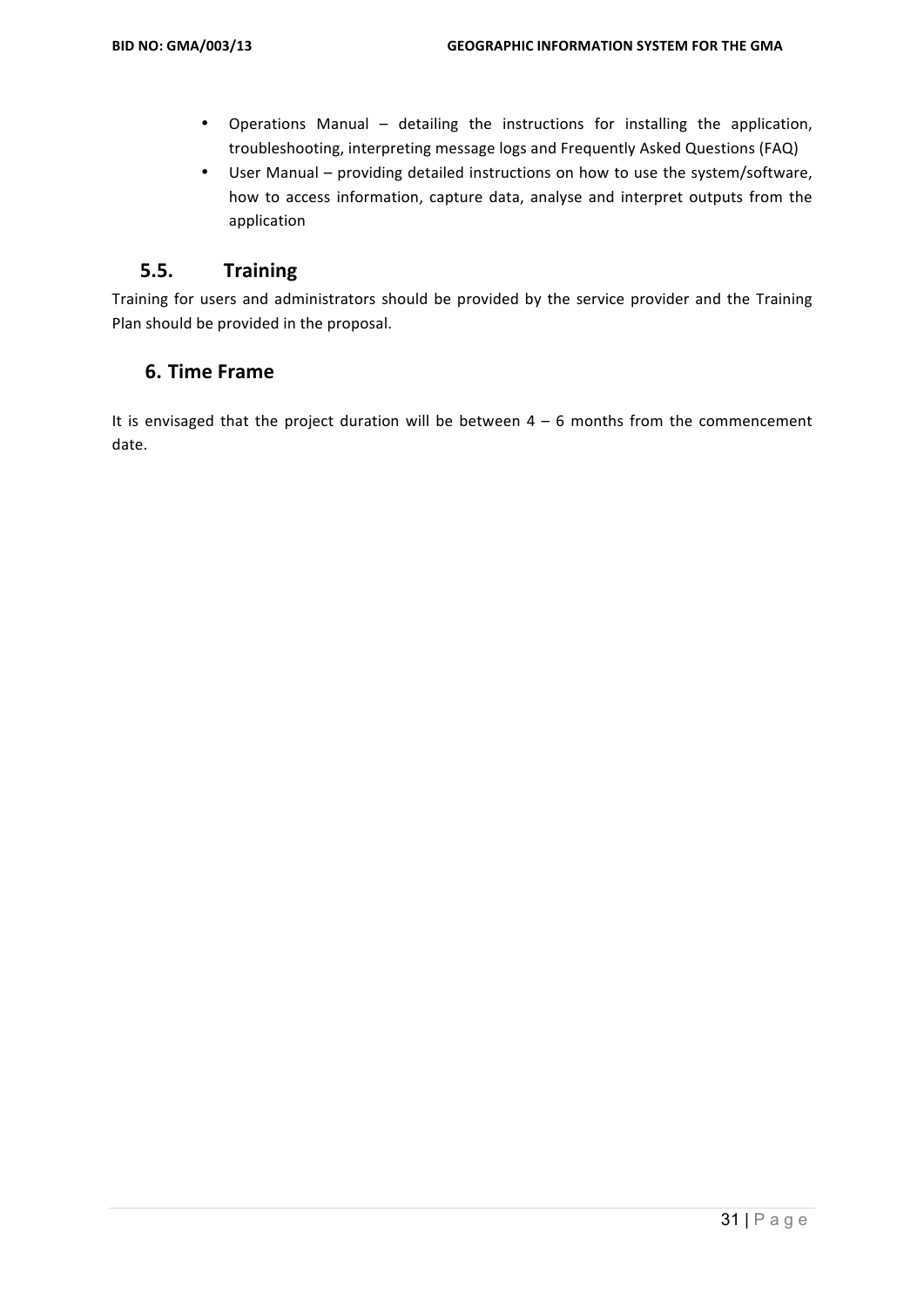- Operations Manual – detailing the instructions for installing the application, troubleshooting, interpreting message logs and Frequently Asked Questions (FAQ)
- User Manual – providing detailed instructions on how to use the system/software, how to access information, capture data, analyse and interpret outputs from the application

## 5.5. Training

Training for users and administrators should be provided by the service provider and the Training Plan should be provided in the proposal.

# 6. Time Frame

It is envisaged that the project duration will be between 4 – 6 months from the commencement date.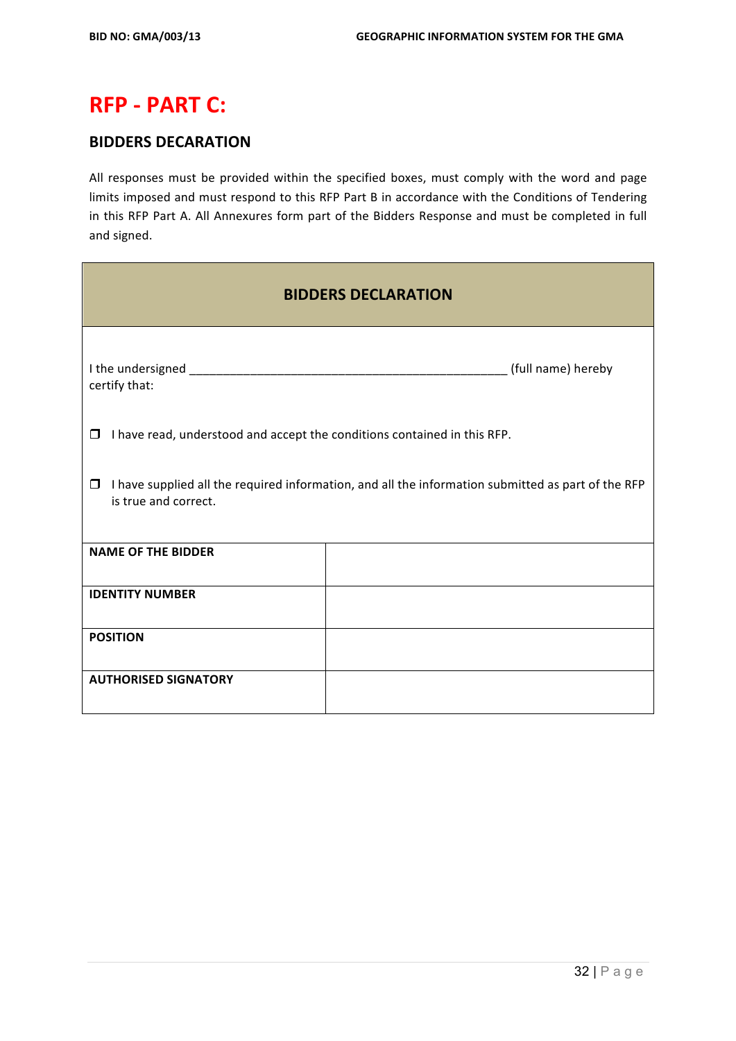# RFP - PART C:

## BIDDERS DECARATION

All responses must be provided within the specified boxes, must comply with the word and page limits imposed and must respond to this RFP Part B in accordance with the Conditions of Tendering in this RFP Part A. All Annexures form part of the Bidders Response and must be completed in full and signed.

| BIDDERS DECLARATION | |
|---|---|
| I the undersigned _______________________________________________ (full name) hereby certify that:<br><br>❐ I have read, understood and accept the conditions contained in this RFP.<br><br>❐ I have supplied all the required information, and all the information submitted as part of the RFP is true and correct. | |
| **NAME OF THE BIDDER** | |
| **IDENTITY NUMBER** | |
| **POSITION** | |
| **AUTHORISED SIGNATORY** | |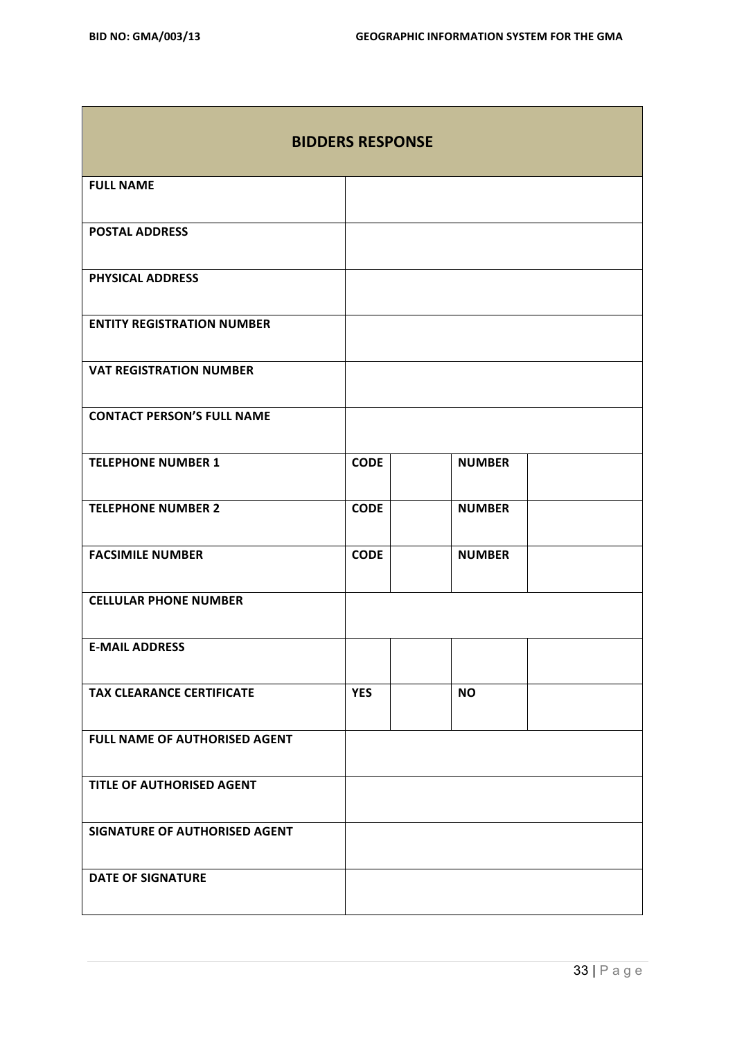| BIDDERS RESPONSE | | | | |
|---|---|---|---|---|
| **FULL NAME** | | | | |
| **POSTAL ADDRESS** | | | | |
| **PHYSICAL ADDRESS** | | | | |
| **ENTITY REGISTRATION NUMBER** | | | | |
| **VAT REGISTRATION NUMBER** | | | | |
| **CONTACT PERSON'S FULL NAME** | | | | |
| **TELEPHONE NUMBER 1** | **CODE** | | **NUMBER** | |
| **TELEPHONE NUMBER 2** | **CODE** | | **NUMBER** | |
| **FACSIMILE NUMBER** | **CODE** | | **NUMBER** | |
| **CELLULAR PHONE NUMBER** | | | | |
| **E-MAIL ADDRESS** | | | | |
| **TAX CLEARANCE CERTIFICATE** | **YES** | | **NO** | |
| **FULL NAME OF AUTHORISED AGENT** | | | | |
| **TITLE OF AUTHORISED AGENT** | | | | |
| **SIGNATURE OF AUTHORISED AGENT** | | | | |
| **DATE OF SIGNATURE** | | | | |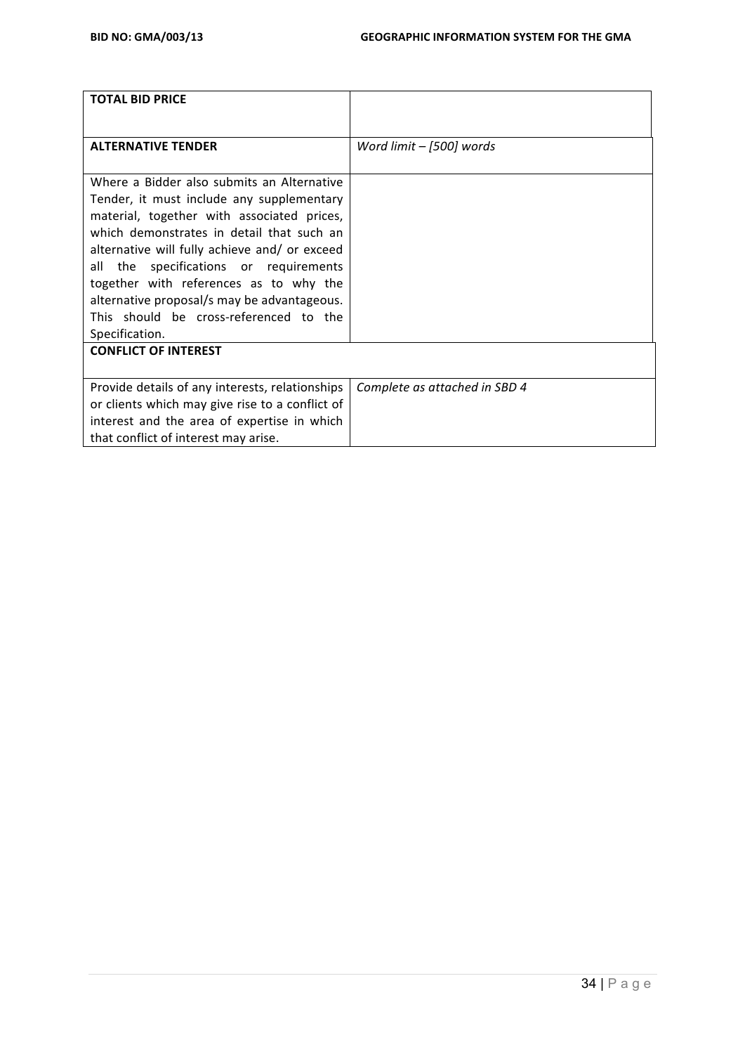| **TOTAL BID PRICE** | |
|---|---|
| **ALTERNATIVE TENDER** | *Word limit – [500] words* |
| Where a Bidder also submits an Alternative Tender, it must include any supplementary material, together with associated prices, which demonstrates in detail that such an alternative will fully achieve and/ or exceed all the specifications or requirements together with references as to why the alternative proposal/s may be advantageous. This should be cross-referenced to the Specification. | |
| **CONFLICT OF INTEREST** | |
| Provide details of any interests, relationships or clients which may give rise to a conflict of interest and the area of expertise in which that conflict of interest may arise. | *Complete as attached in SBD 4* |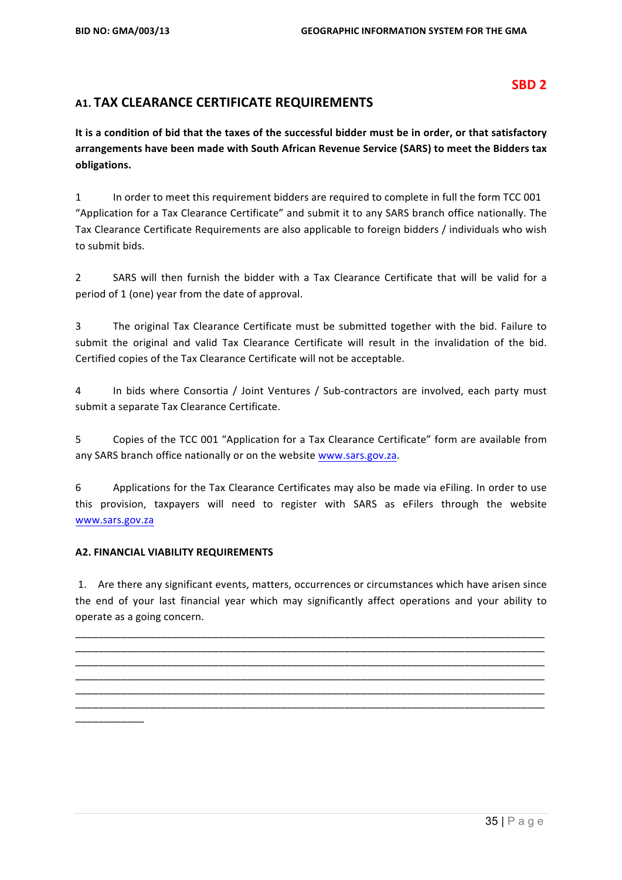**SBD 2**

## A1. TAX CLEARANCE CERTIFICATE REQUIREMENTS

**It is a condition of bid that the taxes of the successful bidder must be in order, or that satisfactory arrangements have been made with South African Revenue Service (SARS) to meet the Bidders tax obligations.**

1 In order to meet this requirement bidders are required to complete in full the form TCC 001 “Application for a Tax Clearance Certificate” and submit it to any SARS branch office nationally. The Tax Clearance Certificate Requirements are also applicable to foreign bidders / individuals who wish to submit bids.

2 SARS will then furnish the bidder with a Tax Clearance Certificate that will be valid for a period of 1 (one) year from the date of approval.

3 The original Tax Clearance Certificate must be submitted together with the bid. Failure to submit the original and valid Tax Clearance Certificate will result in the invalidation of the bid. Certified copies of the Tax Clearance Certificate will not be acceptable.

4 In bids where Consortia / Joint Ventures / Sub-contractors are involved, each party must submit a separate Tax Clearance Certificate.

5 Copies of the TCC 001 “Application for a Tax Clearance Certificate” form are available from any SARS branch office nationally or on the website www.sars.gov.za.

6 Applications for the Tax Clearance Certificates may also be made via eFiling. In order to use this provision, taxpayers will need to register with SARS as eFilers through the website www.sars.gov.za

### A2. FINANCIAL VIABILITY REQUIREMENTS

1. Are there any significant events, matters, occurrences or circumstances which have arisen since the end of your last financial year which may significantly affect operations and your ability to operate as a going concern.

______________________________________________________________________________
______________________________________________________________________________
______________________________________________________________________________
______________________________________________________________________________
______________________________________________________________________________
______________________________________________________________________________
____________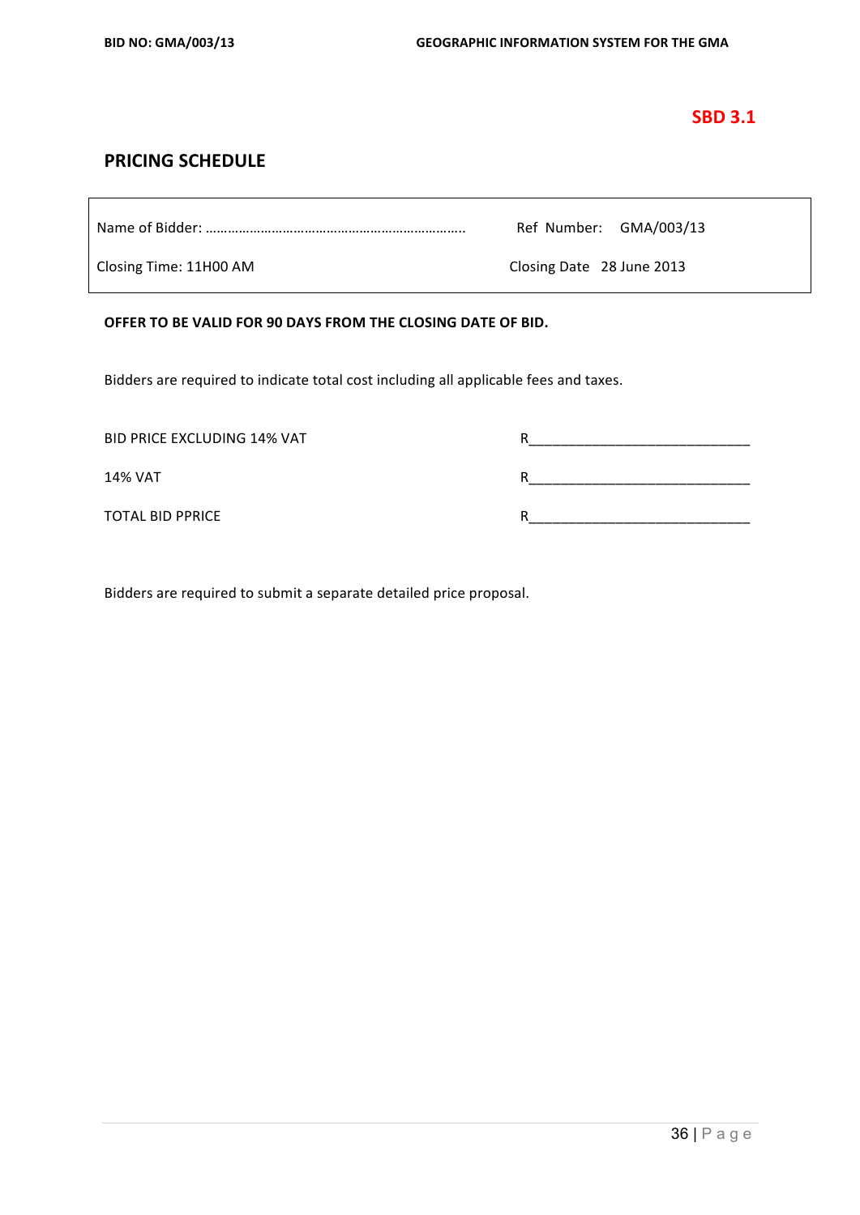**SBD 3.1**

## PRICING SCHEDULE

| Name of Bidder: ………………………………………………………….. | Ref Number: GMA/003/13 |
|---|---|
| Closing Time: 11H00 AM | Closing Date 28 June 2013 |

**OFFER TO BE VALID FOR 90 DAYS FROM THE CLOSING DATE OF BID.**

Bidders are required to indicate total cost including all applicable fees and taxes.

BID PRICE EXCLUDING 14% VAT R____________________________

14% VAT R____________________________

TOTAL BID PPRICE R____________________________

Bidders are required to submit a separate detailed price proposal.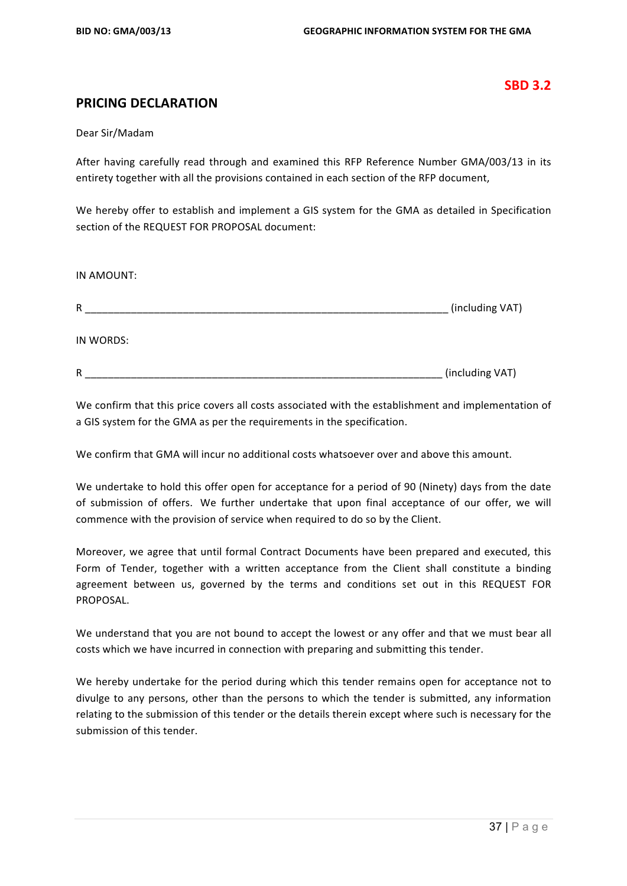**SBD 3.2**

## PRICING DECLARATION

Dear Sir/Madam

After having carefully read through and examined this RFP Reference Number GMA/003/13 in its entirety together with all the provisions contained in each section of the RFP document,

We hereby offer to establish and implement a GIS system for the GMA as detailed in Specification section of the REQUEST FOR PROPOSAL document:

IN AMOUNT:

R _______________________________________________________________ (including VAT)

IN WORDS:

R _______________________________________________________________ (including VAT)

We confirm that this price covers all costs associated with the establishment and implementation of a GIS system for the GMA as per the requirements in the specification.

We confirm that GMA will incur no additional costs whatsoever over and above this amount.

We undertake to hold this offer open for acceptance for a period of 90 (Ninety) days from the date of submission of offers. We further undertake that upon final acceptance of our offer, we will commence with the provision of service when required to do so by the Client.

Moreover, we agree that until formal Contract Documents have been prepared and executed, this Form of Tender, together with a written acceptance from the Client shall constitute a binding agreement between us, governed by the terms and conditions set out in this REQUEST FOR PROPOSAL.

We understand that you are not bound to accept the lowest or any offer and that we must bear all costs which we have incurred in connection with preparing and submitting this tender.

We hereby undertake for the period during which this tender remains open for acceptance not to divulge to any persons, other than the persons to which the tender is submitted, any information relating to the submission of this tender or the details therein except where such is necessary for the submission of this tender.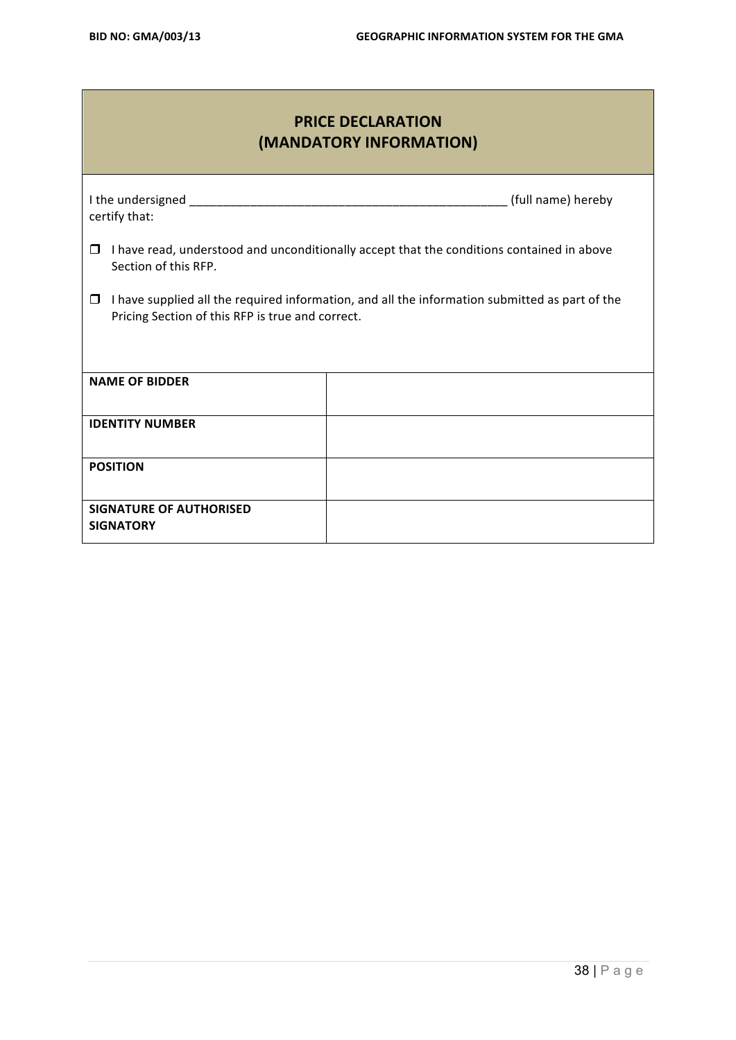## PRICE DECLARATION (MANDATORY INFORMATION)

I the undersigned ________________________________________________ (full name) hereby certify that:

- ☐ I have read, understood and unconditionally accept that the conditions contained in above Section of this RFP.
- ☐ I have supplied all the required information, and all the information submitted as part of the Pricing Section of this RFP is true and correct.

| | |
|---|---|
| **NAME OF BIDDER** | |
| **IDENTITY NUMBER** | |
| **POSITION** | |
| **SIGNATURE OF AUTHORISED SIGNATORY** | |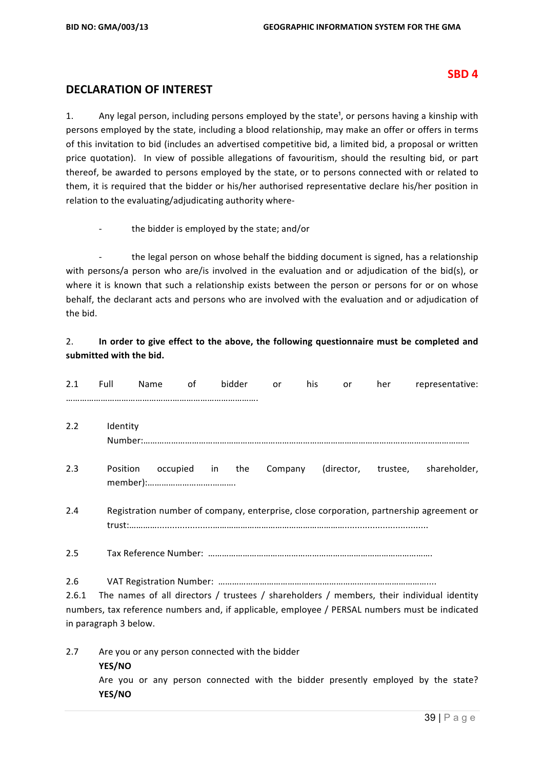**SBD 4**

## DECLARATION OF INTEREST

1. Any legal person, including persons employed by the state[1], or persons having a kinship with persons employed by the state, including a blood relationship, may make an offer or offers in terms of this invitation to bid (includes an advertised competitive bid, a limited bid, a proposal or written price quotation). In view of possible allegations of favouritism, should the resulting bid, or part thereof, be awarded to persons employed by the state, or to persons connected with or related to them, it is required that the bidder or his/her authorised representative declare his/her position in relation to the evaluating/adjudicating authority where-

- the bidder is employed by the state; and/or

- the legal person on whose behalf the bidding document is signed, has a relationship with persons/a person who are/is involved in the evaluation and or adjudication of the bid(s), or where it is known that such a relationship exists between the person or persons for or on whose behalf, the declarant acts and persons who are involved with the evaluation and or adjudication of the bid.

2. **In order to give effect to the above, the following questionnaire must be completed and submitted with the bid.**

2.1 Full Name of bidder or his or her representative: ……………………………………………………………………….

2.2 Identity Number:……………………………………………………………………………………………………………………

2.3 Position occupied in the Company (director, trustee, shareholder, member):……………………………….

2.4 Registration number of company, enterprise, close corporation, partnership agreement or trust:…………...........................................................................................................

2.5 Tax Reference Number: ……………………………………………………………………………………

2.6 VAT Registration Number: ……………………………………………………………………………...

2.6.1 The names of all directors / trustees / shareholders / members, their individual identity numbers, tax reference numbers and, if applicable, employee / PERSAL numbers must be indicated in paragraph 3 below.

2.7 Are you or any person connected with the bidder
**YES/NO**
Are you or any person connected with the bidder presently employed by the state?
**YES/NO**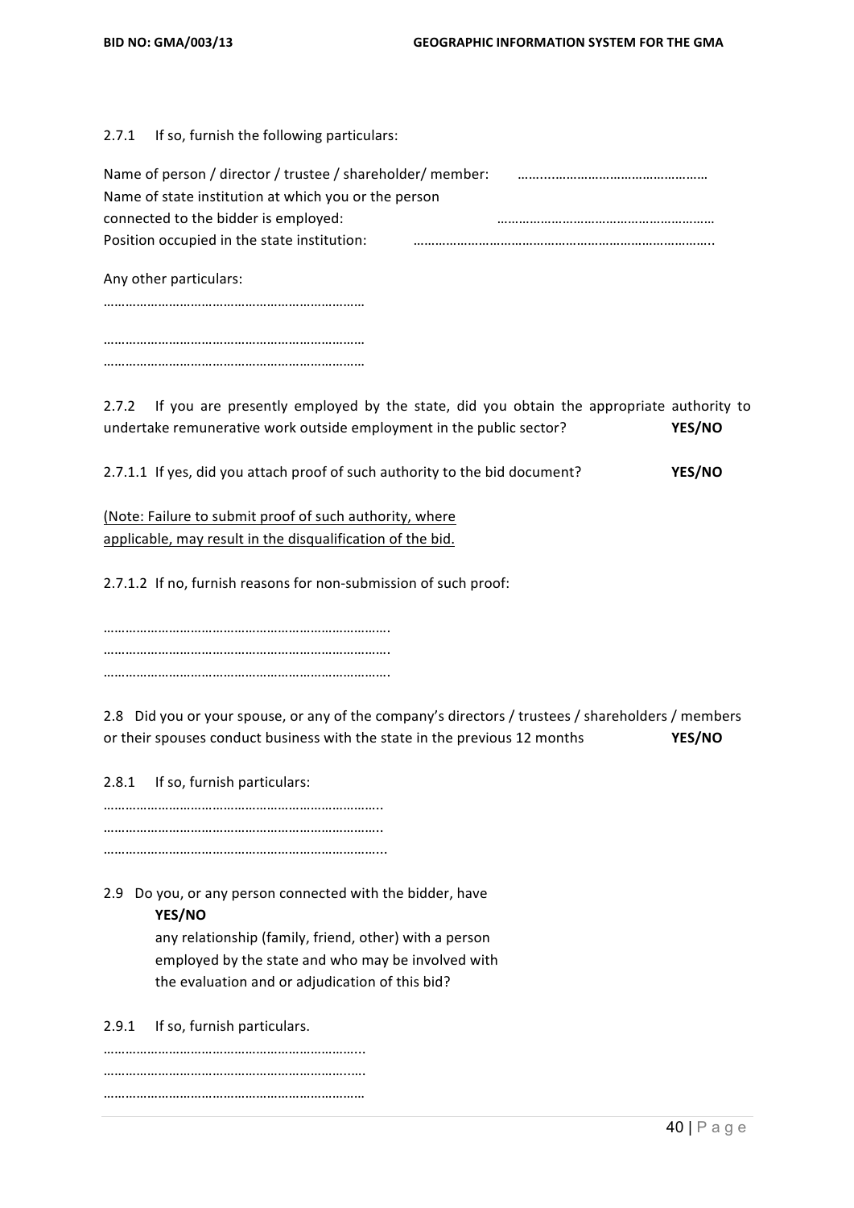2.7.1 If so, furnish the following particulars:

Name of person / director / trustee / shareholder/ member: ……..……………………………………
Name of state institution at which you or the person connected to the bidder is employed: ……………………………………………………
Position occupied in the state institution: ………………………………………………………………………..

Any other particulars:

………………………………………………………………

………………………………………………………………
………………………………………………………………

2.7.2 If you are presently employed by the state, did you obtain the appropriate authority to undertake remunerative work outside employment in the public sector? **YES/NO**

2.7.1.1 If yes, did you attach proof of such authority to the bid document? **YES/NO**

<u>(Note: Failure to submit proof of such authority, where applicable, may result in the disqualification of the bid.</u>

2.7.1.2 If no, furnish reasons for non-submission of such proof:

…………………………………………………………………….
…………………………………………………………………….
…………………………………………………………………….

2.8 Did you or your spouse, or any of the company's directors / trustees / shareholders / members or their spouses conduct business with the state in the previous 12 months **YES/NO**

2.8.1 If so, furnish particulars:

…………………………………………………………………..
…………………………………………………………………..
…………………………………………………………………...

2.9 Do you, or any person connected with the bidder, have **YES/NO** any relationship (family, friend, other) with a person employed by the state and who may be involved with the evaluation and or adjudication of this bid?

2.9.1 If so, furnish particulars.

……………………………………………………………...
…………………………………………………………..….
………………………………………………………………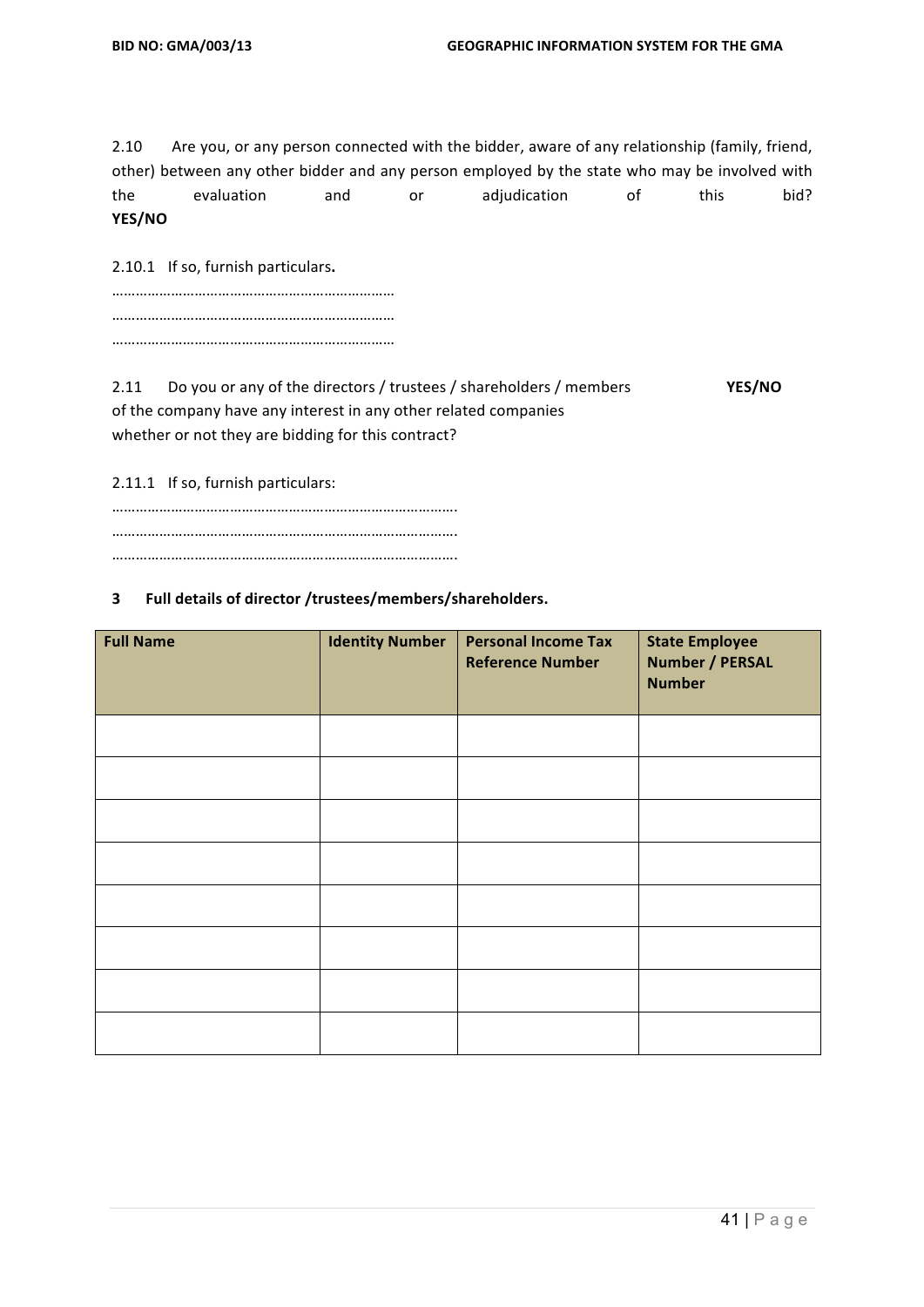2.10 Are you, or any person connected with the bidder, aware of any relationship (family, friend, other) between any other bidder and any person employed by the state who may be involved with the evaluation and or adjudication of this bid? **YES/NO**

2.10.1 If so, furnish particulars**.**

………………………………………………………………
………………………………………………………………
………………………………………………………………

2.11 Do you or any of the directors / trustees / shareholders / members of the company have any interest in any other related companies whether or not they are bidding for this contract? **YES/NO**

2.11.1 If so, furnish particulars:

…………………………………………………………………………….
…………………………………………………………………………….
…………………………………………………………………………….

**3 Full details of director /trustees/members/shareholders.**

| Full Name | Identity Number | Personal Income Tax Reference Number | State Employee Number / PERSAL Number |
|---|---|---|---|
| | | | |
| | | | |
| | | | |
| | | | |
| | | | |
| | | | |
| | | | |
| | | | |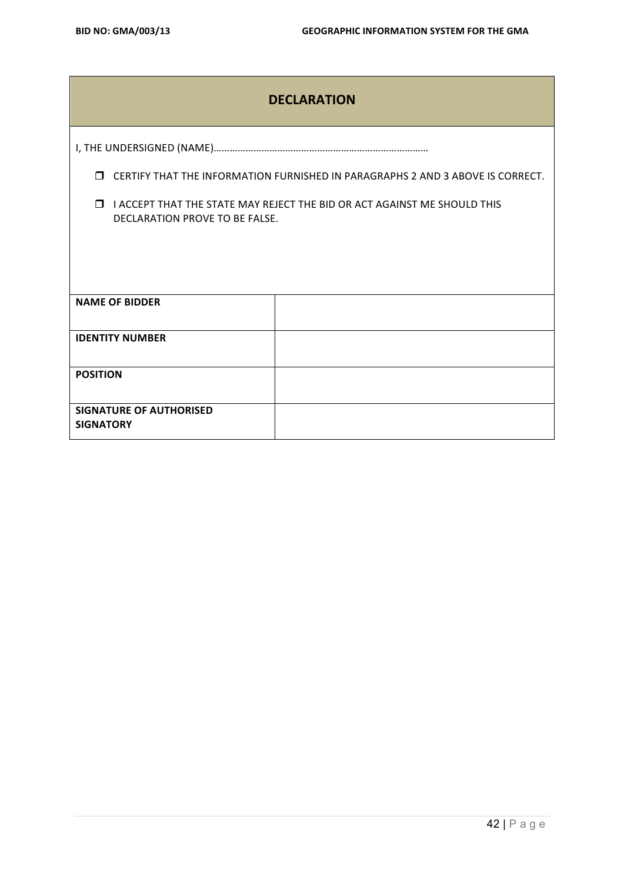## DECLARATION

I, THE UNDERSIGNED (NAME)……………………………………………………………………

- ❒ CERTIFY THAT THE INFORMATION FURNISHED IN PARAGRAPHS 2 AND 3 ABOVE IS CORRECT.
- ❒ I ACCEPT THAT THE STATE MAY REJECT THE BID OR ACT AGAINST ME SHOULD THIS DECLARATION PROVE TO BE FALSE.

| | |
|---|---|
| **NAME OF BIDDER** | |
| **IDENTITY NUMBER** | |
| **POSITION** | |
| **SIGNATURE OF AUTHORISED SIGNATORY** | |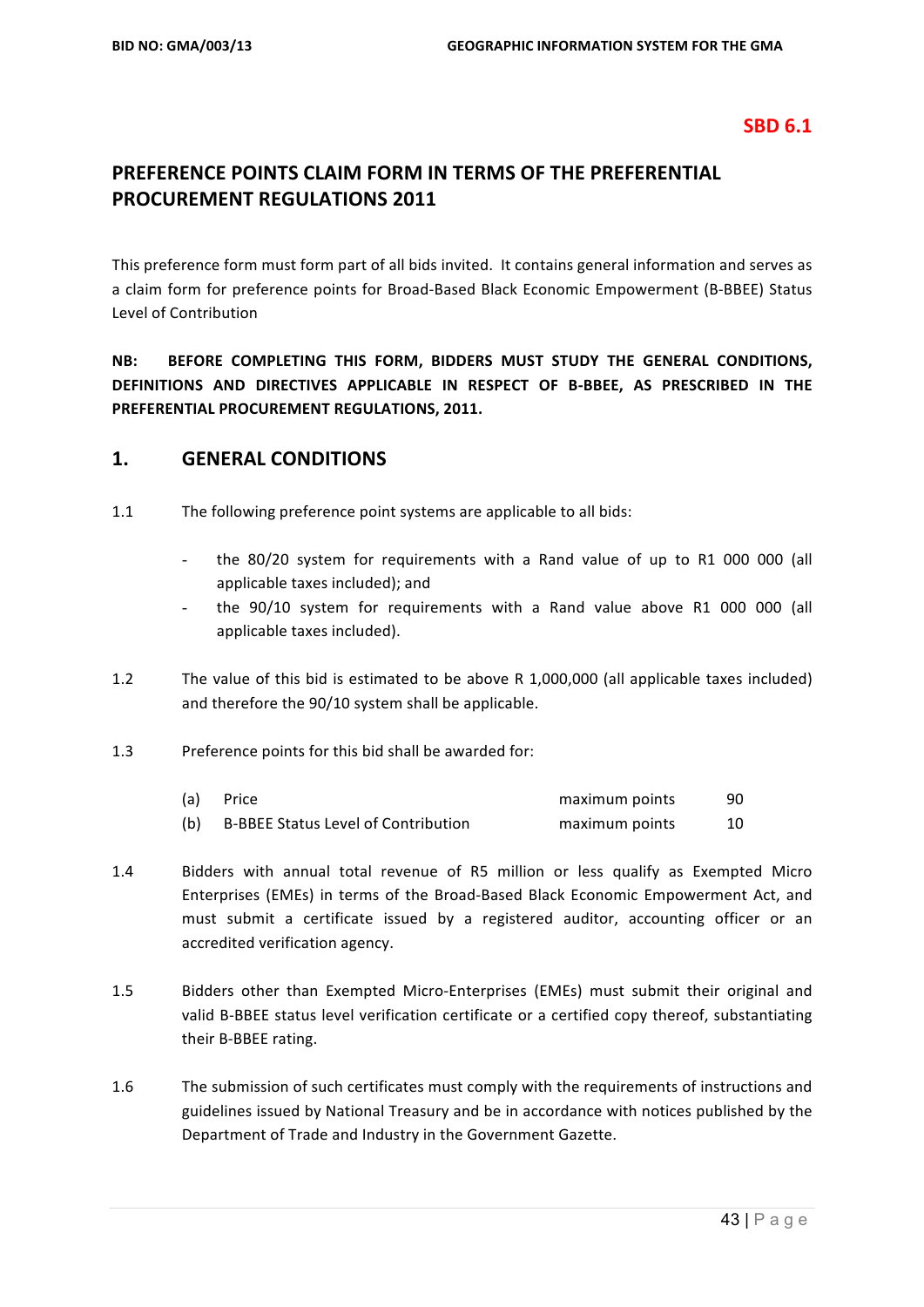**SBD 6.1**

# PREFERENCE POINTS CLAIM FORM IN TERMS OF THE PREFERENTIAL PROCUREMENT REGULATIONS 2011

This preference form must form part of all bids invited. It contains general information and serves as a claim form for preference points for Broad-Based Black Economic Empowerment (B-BBEE) Status Level of Contribution

**NB: BEFORE COMPLETING THIS FORM, BIDDERS MUST STUDY THE GENERAL CONDITIONS, DEFINITIONS AND DIRECTIVES APPLICABLE IN RESPECT OF B-BBEE, AS PRESCRIBED IN THE PREFERENTIAL PROCUREMENT REGULATIONS, 2011.**

## 1. GENERAL CONDITIONS

1.1 The following preference point systems are applicable to all bids:

- the 80/20 system for requirements with a Rand value of up to R1 000 000 (all applicable taxes included); and
- the 90/10 system for requirements with a Rand value above R1 000 000 (all applicable taxes included).

1.2 The value of this bid is estimated to be above R 1,000,000 (all applicable taxes included) and therefore the 90/10 system shall be applicable.

1.3 Preference points for this bid shall be awarded for:

| | | | |
|---|---|---|---|
| (a) | Price | maximum points | 90 |
| (b) | B-BBEE Status Level of Contribution | maximum points | 10 |

1.4 Bidders with annual total revenue of R5 million or less qualify as Exempted Micro Enterprises (EMEs) in terms of the Broad-Based Black Economic Empowerment Act, and must submit a certificate issued by a registered auditor, accounting officer or an accredited verification agency.

1.5 Bidders other than Exempted Micro-Enterprises (EMEs) must submit their original and valid B-BBEE status level verification certificate or a certified copy thereof, substantiating their B-BBEE rating.

1.6 The submission of such certificates must comply with the requirements of instructions and guidelines issued by National Treasury and be in accordance with notices published by the Department of Trade and Industry in the Government Gazette.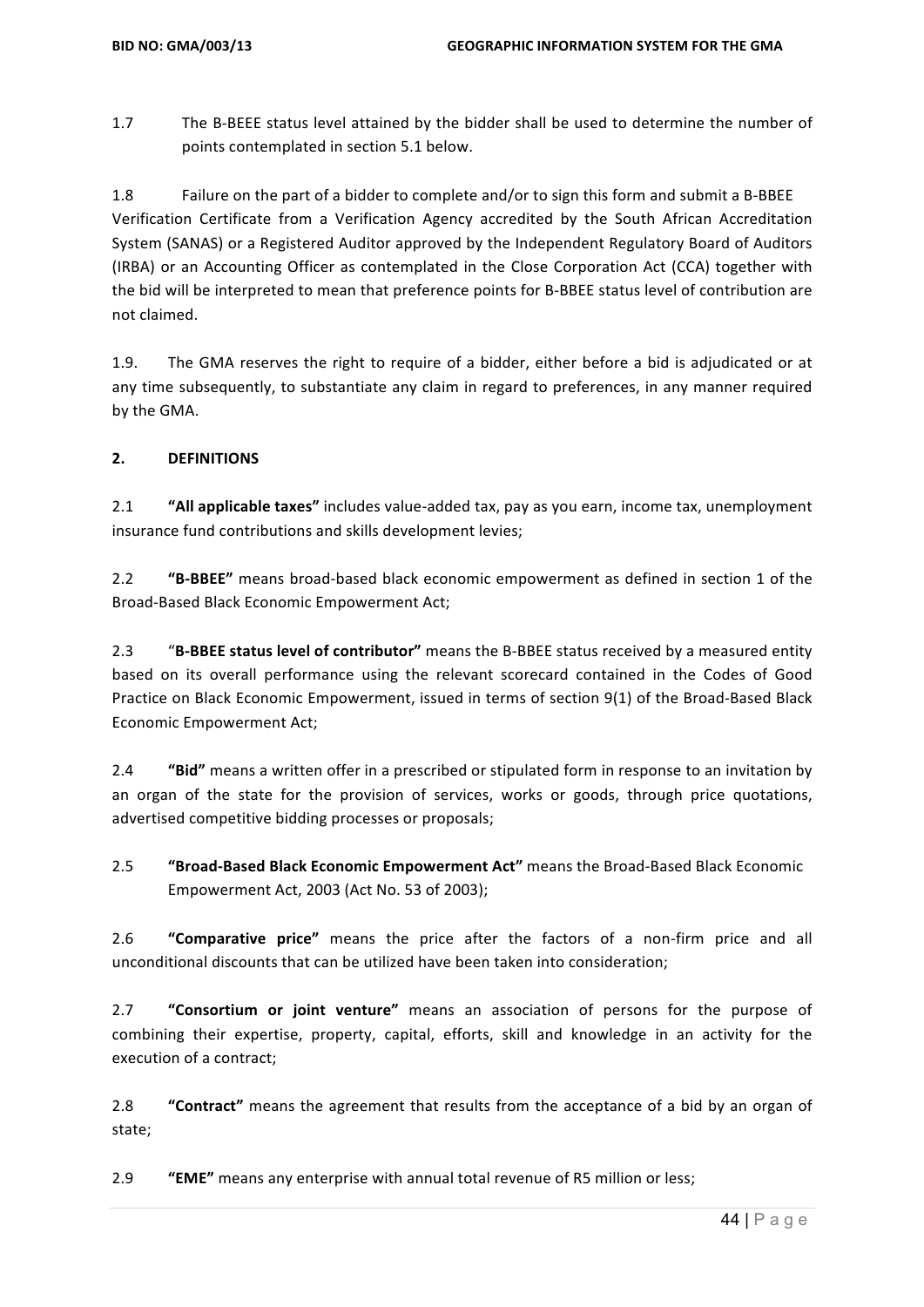1.7 The B-BEEE status level attained by the bidder shall be used to determine the number of points contemplated in section 5.1 below.

1.8 Failure on the part of a bidder to complete and/or to sign this form and submit a B-BBEE Verification Certificate from a Verification Agency accredited by the South African Accreditation System (SANAS) or a Registered Auditor approved by the Independent Regulatory Board of Auditors (IRBA) or an Accounting Officer as contemplated in the Close Corporation Act (CCA) together with the bid will be interpreted to mean that preference points for B-BBEE status level of contribution are not claimed.

1.9. The GMA reserves the right to require of a bidder, either before a bid is adjudicated or at any time subsequently, to substantiate any claim in regard to preferences, in any manner required by the GMA.

## 2. DEFINITIONS

2.1 **"All applicable taxes"** includes value-added tax, pay as you earn, income tax, unemployment insurance fund contributions and skills development levies;

2.2 **"B-BBEE"** means broad-based black economic empowerment as defined in section 1 of the Broad-Based Black Economic Empowerment Act;

2.3 "**B-BBEE status level of contributor"** means the B-BBEE status received by a measured entity based on its overall performance using the relevant scorecard contained in the Codes of Good Practice on Black Economic Empowerment, issued in terms of section 9(1) of the Broad-Based Black Economic Empowerment Act;

2.4 **"Bid"** means a written offer in a prescribed or stipulated form in response to an invitation by an organ of the state for the provision of services, works or goods, through price quotations, advertised competitive bidding processes or proposals;

2.5 **"Broad-Based Black Economic Empowerment Act"** means the Broad-Based Black Economic Empowerment Act, 2003 (Act No. 53 of 2003);

2.6 **"Comparative price"** means the price after the factors of a non-firm price and all unconditional discounts that can be utilized have been taken into consideration;

2.7 **"Consortium or joint venture"** means an association of persons for the purpose of combining their expertise, property, capital, efforts, skill and knowledge in an activity for the execution of a contract;

2.8 **"Contract"** means the agreement that results from the acceptance of a bid by an organ of state;

2.9 **"EME"** means any enterprise with annual total revenue of R5 million or less;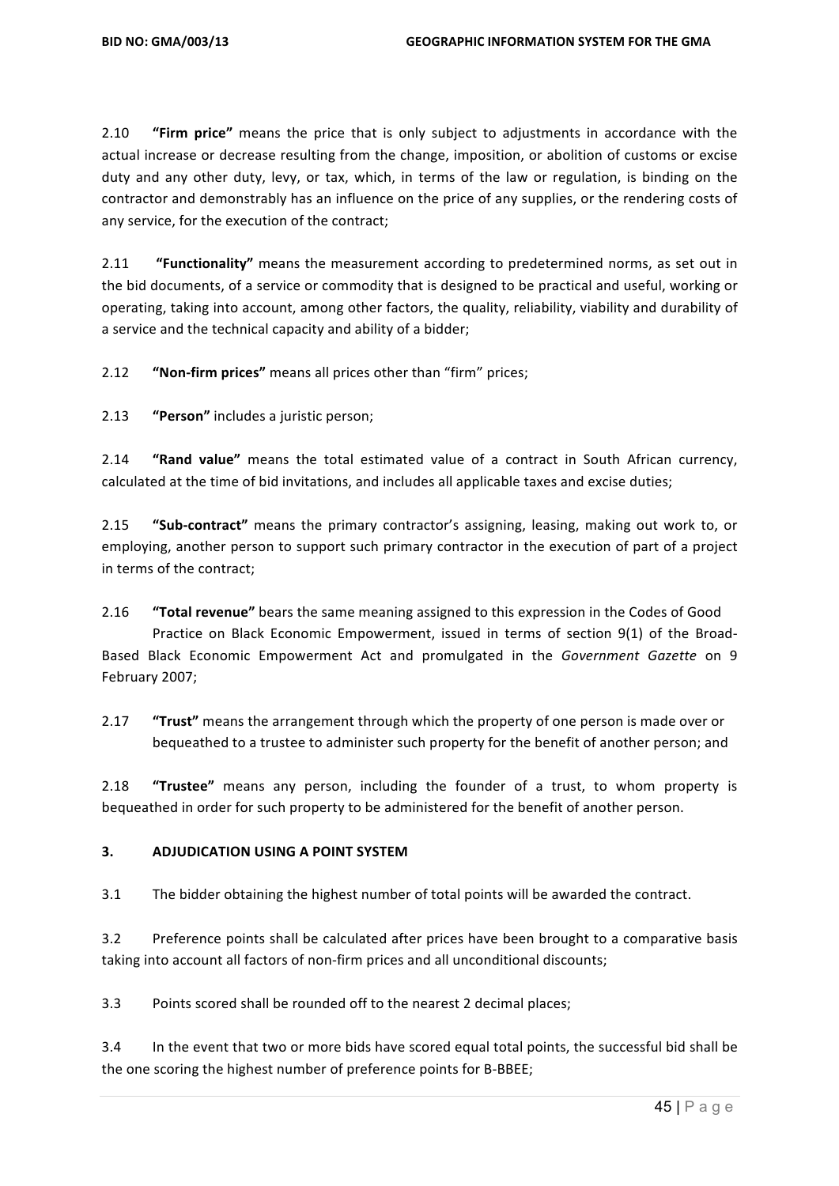2.10 **"Firm price"** means the price that is only subject to adjustments in accordance with the actual increase or decrease resulting from the change, imposition, or abolition of customs or excise duty and any other duty, levy, or tax, which, in terms of the law or regulation, is binding on the contractor and demonstrably has an influence on the price of any supplies, or the rendering costs of any service, for the execution of the contract;

2.11 **"Functionality"** means the measurement according to predetermined norms, as set out in the bid documents, of a service or commodity that is designed to be practical and useful, working or operating, taking into account, among other factors, the quality, reliability, viability and durability of a service and the technical capacity and ability of a bidder;

2.12 **"Non-firm prices"** means all prices other than "firm" prices;

2.13 **"Person"** includes a juristic person;

2.14 **"Rand value"** means the total estimated value of a contract in South African currency, calculated at the time of bid invitations, and includes all applicable taxes and excise duties;

2.15 **"Sub-contract"** means the primary contractor's assigning, leasing, making out work to, or employing, another person to support such primary contractor in the execution of part of a project in terms of the contract;

2.16 **"Total revenue"** bears the same meaning assigned to this expression in the Codes of Good Practice on Black Economic Empowerment, issued in terms of section 9(1) of the Broad-Based Black Economic Empowerment Act and promulgated in the *Government Gazette* on 9 February 2007;

2.17 **"Trust"** means the arrangement through which the property of one person is made over or bequeathed to a trustee to administer such property for the benefit of another person; and

2.18 **"Trustee"** means any person, including the founder of a trust, to whom property is bequeathed in order for such property to be administered for the benefit of another person.

## 3. ADJUDICATION USING A POINT SYSTEM

3.1 The bidder obtaining the highest number of total points will be awarded the contract.

3.2 Preference points shall be calculated after prices have been brought to a comparative basis taking into account all factors of non-firm prices and all unconditional discounts;

3.3 Points scored shall be rounded off to the nearest 2 decimal places;

3.4 In the event that two or more bids have scored equal total points, the successful bid shall be the one scoring the highest number of preference points for B-BBEE;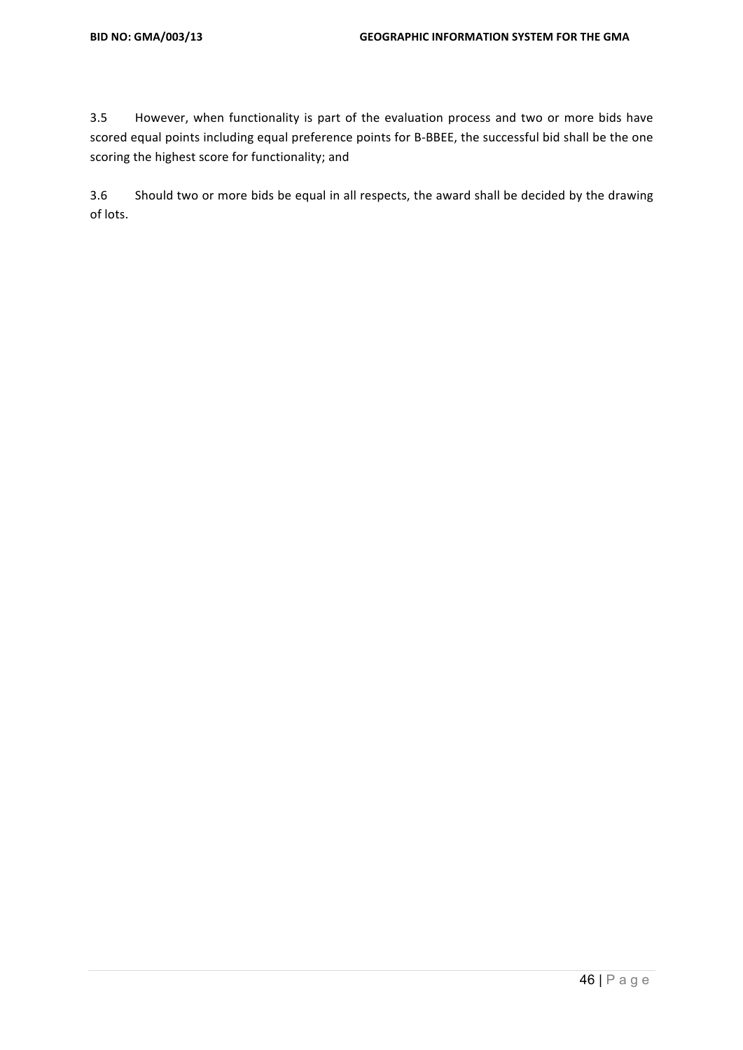3.5 However, when functionality is part of the evaluation process and two or more bids have scored equal points including equal preference points for B-BBEE, the successful bid shall be the one scoring the highest score for functionality; and

3.6 Should two or more bids be equal in all respects, the award shall be decided by the drawing of lots.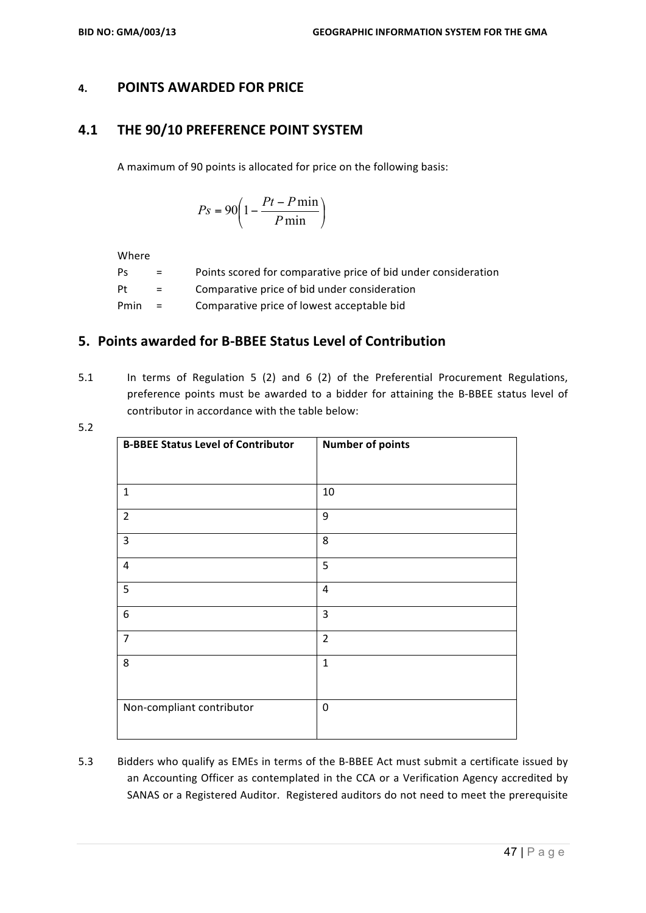## 4. POINTS AWARDED FOR PRICE

## 4.1 THE 90/10 PREFERENCE POINT SYSTEM

A maximum of 90 points is allocated for price on the following basis:

$$Ps = 90\left(1 - \frac{Pt - P\min}{P\min}\right)$$

Where

Ps = Points scored for comparative price of bid under consideration

Pt = Comparative price of bid under consideration

Pmin = Comparative price of lowest acceptable bid

## 5. Points awarded for B-BBEE Status Level of Contribution

5.1 In terms of Regulation 5 (2) and 6 (2) of the Preferential Procurement Regulations, preference points must be awarded to a bidder for attaining the B-BBEE status level of contributor in accordance with the table below:

5.2

| B-BBEE Status Level of Contributor | Number of points |
|---|---|
| 1 | 10 |
| 2 | 9 |
| 3 | 8 |
| 4 | 5 |
| 5 | 4 |
| 6 | 3 |
| 7 | 2 |
| 8 | 1 |
| Non-compliant contributor | 0 |

5.3 Bidders who qualify as EMEs in terms of the B-BBEE Act must submit a certificate issued by an Accounting Officer as contemplated in the CCA or a Verification Agency accredited by SANAS or a Registered Auditor. Registered auditors do not need to meet the prerequisite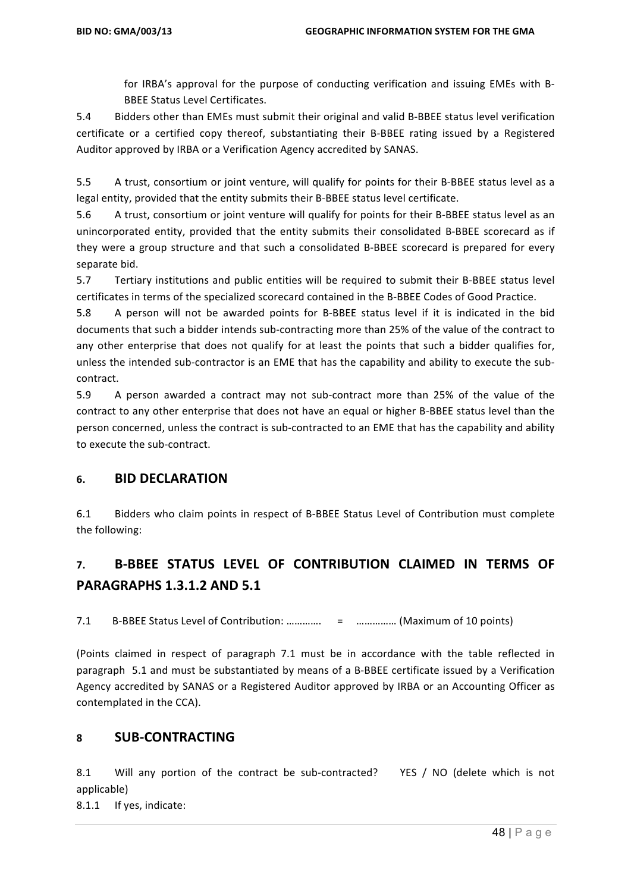for IRBA's approval for the purpose of conducting verification and issuing EMEs with B-BBEE Status Level Certificates.

5.4 Bidders other than EMEs must submit their original and valid B-BBEE status level verification certificate or a certified copy thereof, substantiating their B-BBEE rating issued by a Registered Auditor approved by IRBA or a Verification Agency accredited by SANAS.

5.5 A trust, consortium or joint venture, will qualify for points for their B-BBEE status level as a legal entity, provided that the entity submits their B-BBEE status level certificate.

5.6 A trust, consortium or joint venture will qualify for points for their B-BBEE status level as an unincorporated entity, provided that the entity submits their consolidated B-BBEE scorecard as if they were a group structure and that such a consolidated B-BBEE scorecard is prepared for every separate bid.

5.7 Tertiary institutions and public entities will be required to submit their B-BBEE status level certificates in terms of the specialized scorecard contained in the B-BBEE Codes of Good Practice.

5.8 A person will not be awarded points for B-BBEE status level if it is indicated in the bid documents that such a bidder intends sub-contracting more than 25% of the value of the contract to any other enterprise that does not qualify for at least the points that such a bidder qualifies for, unless the intended sub-contractor is an EME that has the capability and ability to execute the sub-contract.

5.9 A person awarded a contract may not sub-contract more than 25% of the value of the contract to any other enterprise that does not have an equal or higher B-BBEE status level than the person concerned, unless the contract is sub-contracted to an EME that has the capability and ability to execute the sub-contract.

## 6. BID DECLARATION

6.1 Bidders who claim points in respect of B-BBEE Status Level of Contribution must complete the following:

## 7. B-BBEE STATUS LEVEL OF CONTRIBUTION CLAIMED IN TERMS OF PARAGRAPHS 1.3.1.2 AND 5.1

7.1 B-BBEE Status Level of Contribution: …………. = …………… (Maximum of 10 points)

(Points claimed in respect of paragraph 7.1 must be in accordance with the table reflected in paragraph 5.1 and must be substantiated by means of a B-BBEE certificate issued by a Verification Agency accredited by SANAS or a Registered Auditor approved by IRBA or an Accounting Officer as contemplated in the CCA).

## 8 SUB-CONTRACTING

8.1 Will any portion of the contract be sub-contracted? YES / NO (delete which is not applicable)

8.1.1 If yes, indicate: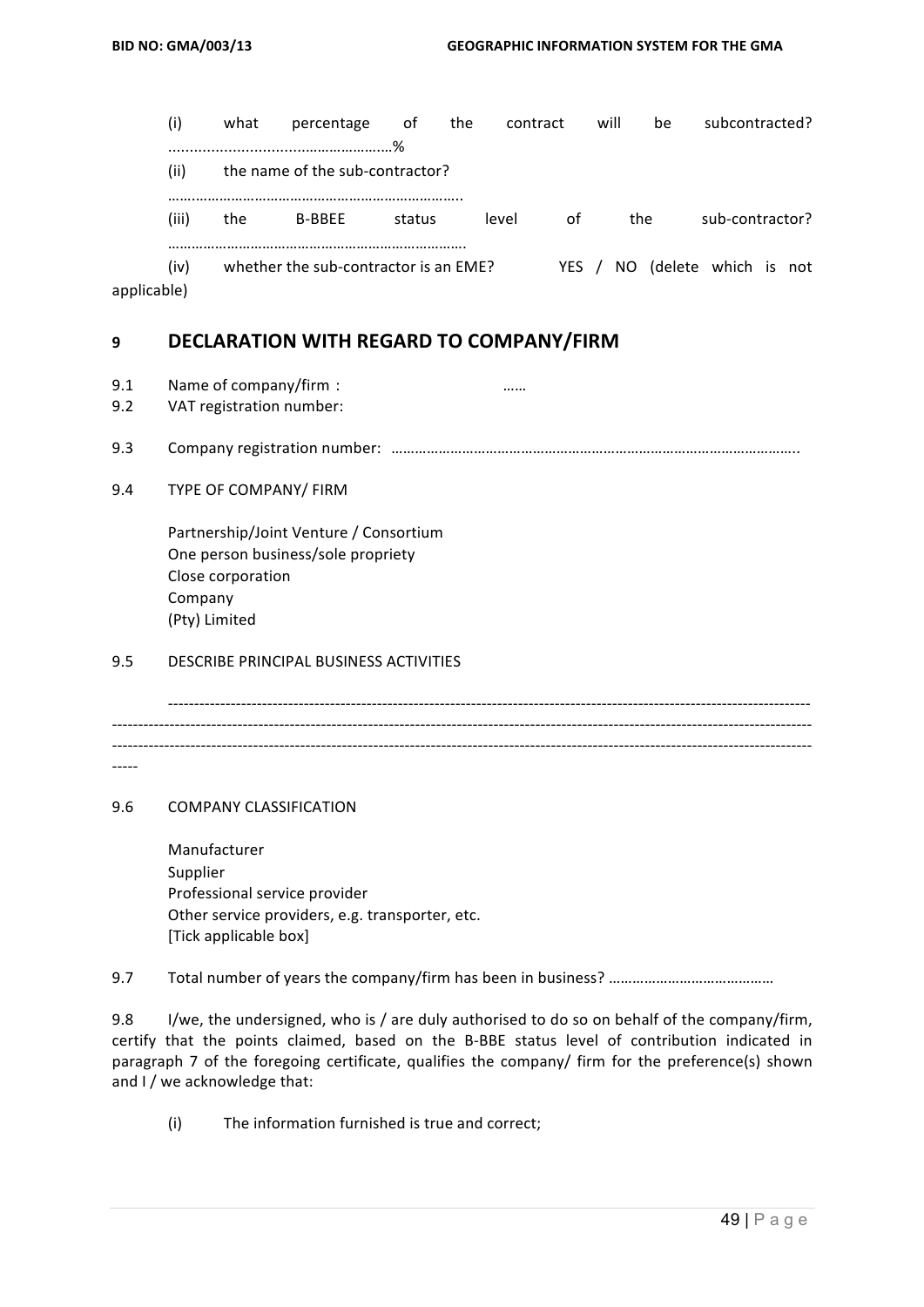(i) what percentage of the contract will be subcontracted? ......................................................%

(ii) the name of the sub-contractor? ………………………………………………………………..

(iii) the B-BBEE status level of the sub-contractor? ……………………………………………………………….

(iv) whether the sub-contractor is an EME? YES / NO (delete which is not applicable)

## 9 DECLARATION WITH REGARD TO COMPANY/FIRM

9.1 Name of company/firm : ……

9.2 VAT registration number:

9.3 Company registration number: ………………………………………………………………………………………..

9.4 TYPE OF COMPANY/ FIRM

Partnership/Joint Venture / Consortium
One person business/sole propriety
Close corporation
Company
(Pty) Limited

9.5 DESCRIBE PRINCIPAL BUSINESS ACTIVITIES

----------------------------------------------------------------------------------------------------------------------------------------------------------------------------------------------------------------------------------------------------------------------------------------------------------------------------------------------------------------------

9.6 COMPANY CLASSIFICATION

Manufacturer
Supplier
Professional service provider
Other service providers, e.g. transporter, etc.
[Tick applicable box]

9.7 Total number of years the company/firm has been in business? ……………………………………

9.8 I/we, the undersigned, who is / are duly authorised to do so on behalf of the company/firm, certify that the points claimed, based on the B-BBE status level of contribution indicated in paragraph 7 of the foregoing certificate, qualifies the company/ firm for the preference(s) shown and I / we acknowledge that:

(i) The information furnished is true and correct;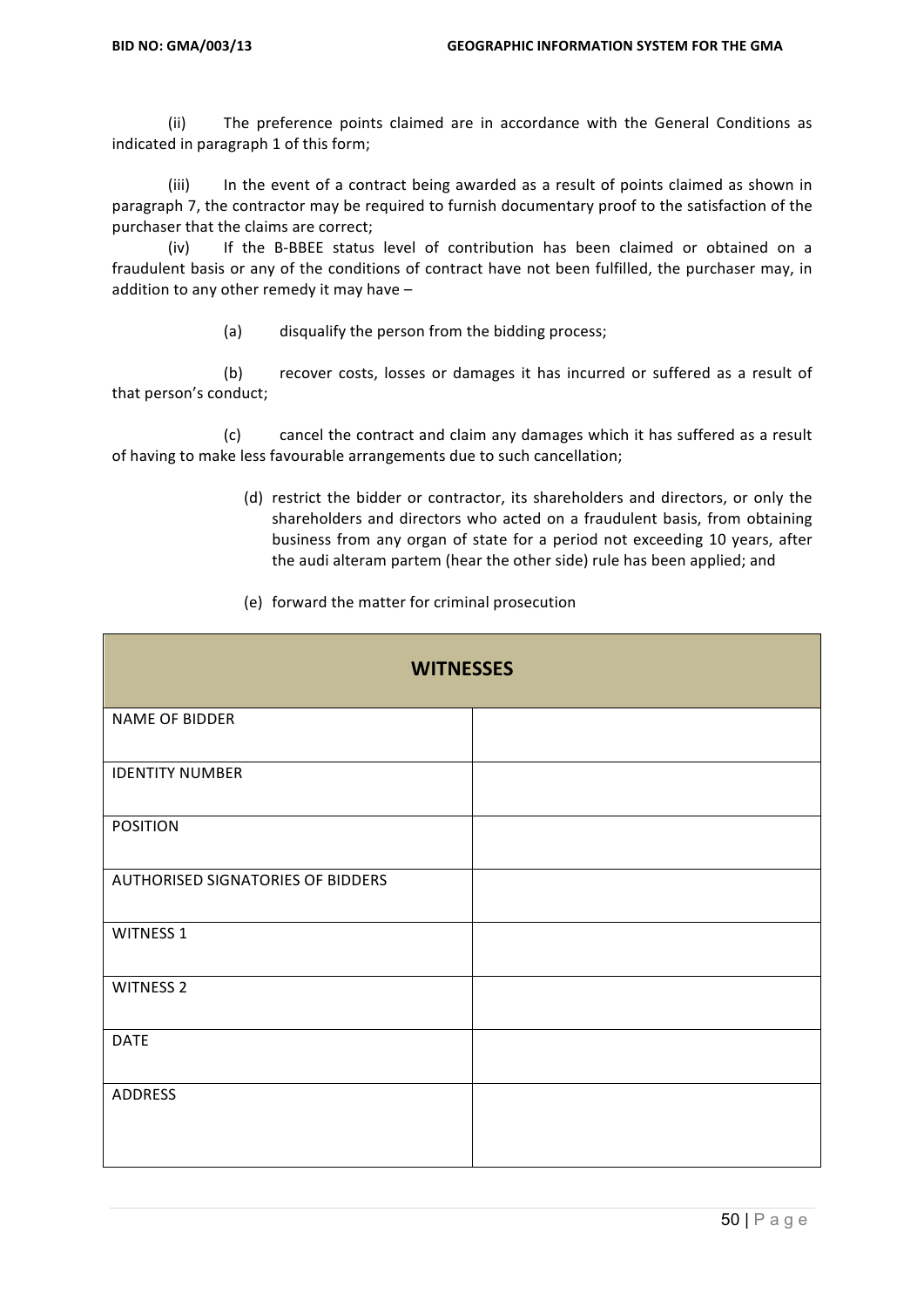(ii) The preference points claimed are in accordance with the General Conditions as indicated in paragraph 1 of this form;

(iii) In the event of a contract being awarded as a result of points claimed as shown in paragraph 7, the contractor may be required to furnish documentary proof to the satisfaction of the purchaser that the claims are correct;

(iv) If the B-BBEE status level of contribution has been claimed or obtained on a fraudulent basis or any of the conditions of contract have not been fulfilled, the purchaser may, in addition to any other remedy it may have –

(a) disqualify the person from the bidding process;

(b) recover costs, losses or damages it has incurred or suffered as a result of that person's conduct;

(c) cancel the contract and claim any damages which it has suffered as a result of having to make less favourable arrangements due to such cancellation;

(d) restrict the bidder or contractor, its shareholders and directors, or only the shareholders and directors who acted on a fraudulent basis, from obtaining business from any organ of state for a period not exceeding 10 years, after the audi alteram partem (hear the other side) rule has been applied; and

(e) forward the matter for criminal prosecution

| **WITNESSES** | |
|---|---|
| NAME OF BIDDER | |
| IDENTITY NUMBER | |
| POSITION | |
| AUTHORISED SIGNATORIES OF BIDDERS | |
| WITNESS 1 | |
| WITNESS 2 | |
| DATE | |
| ADDRESS | |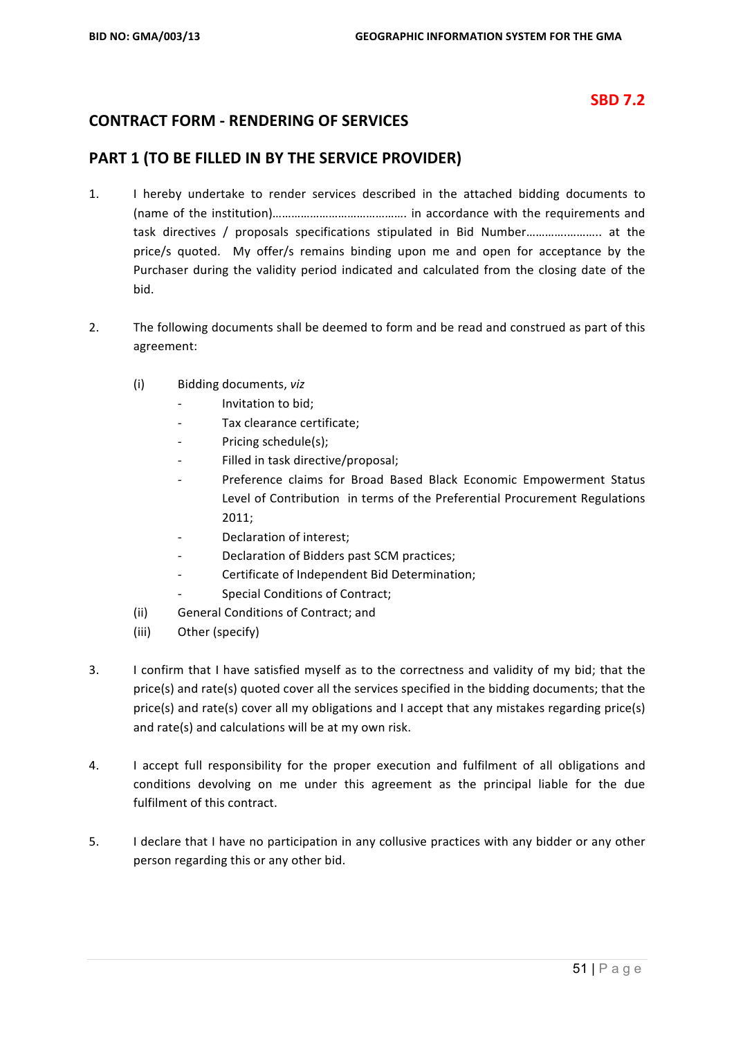**SBD 7.2**

## CONTRACT FORM - RENDERING OF SERVICES

## PART 1 (TO BE FILLED IN BY THE SERVICE PROVIDER)

1. I hereby undertake to render services described in the attached bidding documents to (name of the institution)……………………………………. in accordance with the requirements and task directives / proposals specifications stipulated in Bid Number………….……….. at the price/s quoted. My offer/s remains binding upon me and open for acceptance by the Purchaser during the validity period indicated and calculated from the closing date of the bid.

2. The following documents shall be deemed to form and be read and construed as part of this agreement:

   (i) Bidding documents, *viz*
   - Invitation to bid;
   - Tax clearance certificate;
   - Pricing schedule(s);
   - Filled in task directive/proposal;
   - Preference claims for Broad Based Black Economic Empowerment Status Level of Contribution in terms of the Preferential Procurement Regulations 2011;
   - Declaration of interest;
   - Declaration of Bidders past SCM practices;
   - Certificate of Independent Bid Determination;
   - Special Conditions of Contract;

   (ii) General Conditions of Contract; and

   (iii) Other (specify)

3. I confirm that I have satisfied myself as to the correctness and validity of my bid; that the price(s) and rate(s) quoted cover all the services specified in the bidding documents; that the price(s) and rate(s) cover all my obligations and I accept that any mistakes regarding price(s) and rate(s) and calculations will be at my own risk.

4. I accept full responsibility for the proper execution and fulfilment of all obligations and conditions devolving on me under this agreement as the principal liable for the due fulfilment of this contract.

5. I declare that I have no participation in any collusive practices with any bidder or any other person regarding this or any other bid.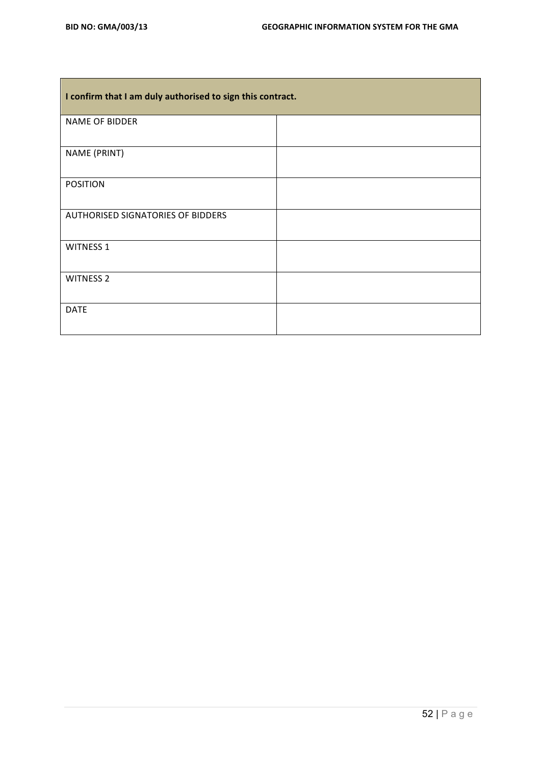| I confirm that I am duly authorised to sign this contract. | |
|---|---|
| NAME OF BIDDER | |
| NAME (PRINT) | |
| POSITION | |
| AUTHORISED SIGNATORIES OF BIDDERS | |
| WITNESS 1 | |
| WITNESS 2 | |
| DATE | |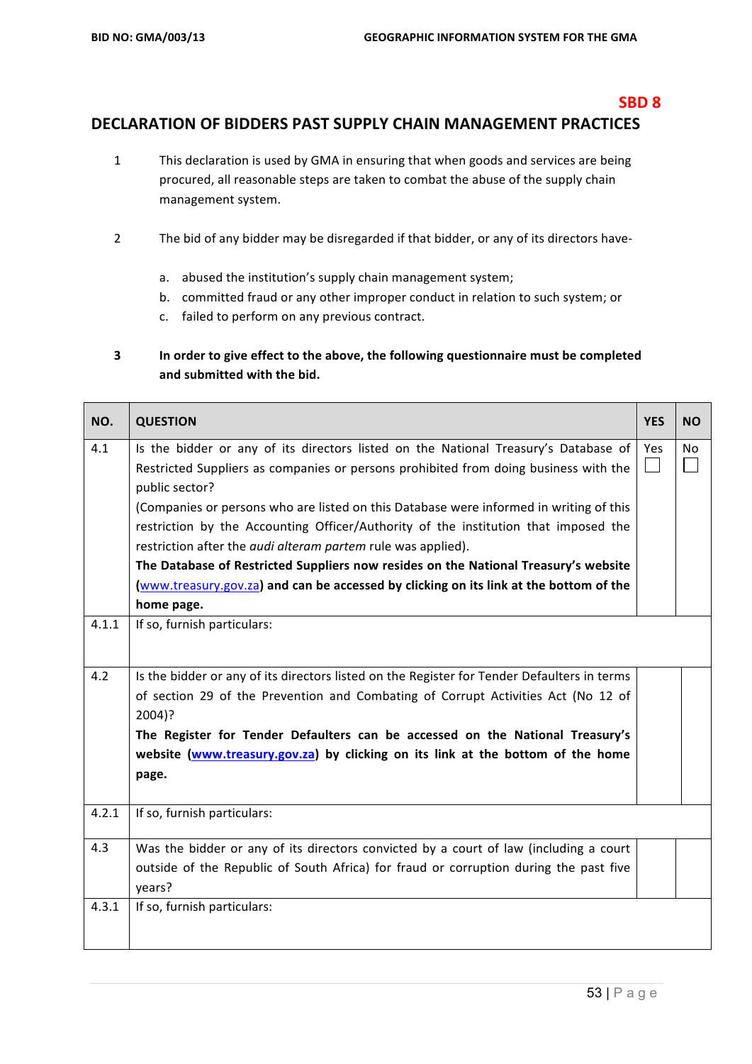**SBD 8**

# DECLARATION OF BIDDERS PAST SUPPLY CHAIN MANAGEMENT PRACTICES

1. This declaration is used by GMA in ensuring that when goods and services are being procured, all reasonable steps are taken to combat the abuse of the supply chain management system.

2. The bid of any bidder may be disregarded if that bidder, or any of its directors have-

   a. abused the institution's supply chain management system;
   b. committed fraud or any other improper conduct in relation to such system; or
   c. failed to perform on any previous contract.

3. **In order to give effect to the above, the following questionnaire must be completed and submitted with the bid.**

| NO. | QUESTION | YES | NO |
|---|---|---|---|
| 4.1 | Is the bidder or any of its directors listed on the National Treasury's Database of Restricted Suppliers as companies or persons prohibited from doing business with the public sector?<br>(Companies or persons who are listed on this Database were informed in writing of this restriction by the Accounting Officer/Authority of the institution that imposed the restriction after the *audi alteram partem* rule was applied).<br>**The Database of Restricted Suppliers now resides on the National Treasury's website (www.treasury.gov.za) and can be accessed by clicking on its link at the bottom of the home page.** | Yes ☐ | No ☐ |
| 4.1.1 | If so, furnish particulars: | | |
| 4.2 | Is the bidder or any of its directors listed on the Register for Tender Defaulters in terms of section 29 of the Prevention and Combating of Corrupt Activities Act (No 12 of 2004)?<br>**The Register for Tender Defaulters can be accessed on the National Treasury's website (www.treasury.gov.za) by clicking on its link at the bottom of the home page.** | | |
| 4.2.1 | If so, furnish particulars: | | |
| 4.3 | Was the bidder or any of its directors convicted by a court of law (including a court outside of the Republic of South Africa) for fraud or corruption during the past five years? | | |
| 4.3.1 | If so, furnish particulars: | | |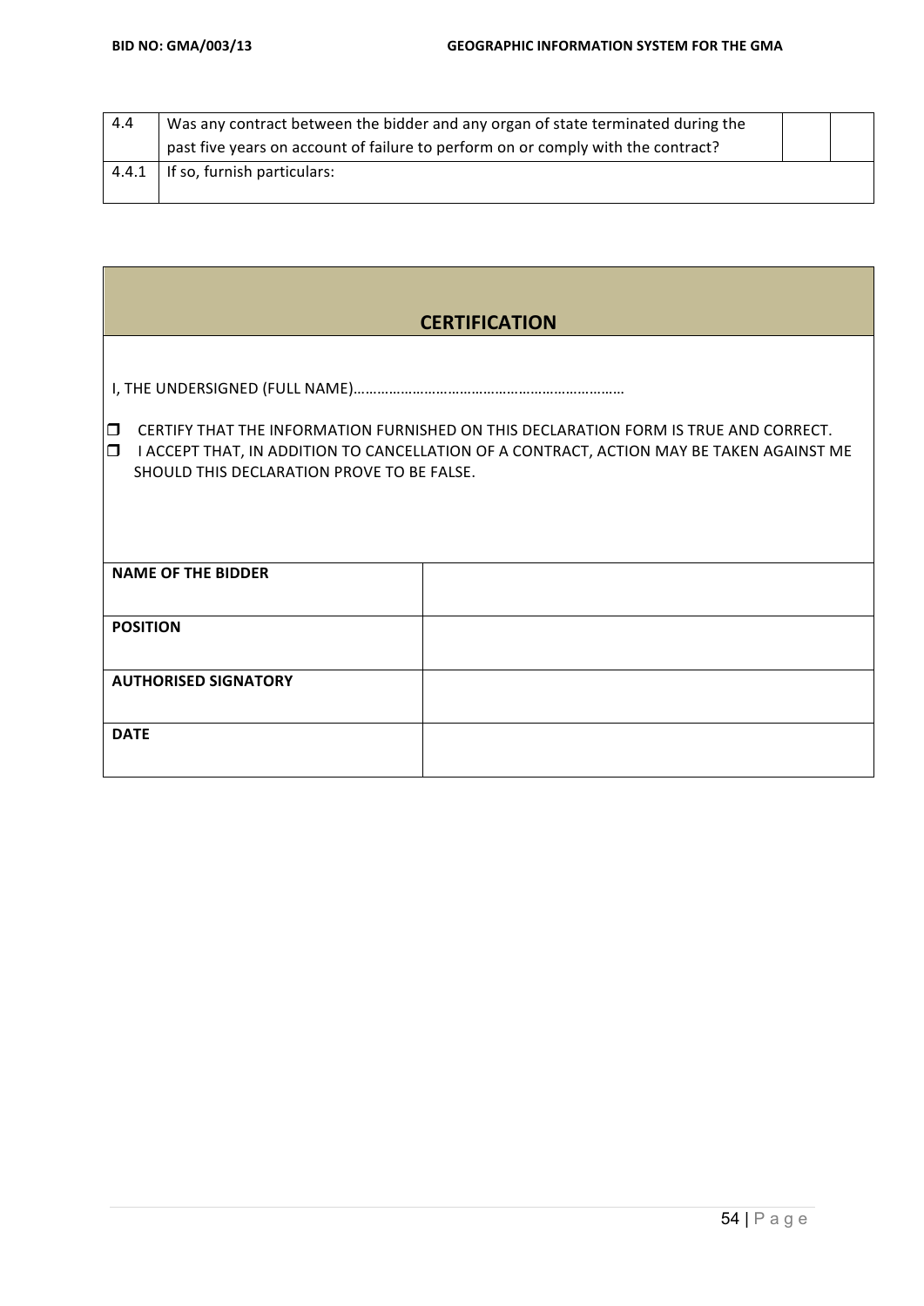| 4.4 | Was any contract between the bidder and any organ of state terminated during the past five years on account of failure to perform on or comply with the contract? | | |
|---|---|---|---|
| 4.4.1 | If so, furnish particulars: | | |

## CERTIFICATION

I, THE UNDERSIGNED (FULL NAME)…………………………………………………………

- ☐ CERTIFY THAT THE INFORMATION FURNISHED ON THIS DECLARATION FORM IS TRUE AND CORRECT.
- ☐ I ACCEPT THAT, IN ADDITION TO CANCELLATION OF A CONTRACT, ACTION MAY BE TAKEN AGAINST ME SHOULD THIS DECLARATION PROVE TO BE FALSE.

| | |
|---|---|
| **NAME OF THE BIDDER** | |
| **POSITION** | |
| **AUTHORISED SIGNATORY** | |
| **DATE** | |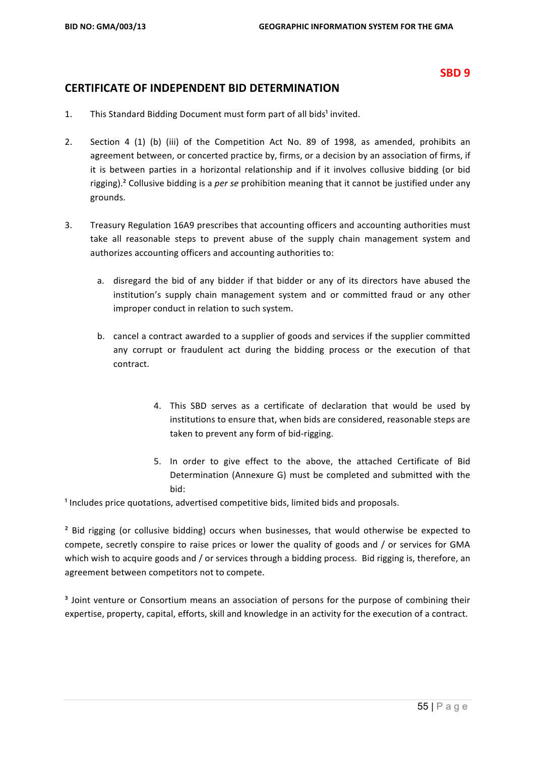**SBD 9**

## CERTIFICATE OF INDEPENDENT BID DETERMINATION

1. This Standard Bidding Document must form part of all bids[1] invited.

2. Section 4 (1) (b) (iii) of the Competition Act No. 89 of 1998, as amended, prohibits an agreement between, or concerted practice by, firms, or a decision by an association of firms, if it is between parties in a horizontal relationship and if it involves collusive bidding (or bid rigging).[2] Collusive bidding is a *per se* prohibition meaning that it cannot be justified under any grounds.

3. Treasury Regulation 16A9 prescribes that accounting officers and accounting authorities must take all reasonable steps to prevent abuse of the supply chain management system and authorizes accounting officers and accounting authorities to:

   a. disregard the bid of any bidder if that bidder or any of its directors have abused the institution's supply chain management system and or committed fraud or any other improper conduct in relation to such system.

   b. cancel a contract awarded to a supplier of goods and services if the supplier committed any corrupt or fraudulent act during the bidding process or the execution of that contract.

4. This SBD serves as a certificate of declaration that would be used by institutions to ensure that, when bids are considered, reasonable steps are taken to prevent any form of bid-rigging.

5. In order to give effect to the above, the attached Certificate of Bid Determination (Annexure G) must be completed and submitted with the bid:

[1] Includes price quotations, advertised competitive bids, limited bids and proposals.

[2] Bid rigging (or collusive bidding) occurs when businesses, that would otherwise be expected to compete, secretly conspire to raise prices or lower the quality of goods and / or services for GMA which wish to acquire goods and / or services through a bidding process. Bid rigging is, therefore, an agreement between competitors not to compete.

[3] Joint venture or Consortium means an association of persons for the purpose of combining their expertise, property, capital, efforts, skill and knowledge in an activity for the execution of a contract.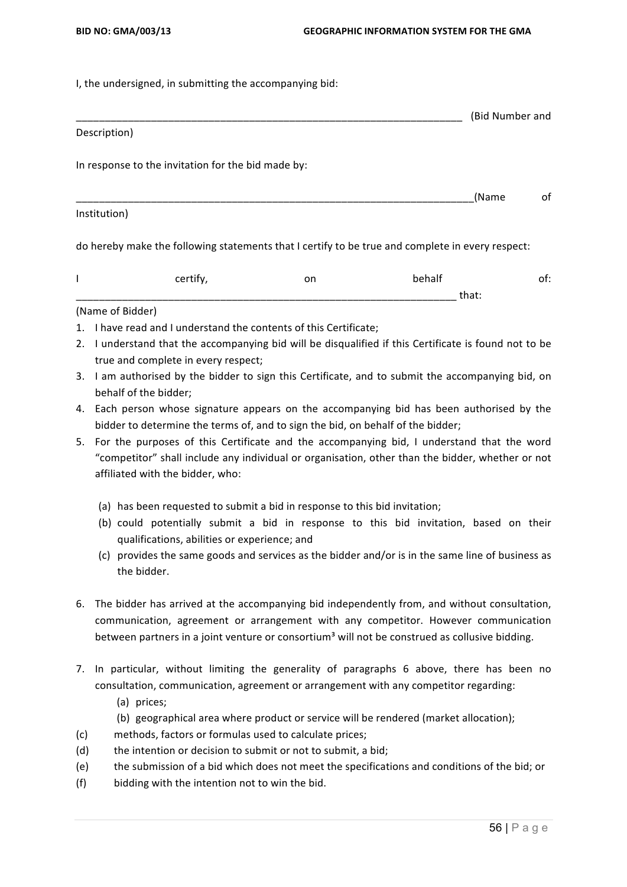I, the undersigned, in submitting the accompanying bid:

_____________________________________________________________________ (Bid Number and Description)

In response to the invitation for the bid made by:

_______________________________________________________________________(Name of Institution)

do hereby make the following statements that I certify to be true and complete in every respect:

I certify, on behalf of: ___________________________________________________________________ that:
(Name of Bidder)

1. I have read and I understand the contents of this Certificate;
2. I understand that the accompanying bid will be disqualified if this Certificate is found not to be true and complete in every respect;
3. I am authorised by the bidder to sign this Certificate, and to submit the accompanying bid, on behalf of the bidder;
4. Each person whose signature appears on the accompanying bid has been authorised by the bidder to determine the terms of, and to sign the bid, on behalf of the bidder;
5. For the purposes of this Certificate and the accompanying bid, I understand that the word "competitor" shall include any individual or organisation, other than the bidder, whether or not affiliated with the bidder, who:

   (a) has been requested to submit a bid in response to this bid invitation;
   (b) could potentially submit a bid in response to this bid invitation, based on their qualifications, abilities or experience; and
   (c) provides the same goods and services as the bidder and/or is in the same line of business as the bidder.

6. The bidder has arrived at the accompanying bid independently from, and without consultation, communication, agreement or arrangement with any competitor. However communication between partners in a joint venture or consortium[3] will not be construed as collusive bidding.

7. In particular, without limiting the generality of paragraphs 6 above, there has been no consultation, communication, agreement or arrangement with any competitor regarding:
   (a) prices;
   (b) geographical area where product or service will be rendered (market allocation);
   (c) methods, factors or formulas used to calculate prices;
   (d) the intention or decision to submit or not to submit, a bid;
   (e) the submission of a bid which does not meet the specifications and conditions of the bid; or
   (f) bidding with the intention not to win the bid.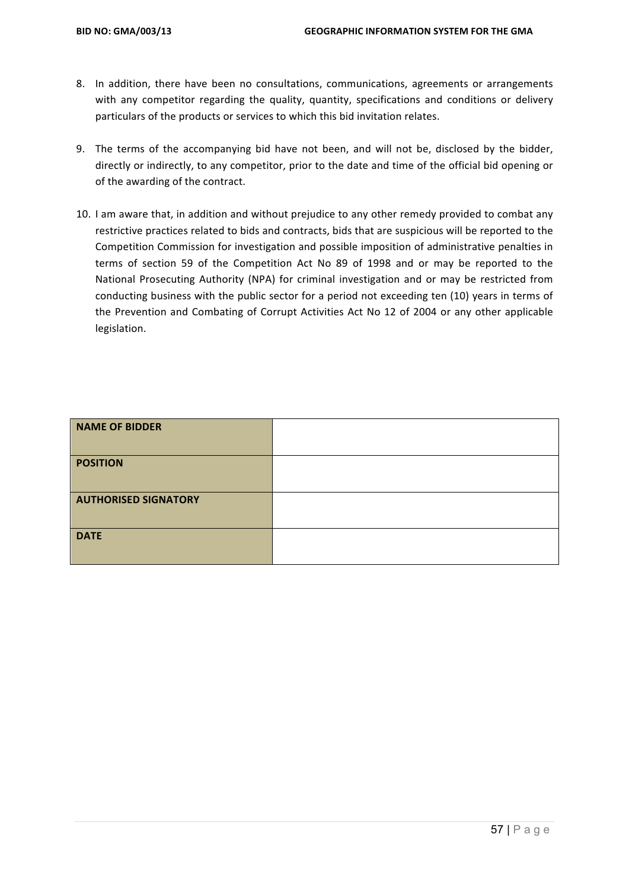8. In addition, there have been no consultations, communications, agreements or arrangements with any competitor regarding the quality, quantity, specifications and conditions or delivery particulars of the products or services to which this bid invitation relates.

9. The terms of the accompanying bid have not been, and will not be, disclosed by the bidder, directly or indirectly, to any competitor, prior to the date and time of the official bid opening or of the awarding of the contract.

10. I am aware that, in addition and without prejudice to any other remedy provided to combat any restrictive practices related to bids and contracts, bids that are suspicious will be reported to the Competition Commission for investigation and possible imposition of administrative penalties in terms of section 59 of the Competition Act No 89 of 1998 and or may be reported to the National Prosecuting Authority (NPA) for criminal investigation and or may be restricted from conducting business with the public sector for a period not exceeding ten (10) years in terms of the Prevention and Combating of Corrupt Activities Act No 12 of 2004 or any other applicable legislation.

| **NAME OF BIDDER** | |
|---|---|
| **POSITION** | |
| **AUTHORISED SIGNATORY** | |
| **DATE** | |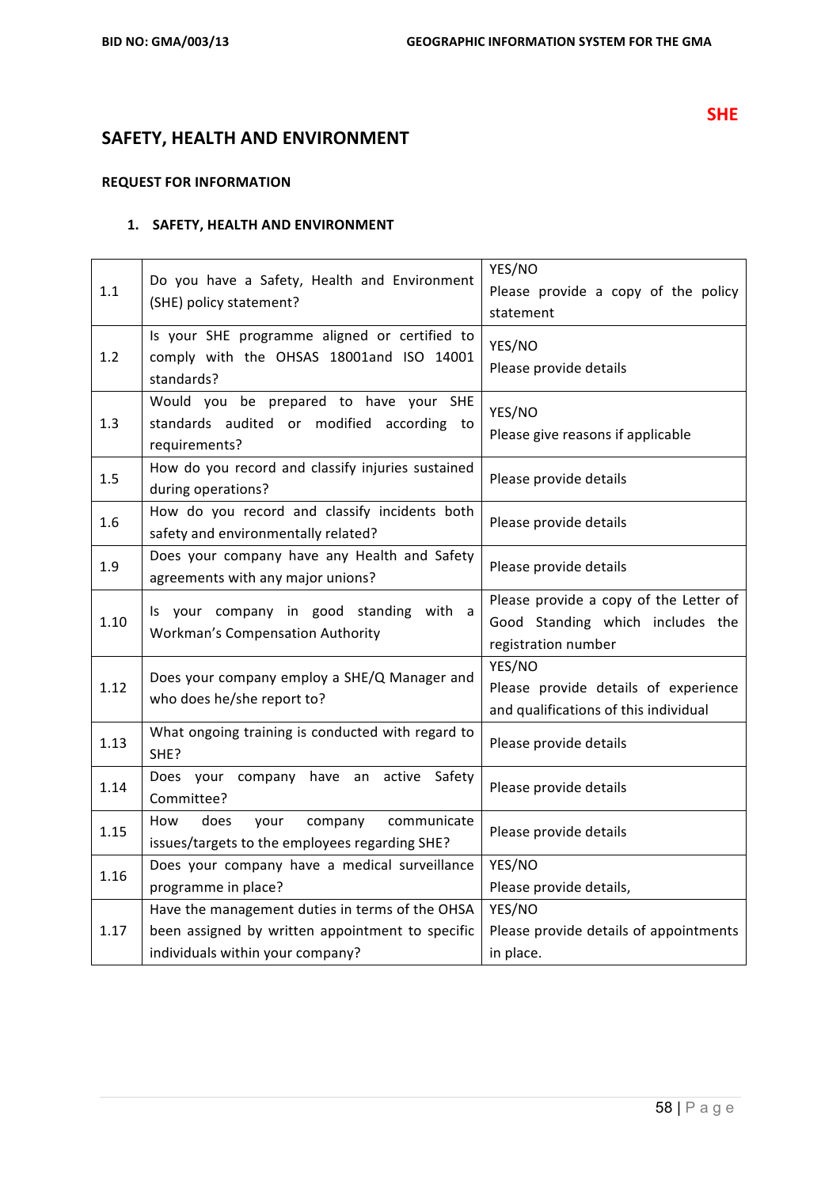**SHE**

# SAFETY, HEALTH AND ENVIRONMENT

**REQUEST FOR INFORMATION**

## 1. SAFETY, HEALTH AND ENVIRONMENT

| | | |
|---|---|---|
| 1.1 | Do you have a Safety, Health and Environment (SHE) policy statement? | YES/NO<br>Please provide a copy of the policy statement |
| 1.2 | Is your SHE programme aligned or certified to comply with the OHSAS 18001and ISO 14001 standards? | YES/NO<br>Please provide details |
| 1.3 | Would you be prepared to have your SHE standards audited or modified according to requirements? | YES/NO<br>Please give reasons if applicable |
| 1.5 | How do you record and classify injuries sustained during operations? | Please provide details |
| 1.6 | How do you record and classify incidents both safety and environmentally related? | Please provide details |
| 1.9 | Does your company have any Health and Safety agreements with any major unions? | Please provide details |
| 1.10 | Is your company in good standing with a Workman's Compensation Authority | Please provide a copy of the Letter of Good Standing which includes the registration number |
| 1.12 | Does your company employ a SHE/Q Manager and who does he/she report to? | YES/NO<br>Please provide details of experience and qualifications of this individual |
| 1.13 | What ongoing training is conducted with regard to SHE? | Please provide details |
| 1.14 | Does your company have an active Safety Committee? | Please provide details |
| 1.15 | How does your company communicate issues/targets to the employees regarding SHE? | Please provide details |
| 1.16 | Does your company have a medical surveillance programme in place? | YES/NO<br>Please provide details, |
| 1.17 | Have the management duties in terms of the OHSA been assigned by written appointment to specific individuals within your company? | YES/NO<br>Please provide details of appointments in place. |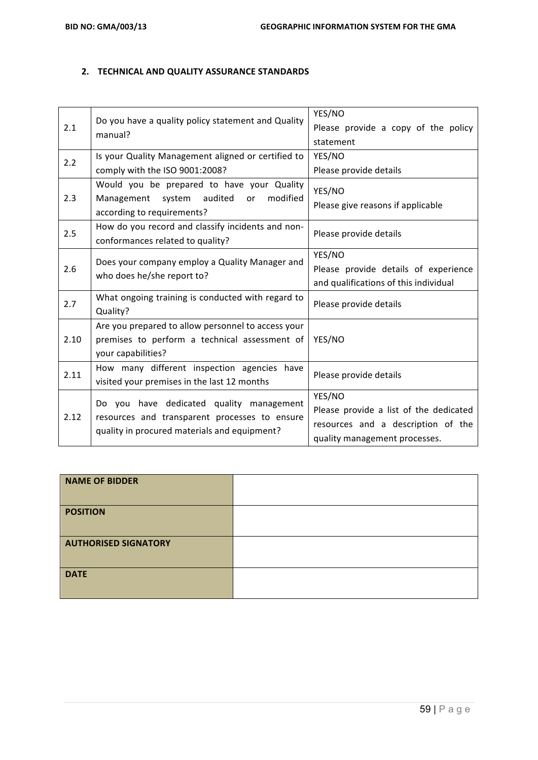## 2. TECHNICAL AND QUALITY ASSURANCE STANDARDS

| | | |
|---|---|---|
| 2.1 | Do you have a quality policy statement and Quality manual? | YES/NO<br>Please provide a copy of the policy statement |
| 2.2 | Is your Quality Management aligned or certified to comply with the ISO 9001:2008? | YES/NO<br>Please provide details |
| 2.3 | Would you be prepared to have your Quality Management system audited or modified according to requirements? | YES/NO<br>Please give reasons if applicable |
| 2.5 | How do you record and classify incidents and non-conformances related to quality? | Please provide details |
| 2.6 | Does your company employ a Quality Manager and who does he/she report to? | YES/NO<br>Please provide details of experience and qualifications of this individual |
| 2.7 | What ongoing training is conducted with regard to Quality? | Please provide details |
| 2.10 | Are you prepared to allow personnel to access your premises to perform a technical assessment of your capabilities? | YES/NO |
| 2.11 | How many different inspection agencies have visited your premises in the last 12 months | Please provide details |
| 2.12 | Do you have dedicated quality management resources and transparent processes to ensure quality in procured materials and equipment? | YES/NO<br>Please provide a list of the dedicated resources and a description of the quality management processes. |

| | |
|---|---|
| **NAME OF BIDDER** | |
| **POSITION** | |
| **AUTHORISED SIGNATORY** | |
| **DATE** | |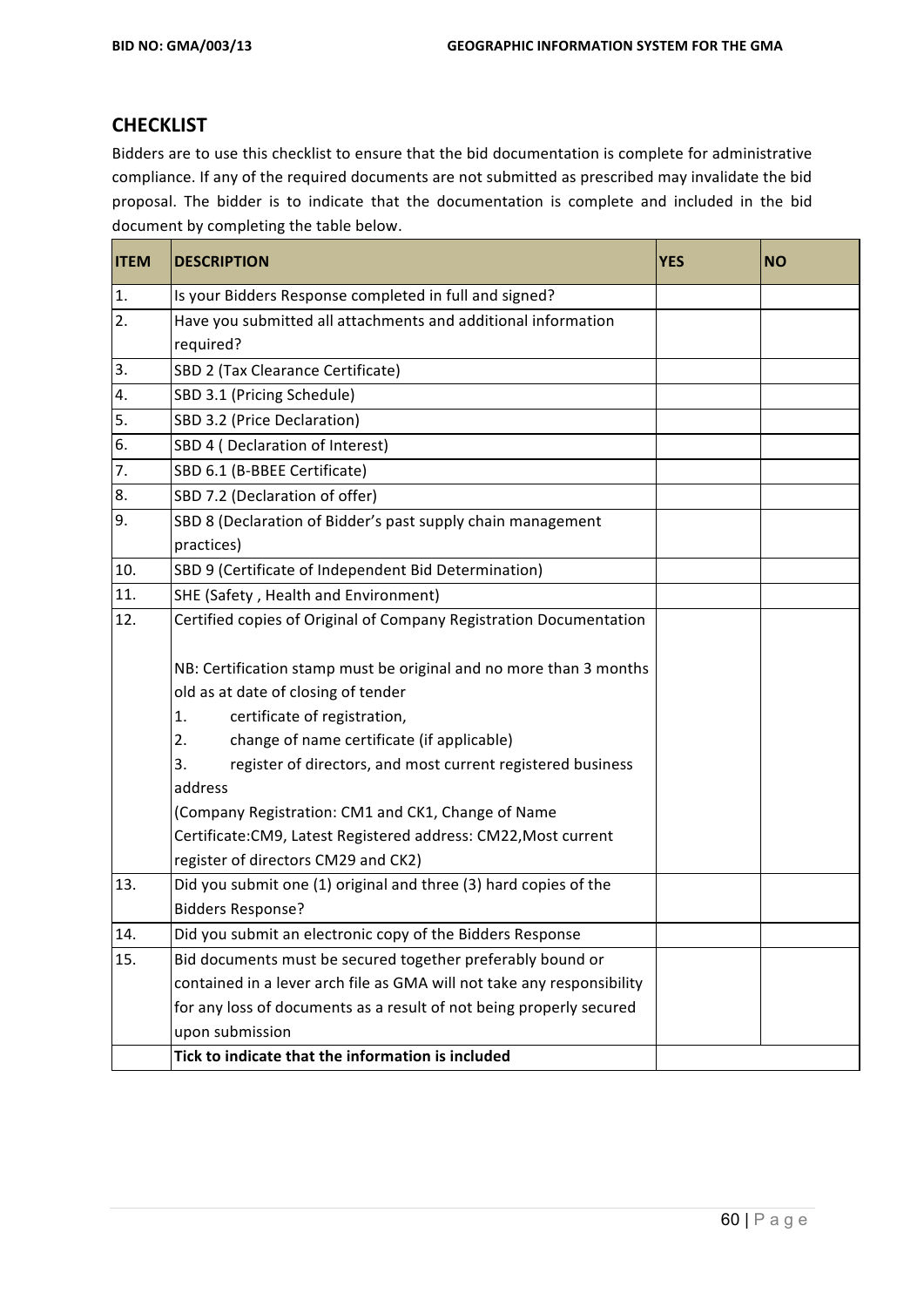## CHECKLIST

Bidders are to use this checklist to ensure that the bid documentation is complete for administrative compliance. If any of the required documents are not submitted as prescribed may invalidate the bid proposal. The bidder is to indicate that the documentation is complete and included in the bid document by completing the table below.

| ITEM | DESCRIPTION | YES | NO |
|---|---|---|---|
| 1. | Is your Bidders Response completed in full and signed? | | |
| 2. | Have you submitted all attachments and additional information required? | | |
| 3. | SBD 2 (Tax Clearance Certificate) | | |
| 4. | SBD 3.1 (Pricing Schedule) | | |
| 5. | SBD 3.2 (Price Declaration) | | |
| 6. | SBD 4 ( Declaration of Interest) | | |
| 7. | SBD 6.1 (B-BBEE Certificate) | | |
| 8. | SBD 7.2 (Declaration of offer) | | |
| 9. | SBD 8 (Declaration of Bidder's past supply chain management practices) | | |
| 10. | SBD 9 (Certificate of Independent Bid Determination) | | |
| 11. | SHE (Safety , Health and Environment) | | |
| 12. | Certified copies of Original of Company Registration Documentation<br><br>NB: Certification stamp must be original and no more than 3 months old as at date of closing of tender<br>1. certificate of registration,<br>2. change of name certificate (if applicable)<br>3. register of directors, and most current registered business address<br>(Company Registration: CM1 and CK1, Change of Name Certificate:CM9, Latest Registered address: CM22,Most current register of directors CM29 and CK2) | | |
| 13. | Did you submit one (1) original and three (3) hard copies of the Bidders Response? | | |
| 14. | Did you submit an electronic copy of the Bidders Response | | |
| 15. | Bid documents must be secured together preferably bound or contained in a lever arch file as GMA will not take any responsibility for any loss of documents as a result of not being properly secured upon submission | | |
| | **Tick to indicate that the information is included** | | |